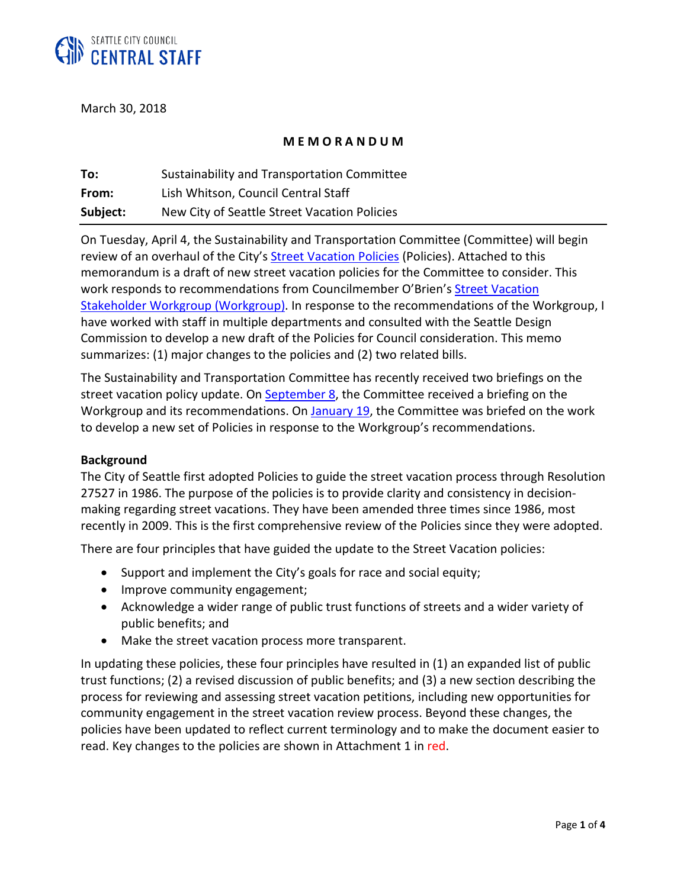SEATTLE CITY COUNCIL
CENTRAL STAFF

March 30, 2018

**MEMORANDUM**

| | |
|---|---|
| **To:** | Sustainability and Transportation Committee |
| **From:** | Lish Whitson, Council Central Staff |
| **Subject:** | New City of Seattle Street Vacation Policies |

On Tuesday, April 4, the Sustainability and Transportation Committee (Committee) will begin review of an overhaul of the City's Street Vacation Policies (Policies). Attached to this memorandum is a draft of new street vacation policies for the Committee to consider. This work responds to recommendations from Councilmember O'Brien's Street Vacation Stakeholder Workgroup (Workgroup). In response to the recommendations of the Workgroup, I have worked with staff in multiple departments and consulted with the Seattle Design Commission to develop a new draft of the Policies for Council consideration. This memo summarizes: (1) major changes to the policies and (2) two related bills.

The Sustainability and Transportation Committee has recently received two briefings on the street vacation policy update. On September 8, the Committee received a briefing on the Workgroup and its recommendations. On January 19, the Committee was briefed on the work to develop a new set of Policies in response to the Workgroup's recommendations.

**Background**

The City of Seattle first adopted Policies to guide the street vacation process through Resolution 27527 in 1986. The purpose of the policies is to provide clarity and consistency in decision-making regarding street vacations. They have been amended three times since 1986, most recently in 2009. This is the first comprehensive review of the Policies since they were adopted.

There are four principles that have guided the update to the Street Vacation policies:

- Support and implement the City's goals for race and social equity;
- Improve community engagement;
- Acknowledge a wider range of public trust functions of streets and a wider variety of public benefits; and
- Make the street vacation process more transparent.

In updating these policies, these four principles have resulted in (1) an expanded list of public trust functions; (2) a revised discussion of public benefits; and (3) a new section describing the process for reviewing and assessing street vacation petitions, including new opportunities for community engagement in the street vacation review process. Beyond these changes, the policies have been updated to reflect current terminology and to make the document easier to read. Key changes to the policies are shown in Attachment 1 in red.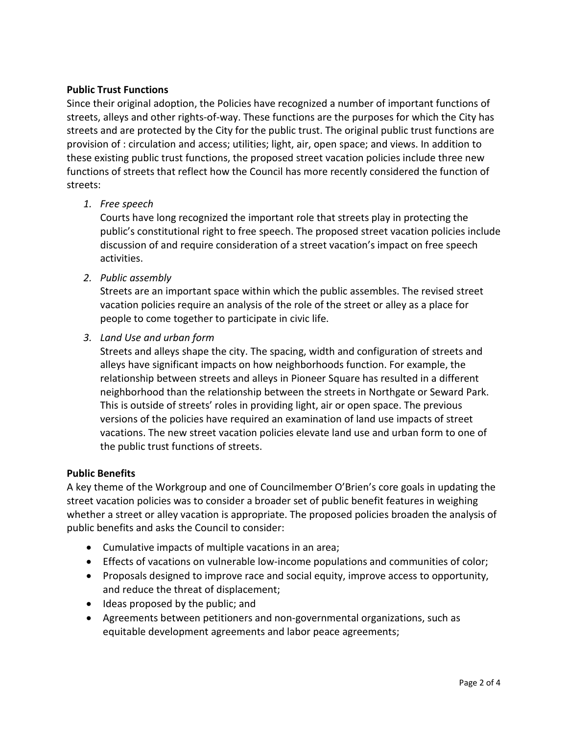**Public Trust Functions**

Since their original adoption, the Policies have recognized a number of important functions of streets, alleys and other rights-of-way. These functions are the purposes for which the City has streets and are protected by the City for the public trust. The original public trust functions are provision of : circulation and access; utilities; light, air, open space; and views. In addition to these existing public trust functions, the proposed street vacation policies include three new functions of streets that reflect how the Council has more recently considered the function of streets:

1. *Free speech*

   Courts have long recognized the important role that streets play in protecting the public's constitutional right to free speech. The proposed street vacation policies include discussion of and require consideration of a street vacation's impact on free speech activities.

2. *Public assembly*

   Streets are an important space within which the public assembles. The revised street vacation policies require an analysis of the role of the street or alley as a place for people to come together to participate in civic life.

3. *Land Use and urban form*

   Streets and alleys shape the city. The spacing, width and configuration of streets and alleys have significant impacts on how neighborhoods function. For example, the relationship between streets and alleys in Pioneer Square has resulted in a different neighborhood than the relationship between the streets in Northgate or Seward Park. This is outside of streets' roles in providing light, air or open space. The previous versions of the policies have required an examination of land use impacts of street vacations. The new street vacation policies elevate land use and urban form to one of the public trust functions of streets.

**Public Benefits**

A key theme of the Workgroup and one of Councilmember O'Brien's core goals in updating the street vacation policies was to consider a broader set of public benefit features in weighing whether a street or alley vacation is appropriate. The proposed policies broaden the analysis of public benefits and asks the Council to consider:

- Cumulative impacts of multiple vacations in an area;
- Effects of vacations on vulnerable low-income populations and communities of color;
- Proposals designed to improve race and social equity, improve access to opportunity, and reduce the threat of displacement;
- Ideas proposed by the public; and
- Agreements between petitioners and non-governmental organizations, such as equitable development agreements and labor peace agreements;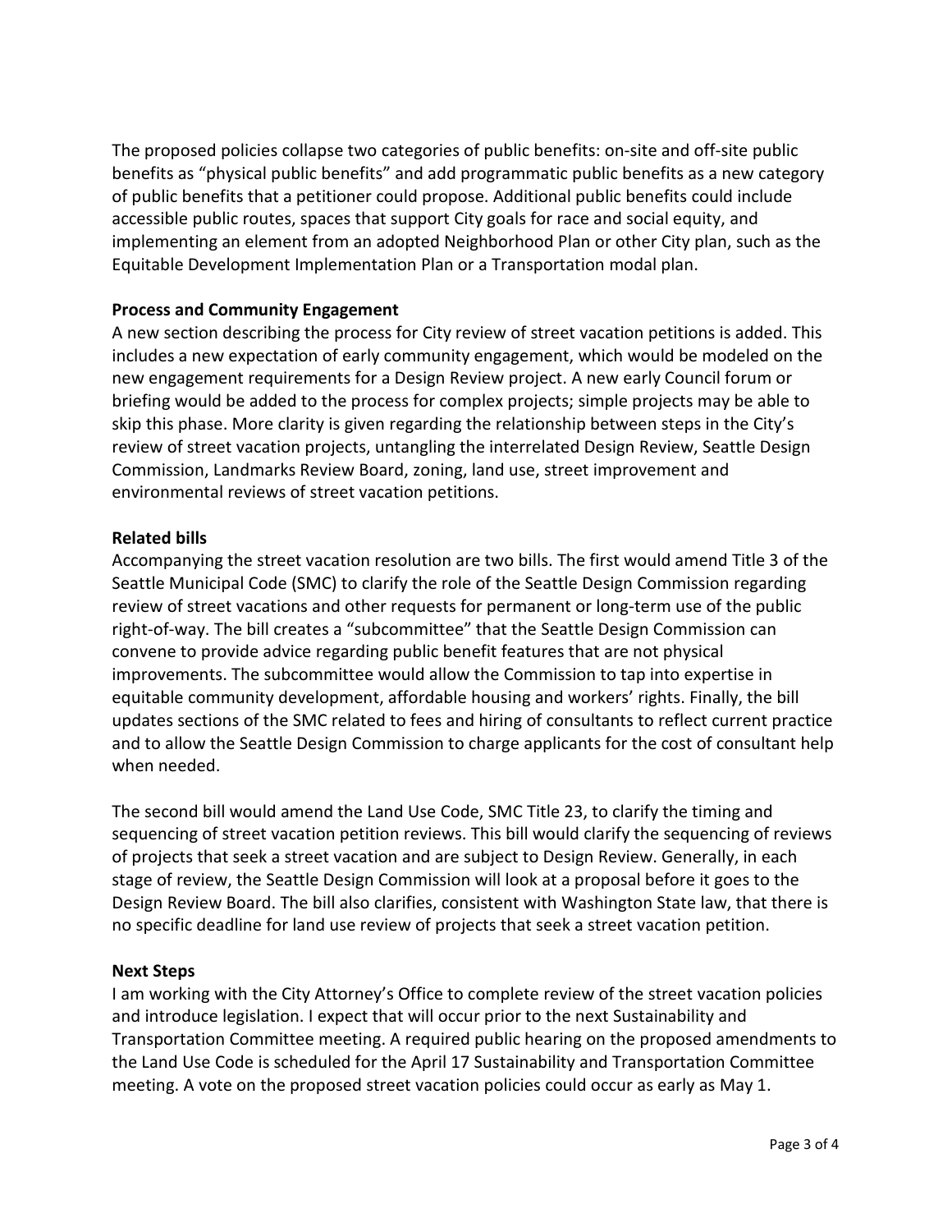The proposed policies collapse two categories of public benefits: on-site and off-site public benefits as "physical public benefits" and add programmatic public benefits as a new category of public benefits that a petitioner could propose. Additional public benefits could include accessible public routes, spaces that support City goals for race and social equity, and implementing an element from an adopted Neighborhood Plan or other City plan, such as the Equitable Development Implementation Plan or a Transportation modal plan.

**Process and Community Engagement**

A new section describing the process for City review of street vacation petitions is added. This includes a new expectation of early community engagement, which would be modeled on the new engagement requirements for a Design Review project. A new early Council forum or briefing would be added to the process for complex projects; simple projects may be able to skip this phase. More clarity is given regarding the relationship between steps in the City's review of street vacation projects, untangling the interrelated Design Review, Seattle Design Commission, Landmarks Review Board, zoning, land use, street improvement and environmental reviews of street vacation petitions.

**Related bills**

Accompanying the street vacation resolution are two bills. The first would amend Title 3 of the Seattle Municipal Code (SMC) to clarify the role of the Seattle Design Commission regarding review of street vacations and other requests for permanent or long-term use of the public right-of-way. The bill creates a "subcommittee" that the Seattle Design Commission can convene to provide advice regarding public benefit features that are not physical improvements. The subcommittee would allow the Commission to tap into expertise in equitable community development, affordable housing and workers' rights. Finally, the bill updates sections of the SMC related to fees and hiring of consultants to reflect current practice and to allow the Seattle Design Commission to charge applicants for the cost of consultant help when needed.

The second bill would amend the Land Use Code, SMC Title 23, to clarify the timing and sequencing of street vacation petition reviews. This bill would clarify the sequencing of reviews of projects that seek a street vacation and are subject to Design Review. Generally, in each stage of review, the Seattle Design Commission will look at a proposal before it goes to the Design Review Board. The bill also clarifies, consistent with Washington State law, that there is no specific deadline for land use review of projects that seek a street vacation petition.

**Next Steps**

I am working with the City Attorney's Office to complete review of the street vacation policies and introduce legislation. I expect that will occur prior to the next Sustainability and Transportation Committee meeting. A required public hearing on the proposed amendments to the Land Use Code is scheduled for the April 17 Sustainability and Transportation Committee meeting. A vote on the proposed street vacation policies could occur as early as May 1.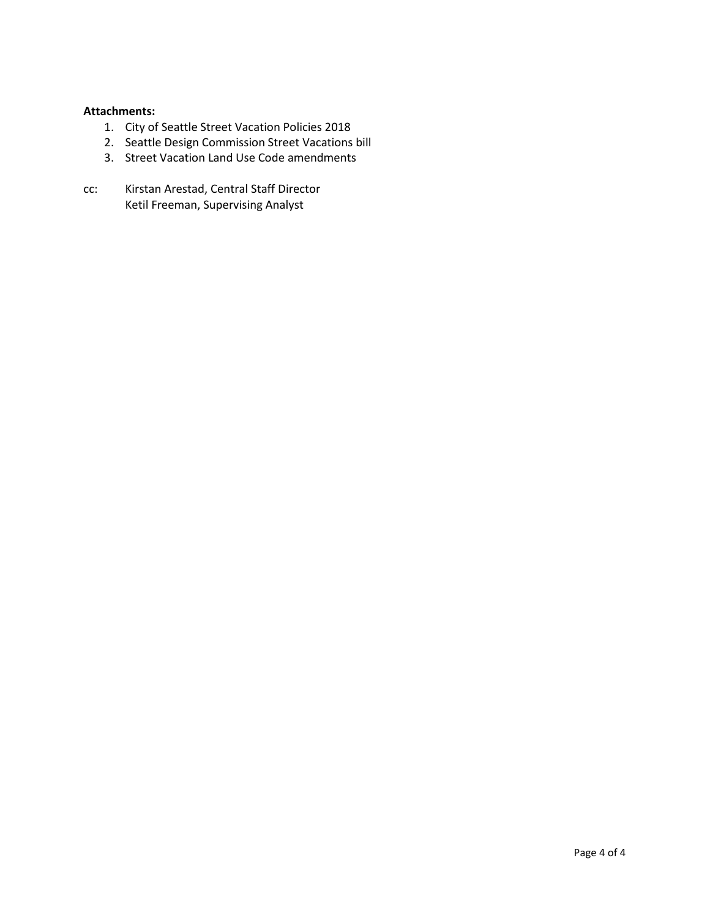**Attachments:**

1. City of Seattle Street Vacation Policies 2018
2. Seattle Design Commission Street Vacations bill
3. Street Vacation Land Use Code amendments

cc: Kirstan Arestad, Central Staff Director
Ketil Freeman, Supervising Analyst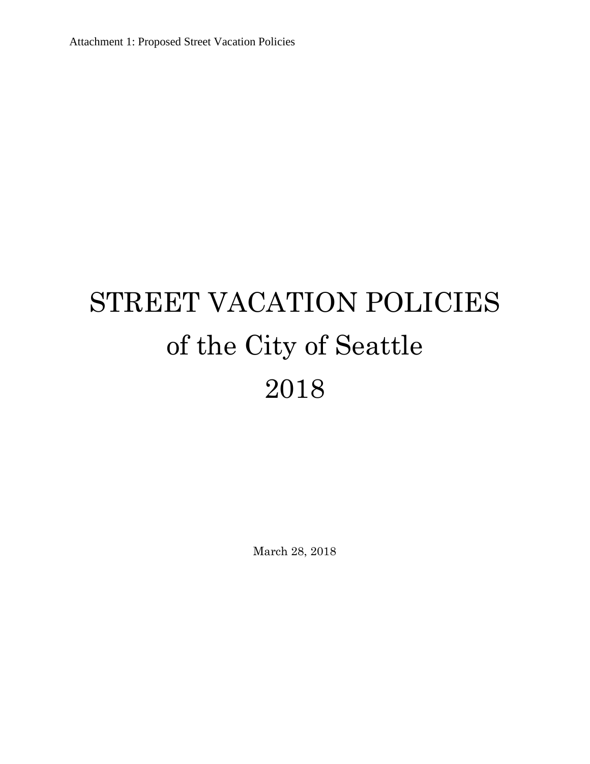# STREET VACATION POLICIES of the City of Seattle 2018

March 28, 2018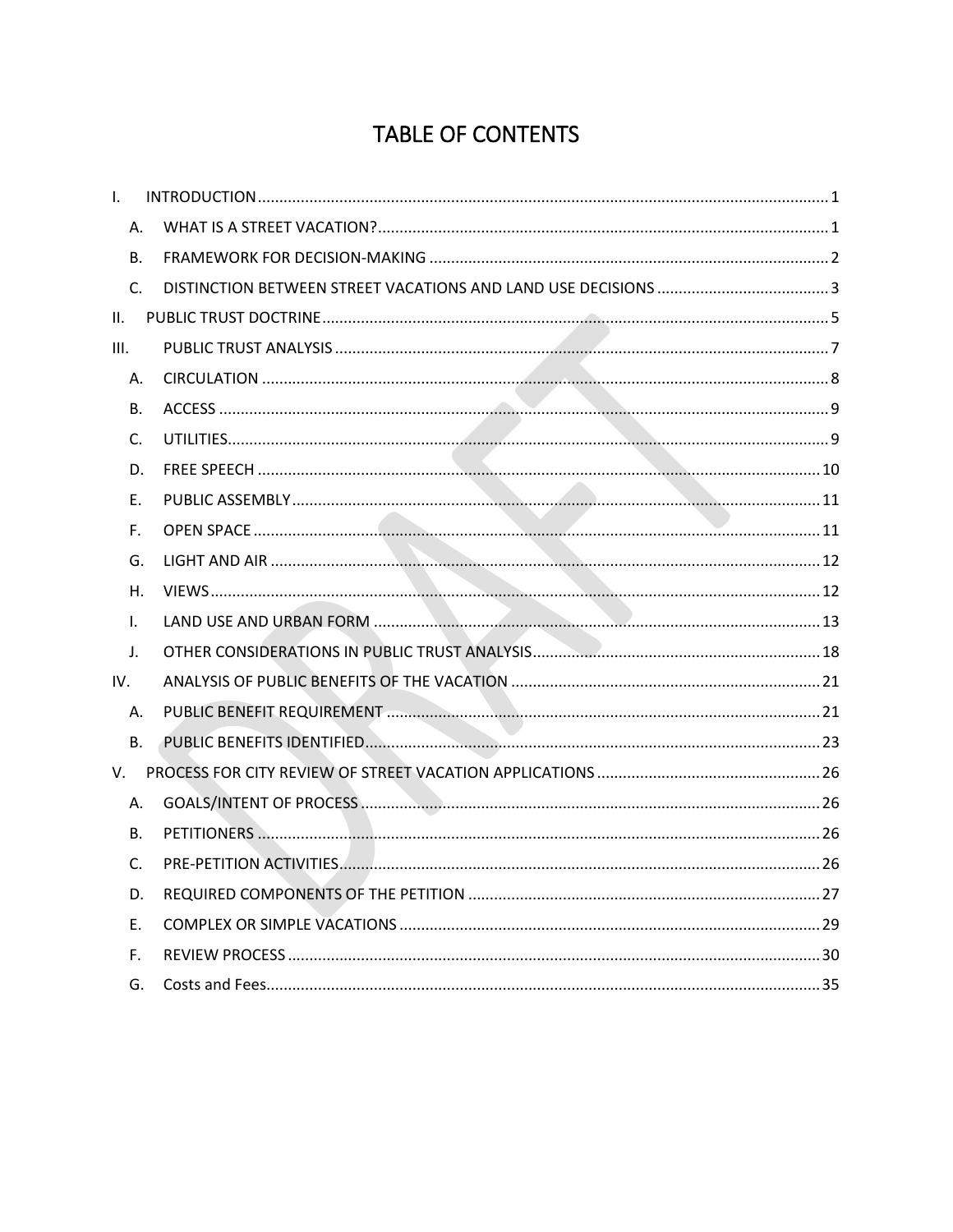# TABLE OF CONTENTS

I. INTRODUCTION ........................................................................................................................ 1

  A. WHAT IS A STREET VACATION? ........................................................................................ 1

  B. FRAMEWORK FOR DECISION-MAKING ............................................................................. 2

  C. DISTINCTION BETWEEN STREET VACATIONS AND LAND USE DECISIONS ........................ 3

II. PUBLIC TRUST DOCTRINE ........................................................................................................ 5

III. PUBLIC TRUST ANALYSIS ....................................................................................................... 7

  A. CIRCULATION .................................................................................................................. 8

  B. ACCESS ............................................................................................................................ 9

  C. UTILITIES ......................................................................................................................... 9

  D. FREE SPEECH .................................................................................................................. 10

  E. PUBLIC ASSEMBLY .......................................................................................................... 11

  F. OPEN SPACE .................................................................................................................... 11

  G. LIGHT AND AIR ............................................................................................................... 12

  H. VIEWS ............................................................................................................................. 12

  I. LAND USE AND URBAN FORM ......................................................................................... 13

  J. OTHER CONSIDERATIONS IN PUBLIC TRUST ANALYSIS ................................................... 18

IV. ANALYSIS OF PUBLIC BENEFITS OF THE VACATION ............................................................. 21

  A. PUBLIC BENEFIT REQUIREMENT ..................................................................................... 21

  B. PUBLIC BENEFITS IDENTIFIED .......................................................................................... 23

V. PROCESS FOR CITY REVIEW OF STREET VACATION APPLICATIONS ......................................... 26

  A. GOALS/INTENT OF PROCESS ........................................................................................... 26

  B. PETITIONERS ................................................................................................................... 26

  C. PRE-PETITION ACTIVITIES ................................................................................................ 26

  D. REQUIRED COMPONENTS OF THE PETITION .................................................................. 27

  E. COMPLEX OR SIMPLE VACATIONS .................................................................................. 29

  F. REVIEW PROCESS ............................................................................................................ 30

  G. Costs and Fees ................................................................................................................ 35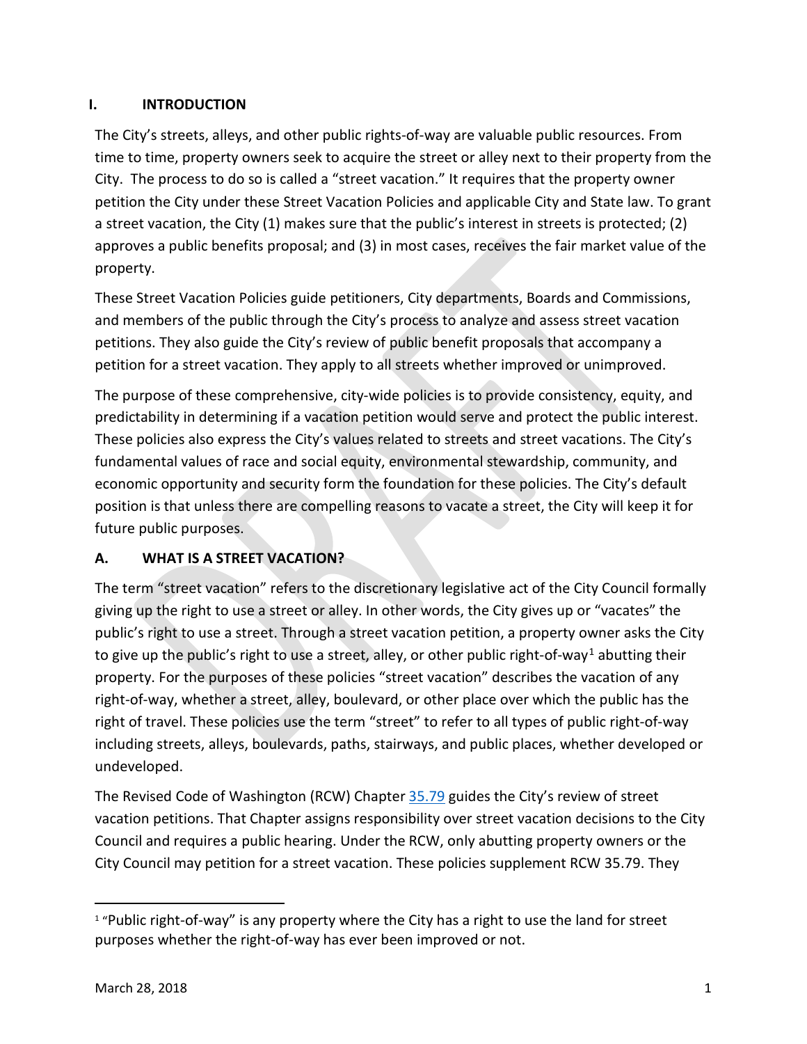## I. INTRODUCTION

The City's streets, alleys, and other public rights-of-way are valuable public resources. From time to time, property owners seek to acquire the street or alley next to their property from the City. The process to do so is called a "street vacation." It requires that the property owner petition the City under these Street Vacation Policies and applicable City and State law. To grant a street vacation, the City (1) makes sure that the public's interest in streets is protected; (2) approves a public benefits proposal; and (3) in most cases, receives the fair market value of the property.

These Street Vacation Policies guide petitioners, City departments, Boards and Commissions, and members of the public through the City's process to analyze and assess street vacation petitions. They also guide the City's review of public benefit proposals that accompany a petition for a street vacation. They apply to all streets whether improved or unimproved.

The purpose of these comprehensive, city-wide policies is to provide consistency, equity, and predictability in determining if a vacation petition would serve and protect the public interest. These policies also express the City's values related to streets and street vacations. The City's fundamental values of race and social equity, environmental stewardship, community, and economic opportunity and security form the foundation for these policies. The City's default position is that unless there are compelling reasons to vacate a street, the City will keep it for future public purposes.

### A. WHAT IS A STREET VACATION?

The term "street vacation" refers to the discretionary legislative act of the City Council formally giving up the right to use a street or alley. In other words, the City gives up or "vacates" the public's right to use a street. Through a street vacation petition, a property owner asks the City to give up the public's right to use a street, alley, or other public right-of-way[1] abutting their property. For the purposes of these policies "street vacation" describes the vacation of any right-of-way, whether a street, alley, boulevard, or other place over which the public has the right of travel. These policies use the term "street" to refer to all types of public right-of-way including streets, alleys, boulevards, paths, stairways, and public places, whether developed or undeveloped.

The Revised Code of Washington (RCW) Chapter [35.79](35.79) guides the City's review of street vacation petitions. That Chapter assigns responsibility over street vacation decisions to the City Council and requires a public hearing. Under the RCW, only abutting property owners or the City Council may petition for a street vacation. These policies supplement RCW 35.79. They

[1] "Public right-of-way" is any property where the City has a right to use the land for street purposes whether the right-of-way has ever been improved or not.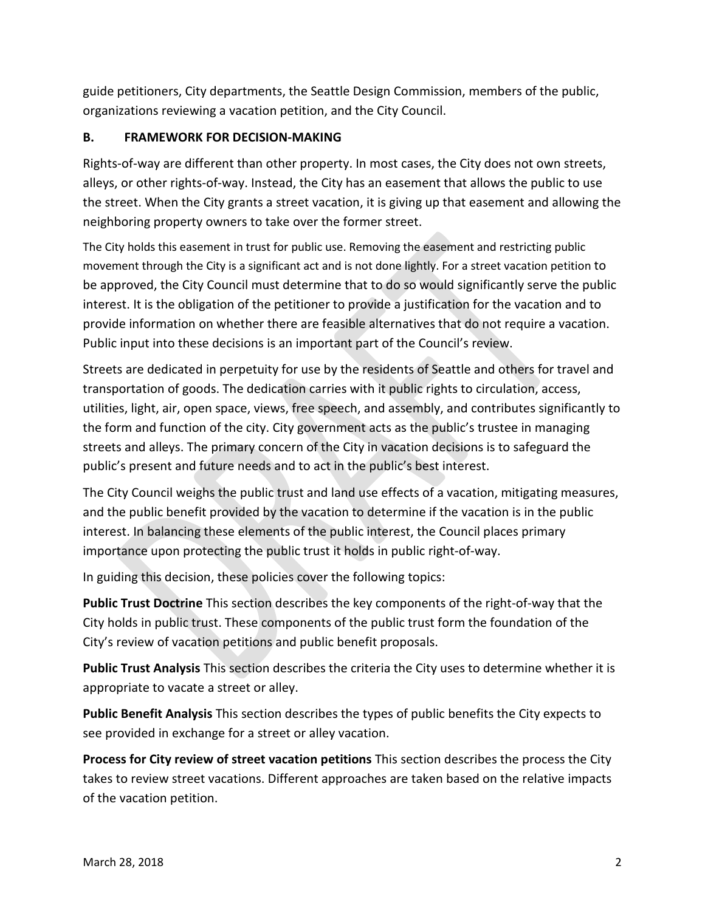guide petitioners, City departments, the Seattle Design Commission, members of the public, organizations reviewing a vacation petition, and the City Council.

## B. FRAMEWORK FOR DECISION-MAKING

Rights-of-way are different than other property. In most cases, the City does not own streets, alleys, or other rights-of-way. Instead, the City has an easement that allows the public to use the street. When the City grants a street vacation, it is giving up that easement and allowing the neighboring property owners to take over the former street.

The City holds this easement in trust for public use. Removing the easement and restricting public movement through the City is a significant act and is not done lightly. For a street vacation petition to be approved, the City Council must determine that to do so would significantly serve the public interest. It is the obligation of the petitioner to provide a justification for the vacation and to provide information on whether there are feasible alternatives that do not require a vacation. Public input into these decisions is an important part of the Council's review.

Streets are dedicated in perpetuity for use by the residents of Seattle and others for travel and transportation of goods. The dedication carries with it public rights to circulation, access, utilities, light, air, open space, views, free speech, and assembly, and contributes significantly to the form and function of the city. City government acts as the public's trustee in managing streets and alleys. The primary concern of the City in vacation decisions is to safeguard the public's present and future needs and to act in the public's best interest.

The City Council weighs the public trust and land use effects of a vacation, mitigating measures, and the public benefit provided by the vacation to determine if the vacation is in the public interest. In balancing these elements of the public interest, the Council places primary importance upon protecting the public trust it holds in public right-of-way.

In guiding this decision, these policies cover the following topics:

**Public Trust Doctrine** This section describes the key components of the right-of-way that the City holds in public trust. These components of the public trust form the foundation of the City's review of vacation petitions and public benefit proposals.

**Public Trust Analysis** This section describes the criteria the City uses to determine whether it is appropriate to vacate a street or alley.

**Public Benefit Analysis** This section describes the types of public benefits the City expects to see provided in exchange for a street or alley vacation.

**Process for City review of street vacation petitions** This section describes the process the City takes to review street vacations. Different approaches are taken based on the relative impacts of the vacation petition.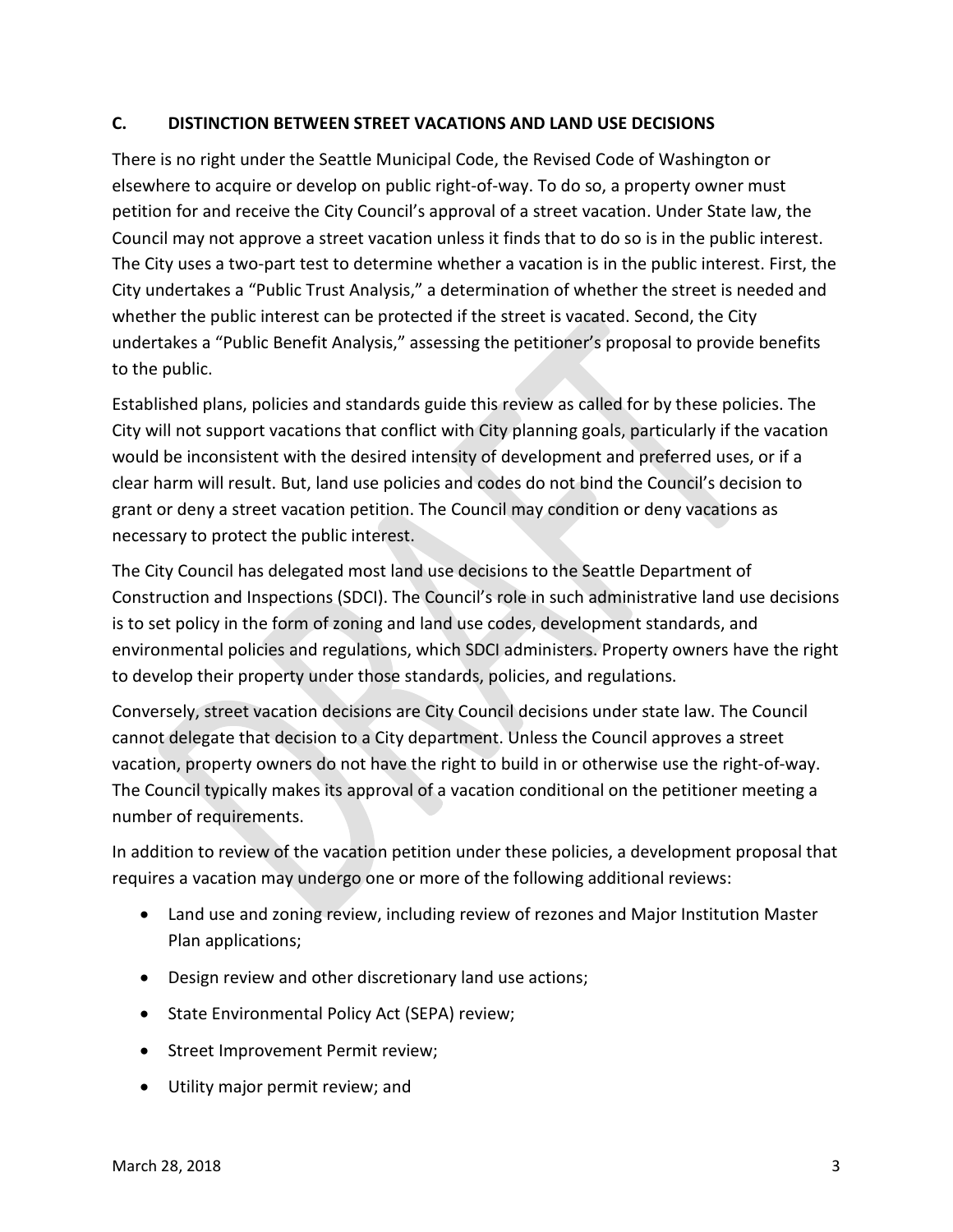### C. DISTINCTION BETWEEN STREET VACATIONS AND LAND USE DECISIONS

There is no right under the Seattle Municipal Code, the Revised Code of Washington or elsewhere to acquire or develop on public right-of-way. To do so, a property owner must petition for and receive the City Council's approval of a street vacation. Under State law, the Council may not approve a street vacation unless it finds that to do so is in the public interest. The City uses a two-part test to determine whether a vacation is in the public interest. First, the City undertakes a "Public Trust Analysis," a determination of whether the street is needed and whether the public interest can be protected if the street is vacated. Second, the City undertakes a "Public Benefit Analysis," assessing the petitioner's proposal to provide benefits to the public.

Established plans, policies and standards guide this review as called for by these policies. The City will not support vacations that conflict with City planning goals, particularly if the vacation would be inconsistent with the desired intensity of development and preferred uses, or if a clear harm will result. But, land use policies and codes do not bind the Council's decision to grant or deny a street vacation petition. The Council may condition or deny vacations as necessary to protect the public interest.

The City Council has delegated most land use decisions to the Seattle Department of Construction and Inspections (SDCI). The Council's role in such administrative land use decisions is to set policy in the form of zoning and land use codes, development standards, and environmental policies and regulations, which SDCI administers. Property owners have the right to develop their property under those standards, policies, and regulations.

Conversely, street vacation decisions are City Council decisions under state law. The Council cannot delegate that decision to a City department. Unless the Council approves a street vacation, property owners do not have the right to build in or otherwise use the right-of-way. The Council typically makes its approval of a vacation conditional on the petitioner meeting a number of requirements.

In addition to review of the vacation petition under these policies, a development proposal that requires a vacation may undergo one or more of the following additional reviews:

- Land use and zoning review, including review of rezones and Major Institution Master Plan applications;
- Design review and other discretionary land use actions;
- State Environmental Policy Act (SEPA) review;
- Street Improvement Permit review;
- Utility major permit review; and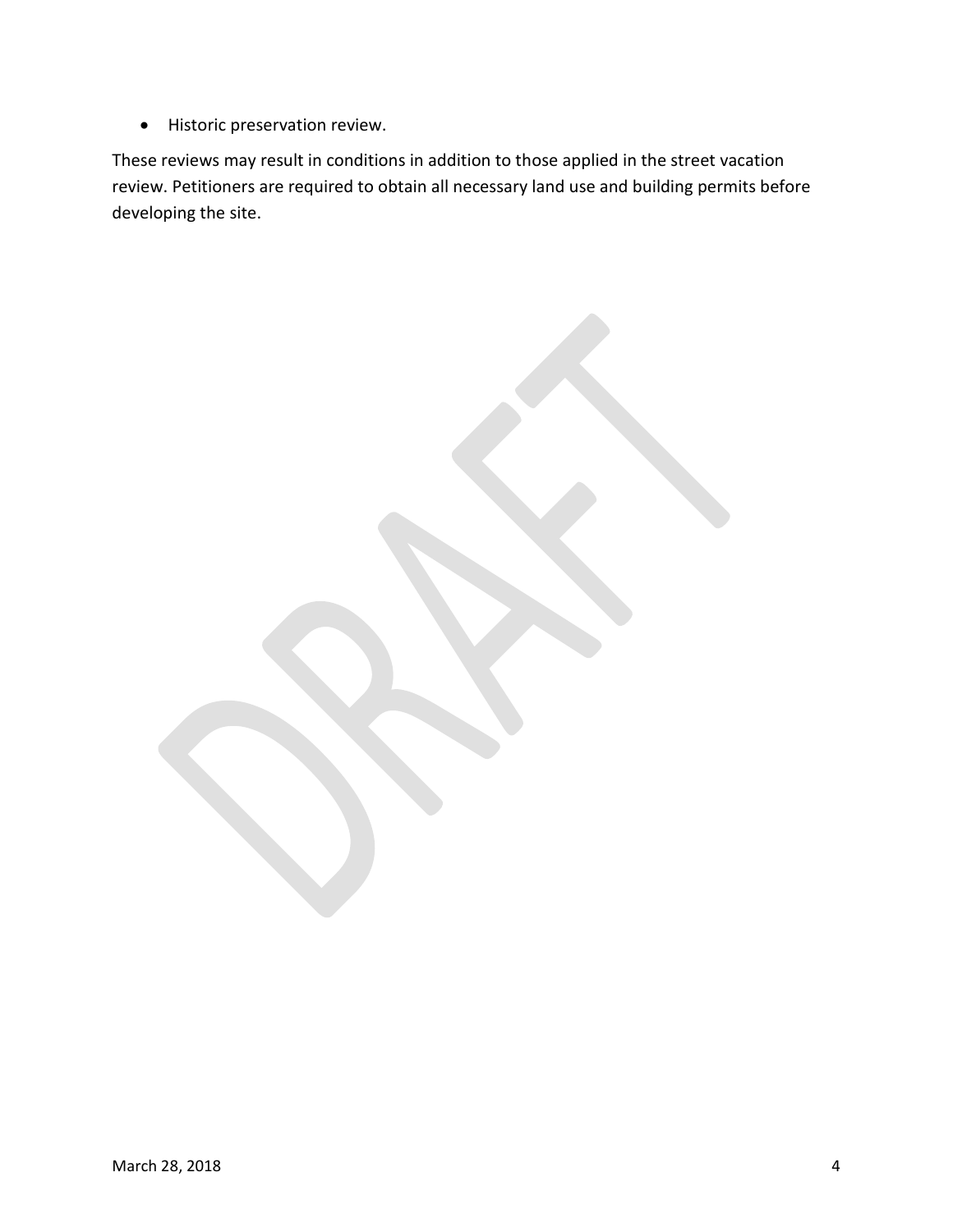- Historic preservation review.

These reviews may result in conditions in addition to those applied in the street vacation review. Petitioners are required to obtain all necessary land use and building permits before developing the site.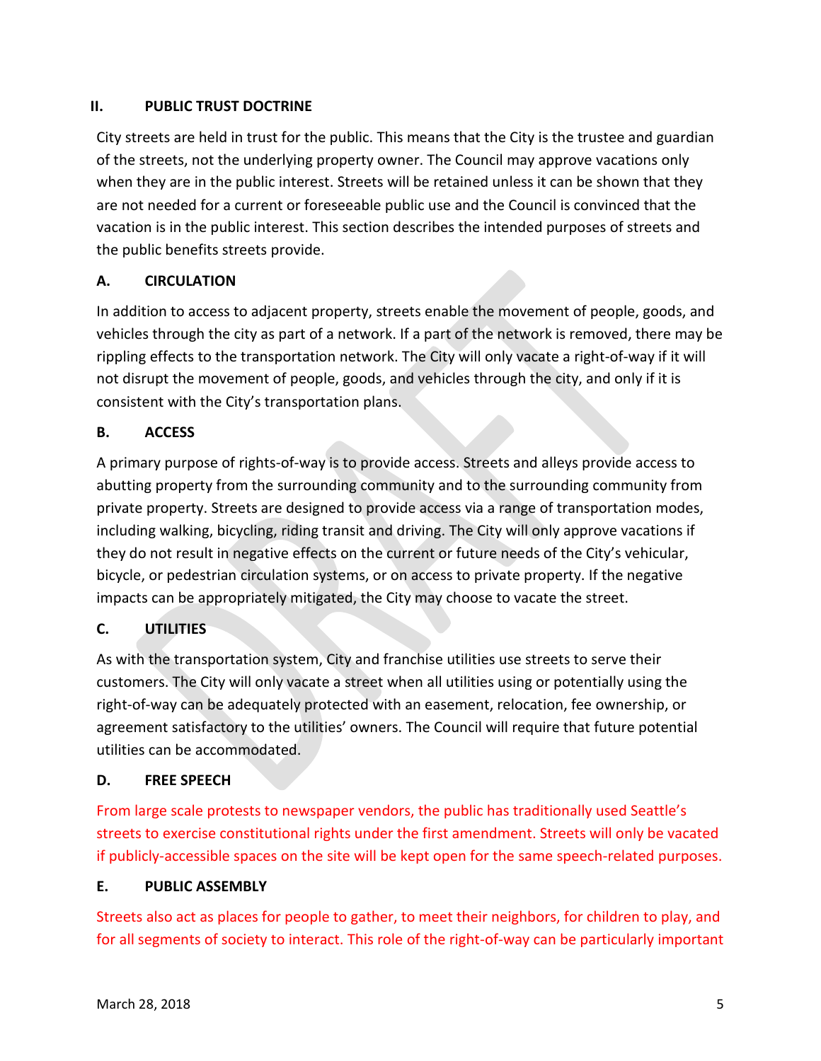## II. PUBLIC TRUST DOCTRINE

City streets are held in trust for the public. This means that the City is the trustee and guardian of the streets, not the underlying property owner. The Council may approve vacations only when they are in the public interest. Streets will be retained unless it can be shown that they are not needed for a current or foreseeable public use and the Council is convinced that the vacation is in the public interest. This section describes the intended purposes of streets and the public benefits streets provide.

### A. CIRCULATION

In addition to access to adjacent property, streets enable the movement of people, goods, and vehicles through the city as part of a network. If a part of the network is removed, there may be rippling effects to the transportation network. The City will only vacate a right-of-way if it will not disrupt the movement of people, goods, and vehicles through the city, and only if it is consistent with the City's transportation plans.

### B. ACCESS

A primary purpose of rights-of-way is to provide access. Streets and alleys provide access to abutting property from the surrounding community and to the surrounding community from private property. Streets are designed to provide access via a range of transportation modes, including walking, bicycling, riding transit and driving. The City will only approve vacations if they do not result in negative effects on the current or future needs of the City's vehicular, bicycle, or pedestrian circulation systems, or on access to private property. If the negative impacts can be appropriately mitigated, the City may choose to vacate the street.

### C. UTILITIES

As with the transportation system, City and franchise utilities use streets to serve their customers. The City will only vacate a street when all utilities using or potentially using the right-of-way can be adequately protected with an easement, relocation, fee ownership, or agreement satisfactory to the utilities' owners. The Council will require that future potential utilities can be accommodated.

### D. FREE SPEECH

From large scale protests to newspaper vendors, the public has traditionally used Seattle's streets to exercise constitutional rights under the first amendment. Streets will only be vacated if publicly-accessible spaces on the site will be kept open for the same speech-related purposes.

### E. PUBLIC ASSEMBLY

Streets also act as places for people to gather, to meet their neighbors, for children to play, and for all segments of society to interact. This role of the right-of-way can be particularly important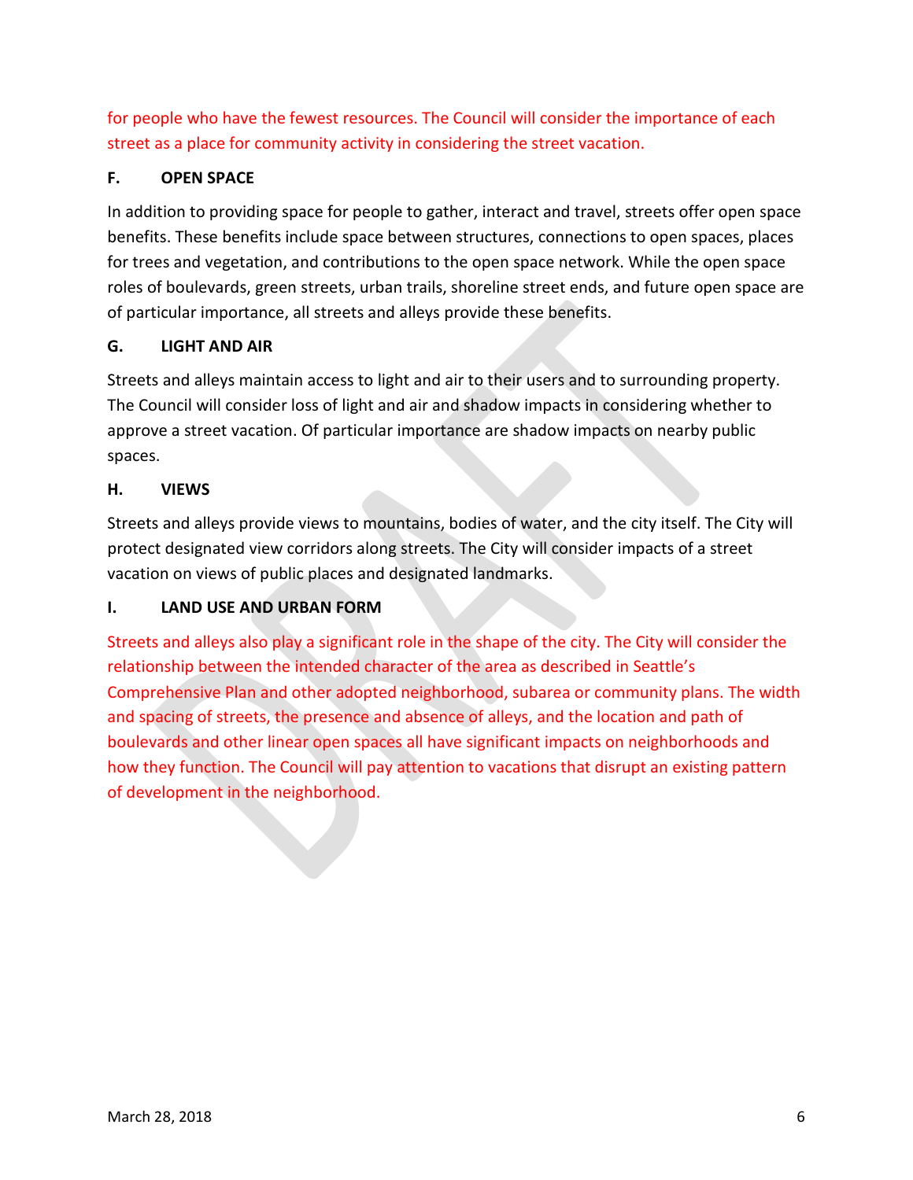for people who have the fewest resources. The Council will consider the importance of each street as a place for community activity in considering the street vacation.

### F. OPEN SPACE

In addition to providing space for people to gather, interact and travel, streets offer open space benefits. These benefits include space between structures, connections to open spaces, places for trees and vegetation, and contributions to the open space network. While the open space roles of boulevards, green streets, urban trails, shoreline street ends, and future open space are of particular importance, all streets and alleys provide these benefits.

### G. LIGHT AND AIR

Streets and alleys maintain access to light and air to their users and to surrounding property. The Council will consider loss of light and air and shadow impacts in considering whether to approve a street vacation. Of particular importance are shadow impacts on nearby public spaces.

### H. VIEWS

Streets and alleys provide views to mountains, bodies of water, and the city itself. The City will protect designated view corridors along streets. The City will consider impacts of a street vacation on views of public places and designated landmarks.

### I. LAND USE AND URBAN FORM

Streets and alleys also play a significant role in the shape of the city. The City will consider the relationship between the intended character of the area as described in Seattle's Comprehensive Plan and other adopted neighborhood, subarea or community plans. The width and spacing of streets, the presence and absence of alleys, and the location and path of boulevards and other linear open spaces all have significant impacts on neighborhoods and how they function. The Council will pay attention to vacations that disrupt an existing pattern of development in the neighborhood.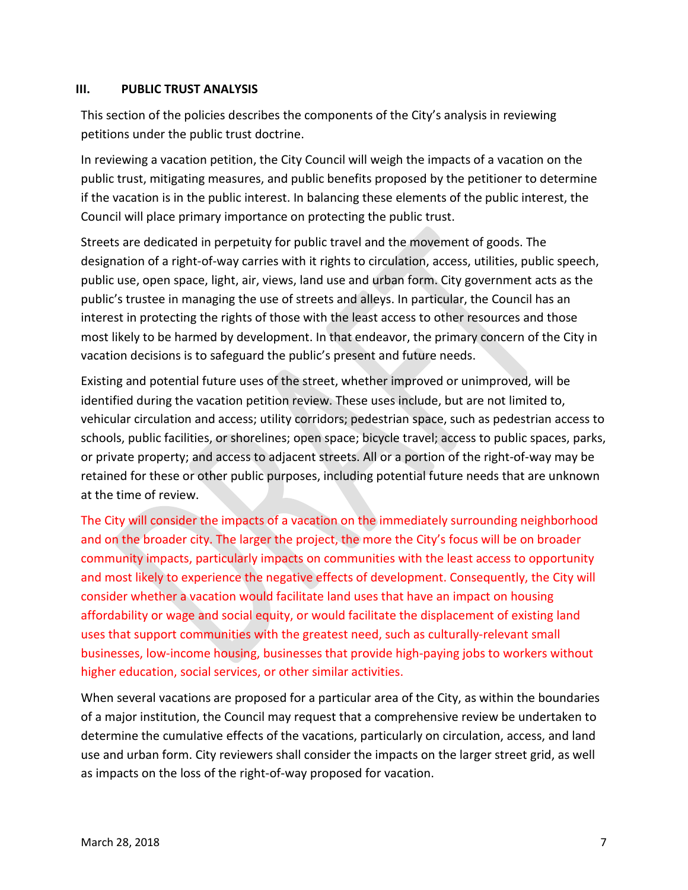### III. PUBLIC TRUST ANALYSIS

This section of the policies describes the components of the City's analysis in reviewing petitions under the public trust doctrine.

In reviewing a vacation petition, the City Council will weigh the impacts of a vacation on the public trust, mitigating measures, and public benefits proposed by the petitioner to determine if the vacation is in the public interest. In balancing these elements of the public interest, the Council will place primary importance on protecting the public trust.

Streets are dedicated in perpetuity for public travel and the movement of goods. The designation of a right-of-way carries with it rights to circulation, access, utilities, public speech, public use, open space, light, air, views, land use and urban form. City government acts as the public's trustee in managing the use of streets and alleys. In particular, the Council has an interest in protecting the rights of those with the least access to other resources and those most likely to be harmed by development. In that endeavor, the primary concern of the City in vacation decisions is to safeguard the public's present and future needs.

Existing and potential future uses of the street, whether improved or unimproved, will be identified during the vacation petition review. These uses include, but are not limited to, vehicular circulation and access; utility corridors; pedestrian space, such as pedestrian access to schools, public facilities, or shorelines; open space; bicycle travel; access to public spaces, parks, or private property; and access to adjacent streets. All or a portion of the right-of-way may be retained for these or other public purposes, including potential future needs that are unknown at the time of review.

The City will consider the impacts of a vacation on the immediately surrounding neighborhood and on the broader city. The larger the project, the more the City's focus will be on broader community impacts, particularly impacts on communities with the least access to opportunity and most likely to experience the negative effects of development. Consequently, the City will consider whether a vacation would facilitate land uses that have an impact on housing affordability or wage and social equity, or would facilitate the displacement of existing land uses that support communities with the greatest need, such as culturally-relevant small businesses, low-income housing, businesses that provide high-paying jobs to workers without higher education, social services, or other similar activities.

When several vacations are proposed for a particular area of the City, as within the boundaries of a major institution, the Council may request that a comprehensive review be undertaken to determine the cumulative effects of the vacations, particularly on circulation, access, and land use and urban form. City reviewers shall consider the impacts on the larger street grid, as well as impacts on the loss of the right-of-way proposed for vacation.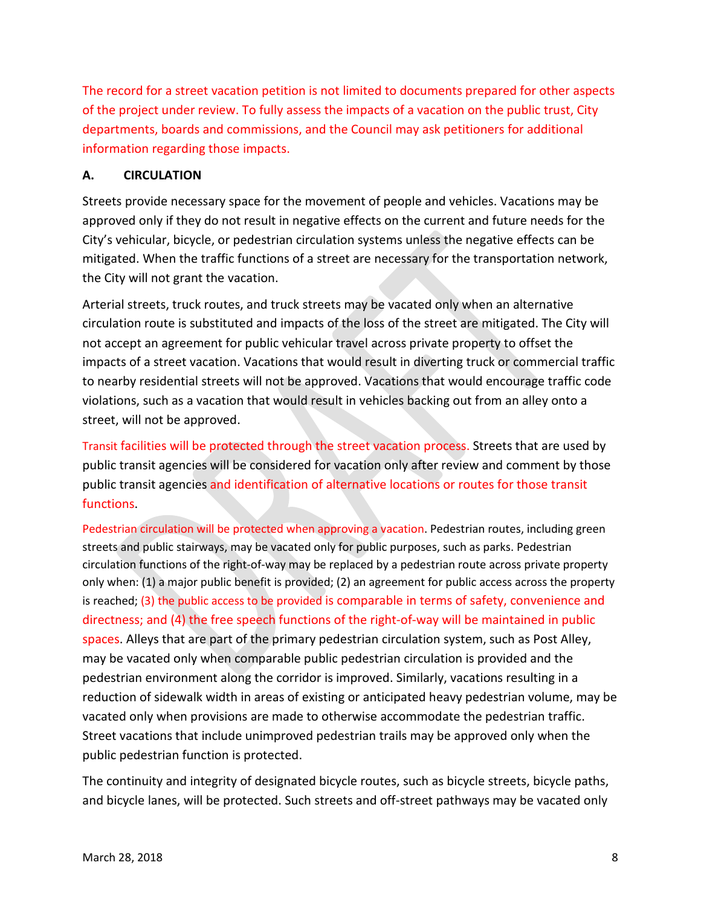The record for a street vacation petition is not limited to documents prepared for other aspects of the project under review. To fully assess the impacts of a vacation on the public trust, City departments, boards and commissions, and the Council may ask petitioners for additional information regarding those impacts.

### A. CIRCULATION

Streets provide necessary space for the movement of people and vehicles. Vacations may be approved only if they do not result in negative effects on the current and future needs for the City's vehicular, bicycle, or pedestrian circulation systems unless the negative effects can be mitigated. When the traffic functions of a street are necessary for the transportation network, the City will not grant the vacation.

Arterial streets, truck routes, and truck streets may be vacated only when an alternative circulation route is substituted and impacts of the loss of the street are mitigated. The City will not accept an agreement for public vehicular travel across private property to offset the impacts of a street vacation. Vacations that would result in diverting truck or commercial traffic to nearby residential streets will not be approved. Vacations that would encourage traffic code violations, such as a vacation that would result in vehicles backing out from an alley onto a street, will not be approved.

Transit facilities will be protected through the street vacation process. Streets that are used by public transit agencies will be considered for vacation only after review and comment by those public transit agencies and identification of alternative locations or routes for those transit functions.

Pedestrian circulation will be protected when approving a vacation. Pedestrian routes, including green streets and public stairways, may be vacated only for public purposes, such as parks. Pedestrian circulation functions of the right-of-way may be replaced by a pedestrian route across private property only when: (1) a major public benefit is provided; (2) an agreement for public access across the property is reached; (3) the public access to be provided is comparable in terms of safety, convenience and directness; and (4) the free speech functions of the right-of-way will be maintained in public spaces. Alleys that are part of the primary pedestrian circulation system, such as Post Alley, may be vacated only when comparable public pedestrian circulation is provided and the pedestrian environment along the corridor is improved. Similarly, vacations resulting in a reduction of sidewalk width in areas of existing or anticipated heavy pedestrian volume, may be vacated only when provisions are made to otherwise accommodate the pedestrian traffic. Street vacations that include unimproved pedestrian trails may be approved only when the public pedestrian function is protected.

The continuity and integrity of designated bicycle routes, such as bicycle streets, bicycle paths, and bicycle lanes, will be protected. Such streets and off-street pathways may be vacated only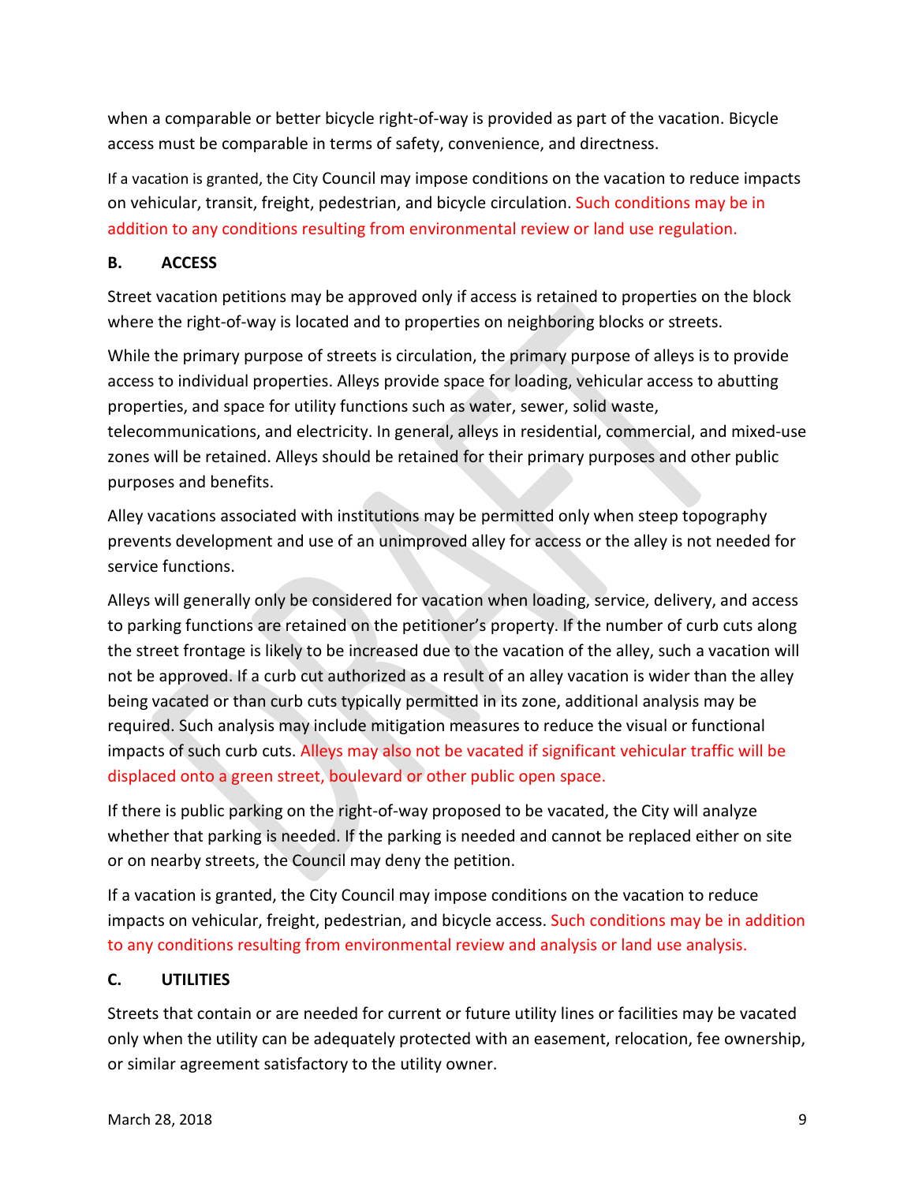when a comparable or better bicycle right-of-way is provided as part of the vacation. Bicycle access must be comparable in terms of safety, convenience, and directness.

If a vacation is granted, the City Council may impose conditions on the vacation to reduce impacts on vehicular, transit, freight, pedestrian, and bicycle circulation. Such conditions may be in addition to any conditions resulting from environmental review or land use regulation.

**B. ACCESS**

Street vacation petitions may be approved only if access is retained to properties on the block where the right-of-way is located and to properties on neighboring blocks or streets.

While the primary purpose of streets is circulation, the primary purpose of alleys is to provide access to individual properties. Alleys provide space for loading, vehicular access to abutting properties, and space for utility functions such as water, sewer, solid waste, telecommunications, and electricity. In general, alleys in residential, commercial, and mixed-use zones will be retained. Alleys should be retained for their primary purposes and other public purposes and benefits.

Alley vacations associated with institutions may be permitted only when steep topography prevents development and use of an unimproved alley for access or the alley is not needed for service functions.

Alleys will generally only be considered for vacation when loading, service, delivery, and access to parking functions are retained on the petitioner's property. If the number of curb cuts along the street frontage is likely to be increased due to the vacation of the alley, such a vacation will not be approved. If a curb cut authorized as a result of an alley vacation is wider than the alley being vacated or than curb cuts typically permitted in its zone, additional analysis may be required. Such analysis may include mitigation measures to reduce the visual or functional impacts of such curb cuts. Alleys may also not be vacated if significant vehicular traffic will be displaced onto a green street, boulevard or other public open space.

If there is public parking on the right-of-way proposed to be vacated, the City will analyze whether that parking is needed. If the parking is needed and cannot be replaced either on site or on nearby streets, the Council may deny the petition.

If a vacation is granted, the City Council may impose conditions on the vacation to reduce impacts on vehicular, freight, pedestrian, and bicycle access. Such conditions may be in addition to any conditions resulting from environmental review and analysis or land use analysis.

**C. UTILITIES**

Streets that contain or are needed for current or future utility lines or facilities may be vacated only when the utility can be adequately protected with an easement, relocation, fee ownership, or similar agreement satisfactory to the utility owner.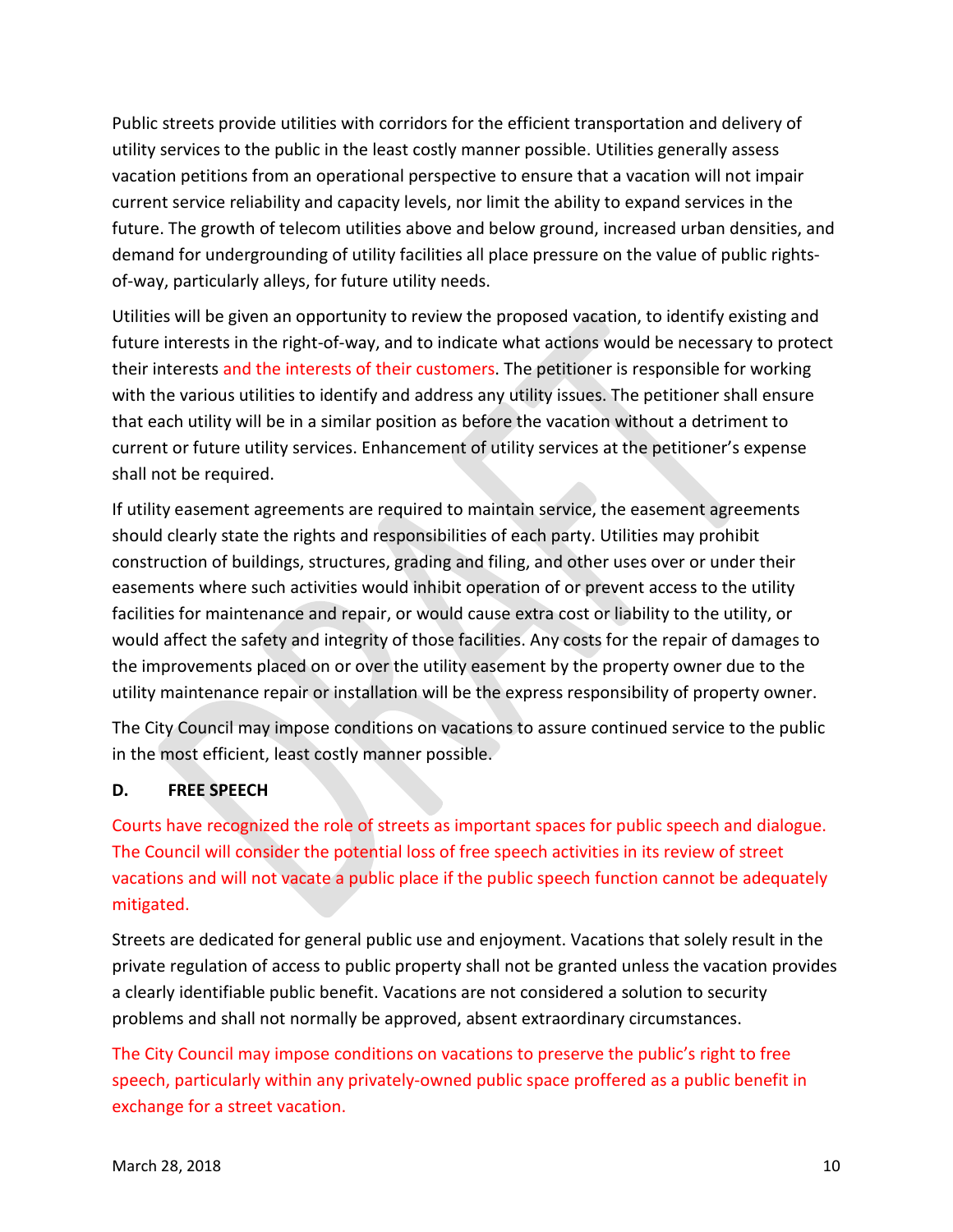Public streets provide utilities with corridors for the efficient transportation and delivery of utility services to the public in the least costly manner possible. Utilities generally assess vacation petitions from an operational perspective to ensure that a vacation will not impair current service reliability and capacity levels, nor limit the ability to expand services in the future. The growth of telecom utilities above and below ground, increased urban densities, and demand for undergrounding of utility facilities all place pressure on the value of public rights-of-way, particularly alleys, for future utility needs.

Utilities will be given an opportunity to review the proposed vacation, to identify existing and future interests in the right-of-way, and to indicate what actions would be necessary to protect their interests and the interests of their customers. The petitioner is responsible for working with the various utilities to identify and address any utility issues. The petitioner shall ensure that each utility will be in a similar position as before the vacation without a detriment to current or future utility services. Enhancement of utility services at the petitioner's expense shall not be required.

If utility easement agreements are required to maintain service, the easement agreements should clearly state the rights and responsibilities of each party. Utilities may prohibit construction of buildings, structures, grading and filing, and other uses over or under their easements where such activities would inhibit operation of or prevent access to the utility facilities for maintenance and repair, or would cause extra cost or liability to the utility, or would affect the safety and integrity of those facilities. Any costs for the repair of damages to the improvements placed on or over the utility easement by the property owner due to the utility maintenance repair or installation will be the express responsibility of property owner.

The City Council may impose conditions on vacations to assure continued service to the public in the most efficient, least costly manner possible.

### D. FREE SPEECH

Courts have recognized the role of streets as important spaces for public speech and dialogue. The Council will consider the potential loss of free speech activities in its review of street vacations and will not vacate a public place if the public speech function cannot be adequately mitigated.

Streets are dedicated for general public use and enjoyment. Vacations that solely result in the private regulation of access to public property shall not be granted unless the vacation provides a clearly identifiable public benefit. Vacations are not considered a solution to security problems and shall not normally be approved, absent extraordinary circumstances.

The City Council may impose conditions on vacations to preserve the public's right to free speech, particularly within any privately-owned public space proffered as a public benefit in exchange for a street vacation.

March 28, 2018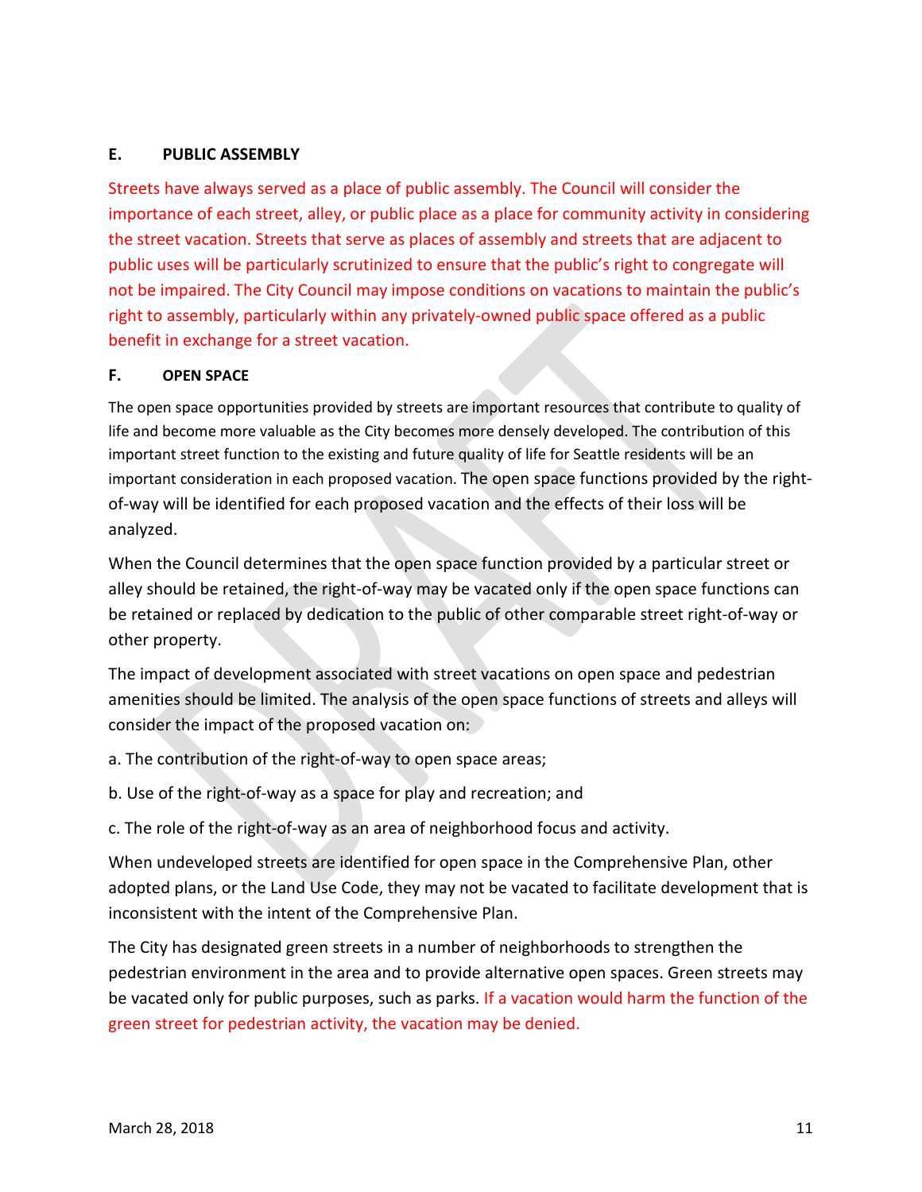## E. PUBLIC ASSEMBLY

Streets have always served as a place of public assembly. The Council will consider the importance of each street, alley, or public place as a place for community activity in considering the street vacation. Streets that serve as places of assembly and streets that are adjacent to public uses will be particularly scrutinized to ensure that the public's right to congregate will not be impaired. The City Council may impose conditions on vacations to maintain the public's right to assembly, particularly within any privately-owned public space offered as a public benefit in exchange for a street vacation.

## F. OPEN SPACE

The open space opportunities provided by streets are important resources that contribute to quality of life and become more valuable as the City becomes more densely developed. The contribution of this important street function to the existing and future quality of life for Seattle residents will be an important consideration in each proposed vacation. The open space functions provided by the right-of-way will be identified for each proposed vacation and the effects of their loss will be analyzed.

When the Council determines that the open space function provided by a particular street or alley should be retained, the right-of-way may be vacated only if the open space functions can be retained or replaced by dedication to the public of other comparable street right-of-way or other property.

The impact of development associated with street vacations on open space and pedestrian amenities should be limited. The analysis of the open space functions of streets and alleys will consider the impact of the proposed vacation on:

a. The contribution of the right-of-way to open space areas;

b. Use of the right-of-way as a space for play and recreation; and

c. The role of the right-of-way as an area of neighborhood focus and activity.

When undeveloped streets are identified for open space in the Comprehensive Plan, other adopted plans, or the Land Use Code, they may not be vacated to facilitate development that is inconsistent with the intent of the Comprehensive Plan.

The City has designated green streets in a number of neighborhoods to strengthen the pedestrian environment in the area and to provide alternative open spaces. Green streets may be vacated only for public purposes, such as parks. If a vacation would harm the function of the green street for pedestrian activity, the vacation may be denied.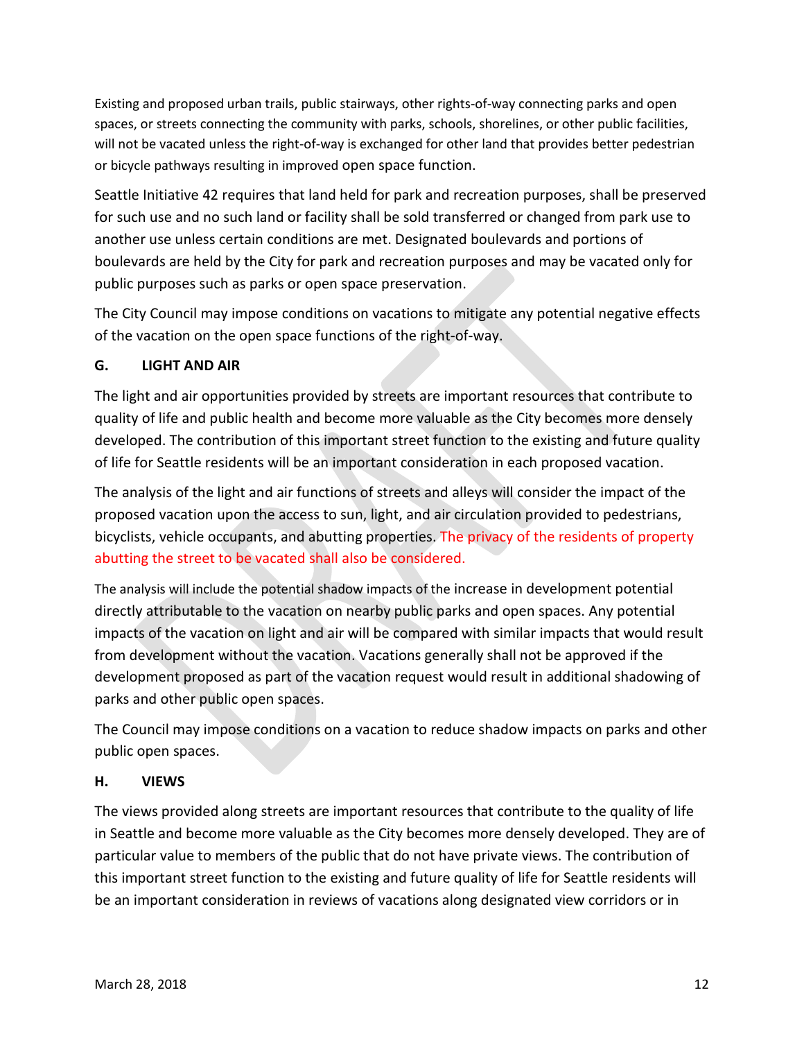Existing and proposed urban trails, public stairways, other rights-of-way connecting parks and open spaces, or streets connecting the community with parks, schools, shorelines, or other public facilities, will not be vacated unless the right-of-way is exchanged for other land that provides better pedestrian or bicycle pathways resulting in improved open space function.

Seattle Initiative 42 requires that land held for park and recreation purposes, shall be preserved for such use and no such land or facility shall be sold transferred or changed from park use to another use unless certain conditions are met. Designated boulevards and portions of boulevards are held by the City for park and recreation purposes and may be vacated only for public purposes such as parks or open space preservation.

The City Council may impose conditions on vacations to mitigate any potential negative effects of the vacation on the open space functions of the right-of-way.

## G. LIGHT AND AIR

The light and air opportunities provided by streets are important resources that contribute to quality of life and public health and become more valuable as the City becomes more densely developed. The contribution of this important street function to the existing and future quality of life for Seattle residents will be an important consideration in each proposed vacation.

The analysis of the light and air functions of streets and alleys will consider the impact of the proposed vacation upon the access to sun, light, and air circulation provided to pedestrians, bicyclists, vehicle occupants, and abutting properties. The privacy of the residents of property abutting the street to be vacated shall also be considered.

The analysis will include the potential shadow impacts of the increase in development potential directly attributable to the vacation on nearby public parks and open spaces. Any potential impacts of the vacation on light and air will be compared with similar impacts that would result from development without the vacation. Vacations generally shall not be approved if the development proposed as part of the vacation request would result in additional shadowing of parks and other public open spaces.

The Council may impose conditions on a vacation to reduce shadow impacts on parks and other public open spaces.

## H. VIEWS

The views provided along streets are important resources that contribute to the quality of life in Seattle and become more valuable as the City becomes more densely developed. They are of particular value to members of the public that do not have private views. The contribution of this important street function to the existing and future quality of life for Seattle residents will be an important consideration in reviews of vacations along designated view corridors or in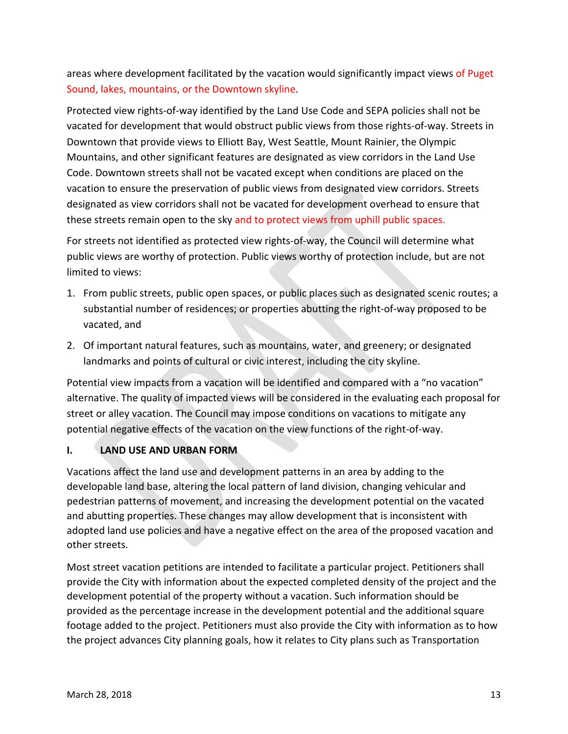areas where development facilitated by the vacation would significantly impact views of Puget Sound, lakes, mountains, or the Downtown skyline.

Protected view rights-of-way identified by the Land Use Code and SEPA policies shall not be vacated for development that would obstruct public views from those rights-of-way. Streets in Downtown that provide views to Elliott Bay, West Seattle, Mount Rainier, the Olympic Mountains, and other significant features are designated as view corridors in the Land Use Code. Downtown streets shall not be vacated except when conditions are placed on the vacation to ensure the preservation of public views from designated view corridors. Streets designated as view corridors shall not be vacated for development overhead to ensure that these streets remain open to the sky and to protect views from uphill public spaces.

For streets not identified as protected view rights-of-way, the Council will determine what public views are worthy of protection. Public views worthy of protection include, but are not limited to views:

1. From public streets, public open spaces, or public places such as designated scenic routes; a substantial number of residences; or properties abutting the right-of-way proposed to be vacated, and
2. Of important natural features, such as mountains, water, and greenery; or designated landmarks and points of cultural or civic interest, including the city skyline.

Potential view impacts from a vacation will be identified and compared with a "no vacation" alternative. The quality of impacted views will be considered in the evaluating each proposal for street or alley vacation. The Council may impose conditions on vacations to mitigate any potential negative effects of the vacation on the view functions of the right-of-way.

## I. LAND USE AND URBAN FORM

Vacations affect the land use and development patterns in an area by adding to the developable land base, altering the local pattern of land division, changing vehicular and pedestrian patterns of movement, and increasing the development potential on the vacated and abutting properties. These changes may allow development that is inconsistent with adopted land use policies and have a negative effect on the area of the proposed vacation and other streets.

Most street vacation petitions are intended to facilitate a particular project. Petitioners shall provide the City with information about the expected completed density of the project and the development potential of the property without a vacation. Such information should be provided as the percentage increase in the development potential and the additional square footage added to the project. Petitioners must also provide the City with information as to how the project advances City planning goals, how it relates to City plans such as Transportation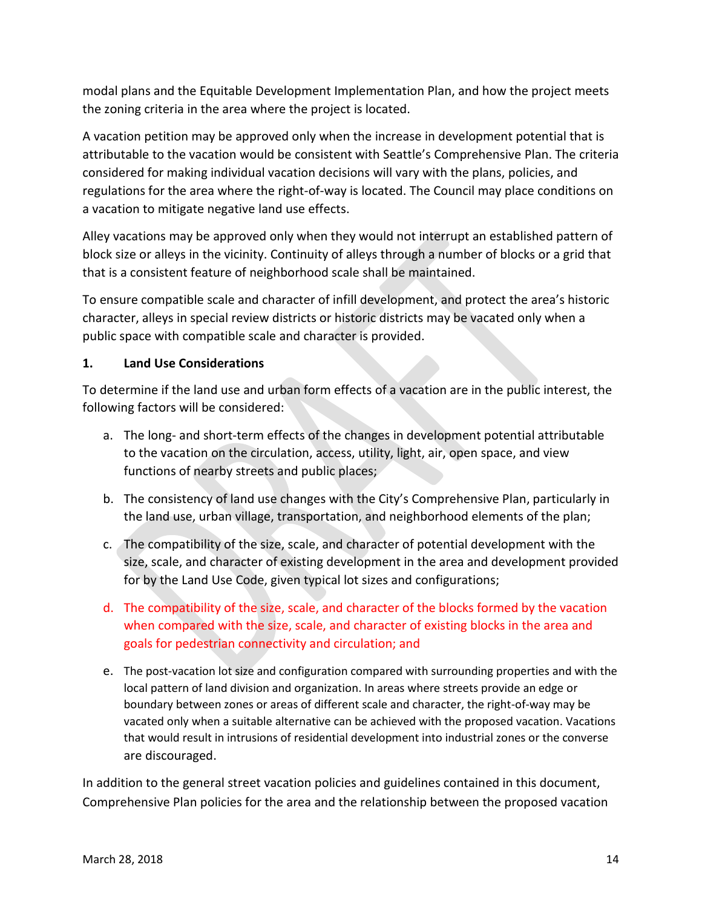modal plans and the Equitable Development Implementation Plan, and how the project meets the zoning criteria in the area where the project is located.

A vacation petition may be approved only when the increase in development potential that is attributable to the vacation would be consistent with Seattle's Comprehensive Plan. The criteria considered for making individual vacation decisions will vary with the plans, policies, and regulations for the area where the right-of-way is located. The Council may place conditions on a vacation to mitigate negative land use effects.

Alley vacations may be approved only when they would not interrupt an established pattern of block size or alleys in the vicinity. Continuity of alleys through a number of blocks or a grid that that is a consistent feature of neighborhood scale shall be maintained.

To ensure compatible scale and character of infill development, and protect the area's historic character, alleys in special review districts or historic districts may be vacated only when a public space with compatible scale and character is provided.

**1. Land Use Considerations**

To determine if the land use and urban form effects of a vacation are in the public interest, the following factors will be considered:

a. The long- and short-term effects of the changes in development potential attributable to the vacation on the circulation, access, utility, light, air, open space, and view functions of nearby streets and public places;

b. The consistency of land use changes with the City's Comprehensive Plan, particularly in the land use, urban village, transportation, and neighborhood elements of the plan;

c. The compatibility of the size, scale, and character of potential development with the size, scale, and character of existing development in the area and development provided for by the Land Use Code, given typical lot sizes and configurations;

d. The compatibility of the size, scale, and character of the blocks formed by the vacation when compared with the size, scale, and character of existing blocks in the area and goals for pedestrian connectivity and circulation; and

e. The post-vacation lot size and configuration compared with surrounding properties and with the local pattern of land division and organization. In areas where streets provide an edge or boundary between zones or areas of different scale and character, the right-of-way may be vacated only when a suitable alternative can be achieved with the proposed vacation. Vacations that would result in intrusions of residential development into industrial zones or the converse are discouraged.

In addition to the general street vacation policies and guidelines contained in this document, Comprehensive Plan policies for the area and the relationship between the proposed vacation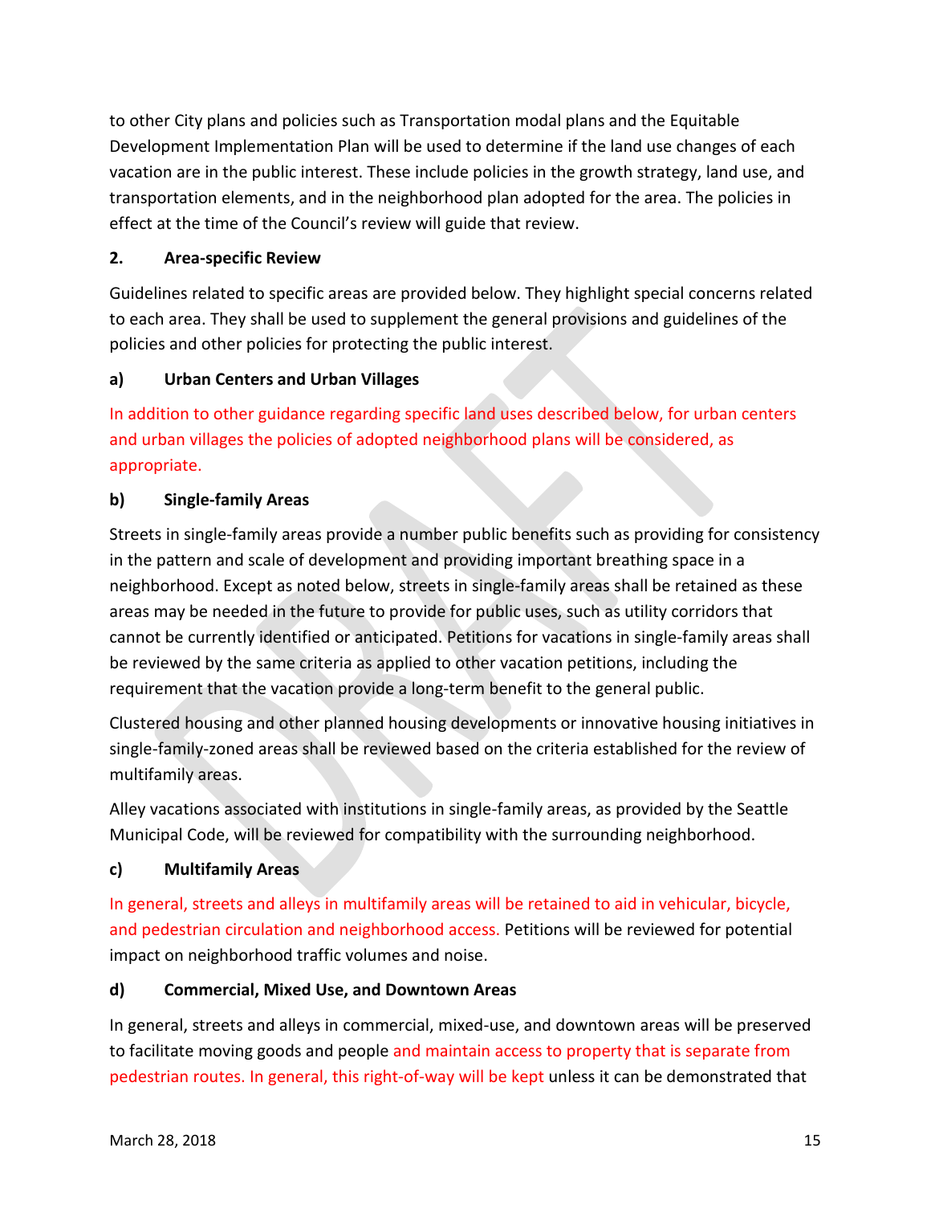to other City plans and policies such as Transportation modal plans and the Equitable Development Implementation Plan will be used to determine if the land use changes of each vacation are in the public interest. These include policies in the growth strategy, land use, and transportation elements, and in the neighborhood plan adopted for the area. The policies in effect at the time of the Council's review will guide that review.

### 2. Area-specific Review

Guidelines related to specific areas are provided below. They highlight special concerns related to each area. They shall be used to supplement the general provisions and guidelines of the policies and other policies for protecting the public interest.

#### a) Urban Centers and Urban Villages

In addition to other guidance regarding specific land uses described below, for urban centers and urban villages the policies of adopted neighborhood plans will be considered, as appropriate.

#### b) Single-family Areas

Streets in single-family areas provide a number public benefits such as providing for consistency in the pattern and scale of development and providing important breathing space in a neighborhood. Except as noted below, streets in single-family areas shall be retained as these areas may be needed in the future to provide for public uses, such as utility corridors that cannot be currently identified or anticipated. Petitions for vacations in single-family areas shall be reviewed by the same criteria as applied to other vacation petitions, including the requirement that the vacation provide a long-term benefit to the general public.

Clustered housing and other planned housing developments or innovative housing initiatives in single-family-zoned areas shall be reviewed based on the criteria established for the review of multifamily areas.

Alley vacations associated with institutions in single-family areas, as provided by the Seattle Municipal Code, will be reviewed for compatibility with the surrounding neighborhood.

#### c) Multifamily Areas

In general, streets and alleys in multifamily areas will be retained to aid in vehicular, bicycle, and pedestrian circulation and neighborhood access. Petitions will be reviewed for potential impact on neighborhood traffic volumes and noise.

#### d) Commercial, Mixed Use, and Downtown Areas

In general, streets and alleys in commercial, mixed-use, and downtown areas will be preserved to facilitate moving goods and people and maintain access to property that is separate from pedestrian routes. In general, this right-of-way will be kept unless it can be demonstrated that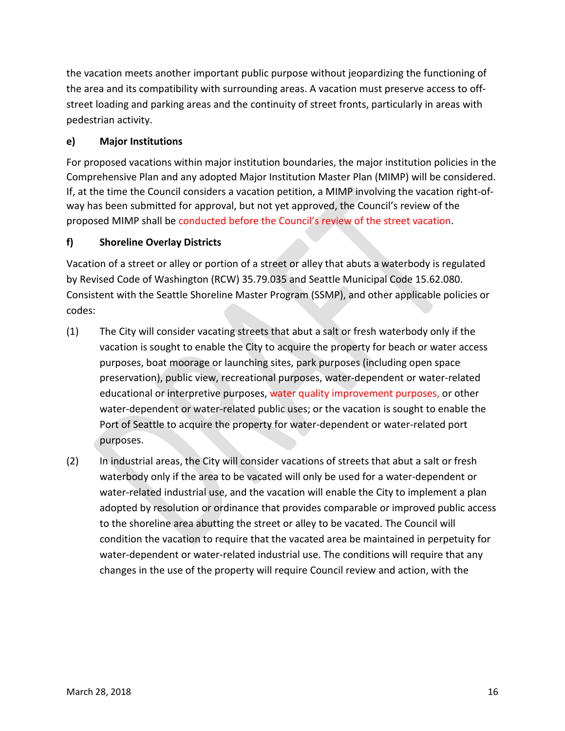the vacation meets another important public purpose without jeopardizing the functioning of the area and its compatibility with surrounding areas. A vacation must preserve access to off-street loading and parking areas and the continuity of street fronts, particularly in areas with pedestrian activity.

**e) Major Institutions**

For proposed vacations within major institution boundaries, the major institution policies in the Comprehensive Plan and any adopted Major Institution Master Plan (MIMP) will be considered. If, at the time the Council considers a vacation petition, a MIMP involving the vacation right-of-way has been submitted for approval, but not yet approved, the Council's review of the proposed MIMP shall be conducted before the Council's review of the street vacation.

**f) Shoreline Overlay Districts**

Vacation of a street or alley or portion of a street or alley that abuts a waterbody is regulated by Revised Code of Washington (RCW) 35.79.035 and Seattle Municipal Code 15.62.080. Consistent with the Seattle Shoreline Master Program (SSMP), and other applicable policies or codes:

(1) The City will consider vacating streets that abut a salt or fresh waterbody only if the vacation is sought to enable the City to acquire the property for beach or water access purposes, boat moorage or launching sites, park purposes (including open space preservation), public view, recreational purposes, water-dependent or water-related educational or interpretive purposes, water quality improvement purposes, or other water-dependent or water-related public uses; or the vacation is sought to enable the Port of Seattle to acquire the property for water-dependent or water-related port purposes.

(2) In industrial areas, the City will consider vacations of streets that abut a salt or fresh waterbody only if the area to be vacated will only be used for a water-dependent or water-related industrial use, and the vacation will enable the City to implement a plan adopted by resolution or ordinance that provides comparable or improved public access to the shoreline area abutting the street or alley to be vacated. The Council will condition the vacation to require that the vacated area be maintained in perpetuity for water-dependent or water-related industrial use. The conditions will require that any changes in the use of the property will require Council review and action, with the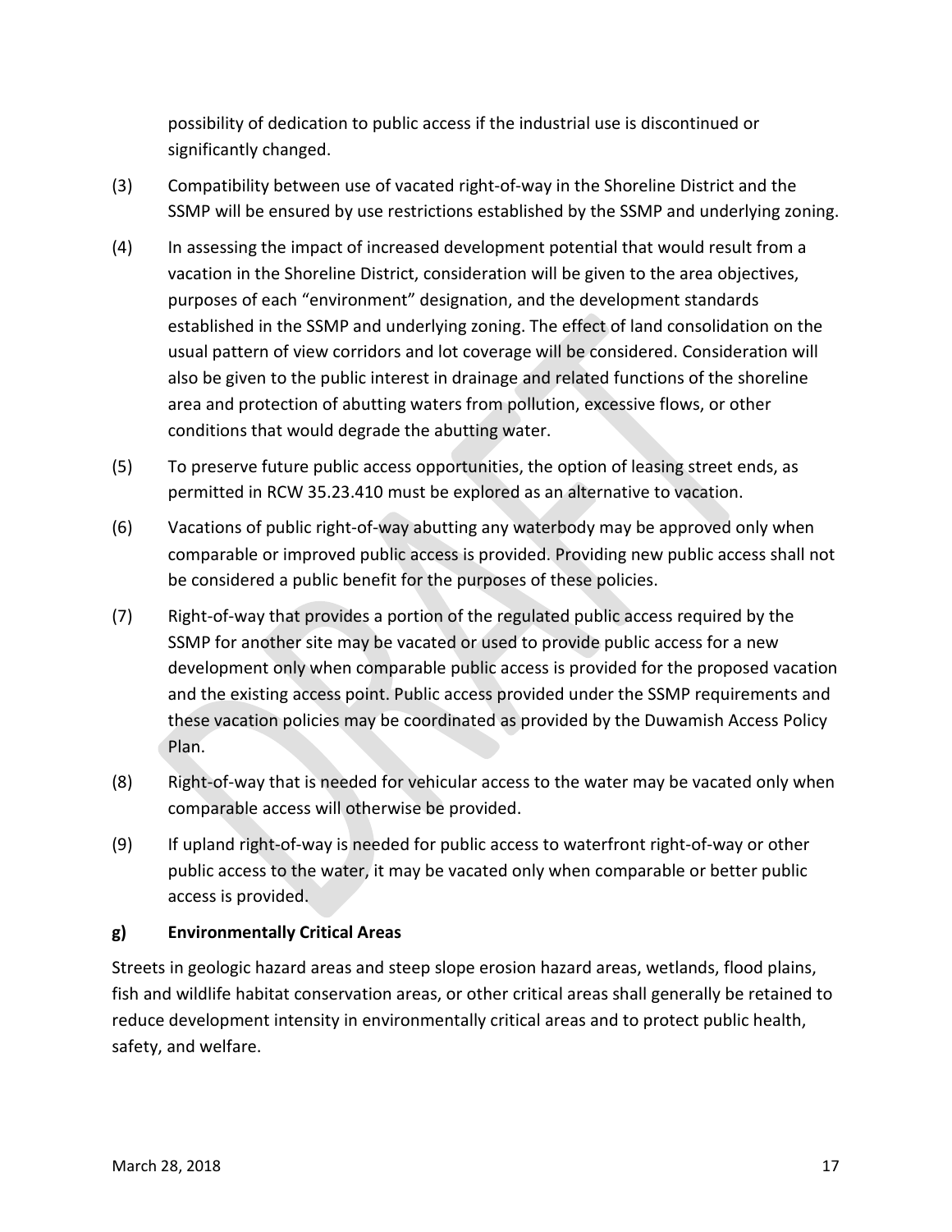possibility of dedication to public access if the industrial use is discontinued or significantly changed.

(3) Compatibility between use of vacated right-of-way in the Shoreline District and the SSMP will be ensured by use restrictions established by the SSMP and underlying zoning.

(4) In assessing the impact of increased development potential that would result from a vacation in the Shoreline District, consideration will be given to the area objectives, purposes of each "environment" designation, and the development standards established in the SSMP and underlying zoning. The effect of land consolidation on the usual pattern of view corridors and lot coverage will be considered. Consideration will also be given to the public interest in drainage and related functions of the shoreline area and protection of abutting waters from pollution, excessive flows, or other conditions that would degrade the abutting water.

(5) To preserve future public access opportunities, the option of leasing street ends, as permitted in RCW 35.23.410 must be explored as an alternative to vacation.

(6) Vacations of public right-of-way abutting any waterbody may be approved only when comparable or improved public access is provided. Providing new public access shall not be considered a public benefit for the purposes of these policies.

(7) Right-of-way that provides a portion of the regulated public access required by the SSMP for another site may be vacated or used to provide public access for a new development only when comparable public access is provided for the proposed vacation and the existing access point. Public access provided under the SSMP requirements and these vacation policies may be coordinated as provided by the Duwamish Access Policy Plan.

(8) Right-of-way that is needed for vehicular access to the water may be vacated only when comparable access will otherwise be provided.

(9) If upland right-of-way is needed for public access to waterfront right-of-way or other public access to the water, it may be vacated only when comparable or better public access is provided.

**g) Environmentally Critical Areas**

Streets in geologic hazard areas and steep slope erosion hazard areas, wetlands, flood plains, fish and wildlife habitat conservation areas, or other critical areas shall generally be retained to reduce development intensity in environmentally critical areas and to protect public health, safety, and welfare.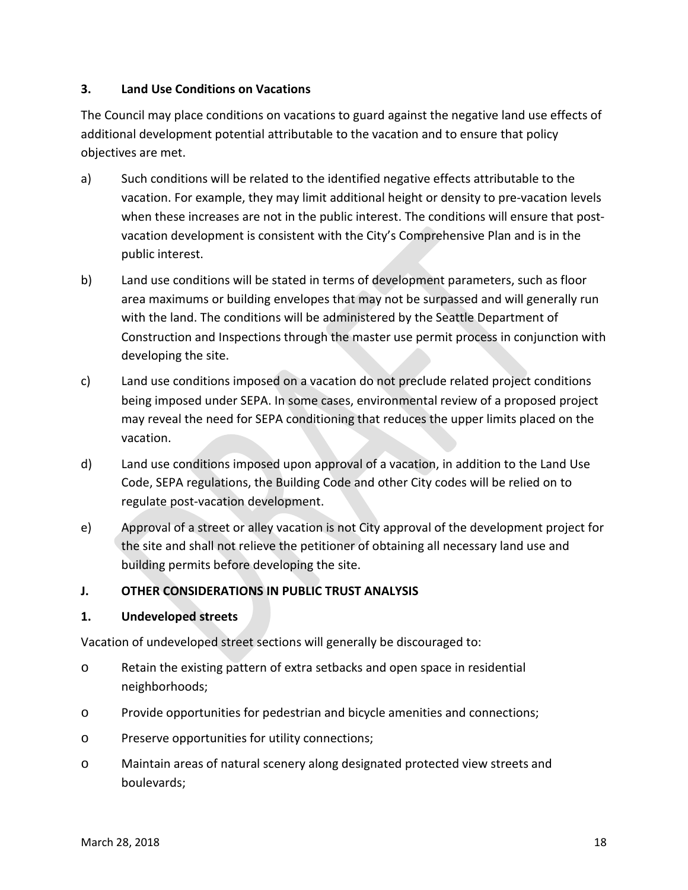### 3. Land Use Conditions on Vacations

The Council may place conditions on vacations to guard against the negative land use effects of additional development potential attributable to the vacation and to ensure that policy objectives are met.

a) Such conditions will be related to the identified negative effects attributable to the vacation. For example, they may limit additional height or density to pre-vacation levels when these increases are not in the public interest. The conditions will ensure that post-vacation development is consistent with the City's Comprehensive Plan and is in the public interest.

b) Land use conditions will be stated in terms of development parameters, such as floor area maximums or building envelopes that may not be surpassed and will generally run with the land. The conditions will be administered by the Seattle Department of Construction and Inspections through the master use permit process in conjunction with developing the site.

c) Land use conditions imposed on a vacation do not preclude related project conditions being imposed under SEPA. In some cases, environmental review of a proposed project may reveal the need for SEPA conditioning that reduces the upper limits placed on the vacation.

d) Land use conditions imposed upon approval of a vacation, in addition to the Land Use Code, SEPA regulations, the Building Code and other City codes will be relied on to regulate post-vacation development.

e) Approval of a street or alley vacation is not City approval of the development project for the site and shall not relieve the petitioner of obtaining all necessary land use and building permits before developing the site.

## J. OTHER CONSIDERATIONS IN PUBLIC TRUST ANALYSIS

### 1. Undeveloped streets

Vacation of undeveloped street sections will generally be discouraged to:

- Retain the existing pattern of extra setbacks and open space in residential neighborhoods;
- Provide opportunities for pedestrian and bicycle amenities and connections;
- Preserve opportunities for utility connections;
- Maintain areas of natural scenery along designated protected view streets and boulevards;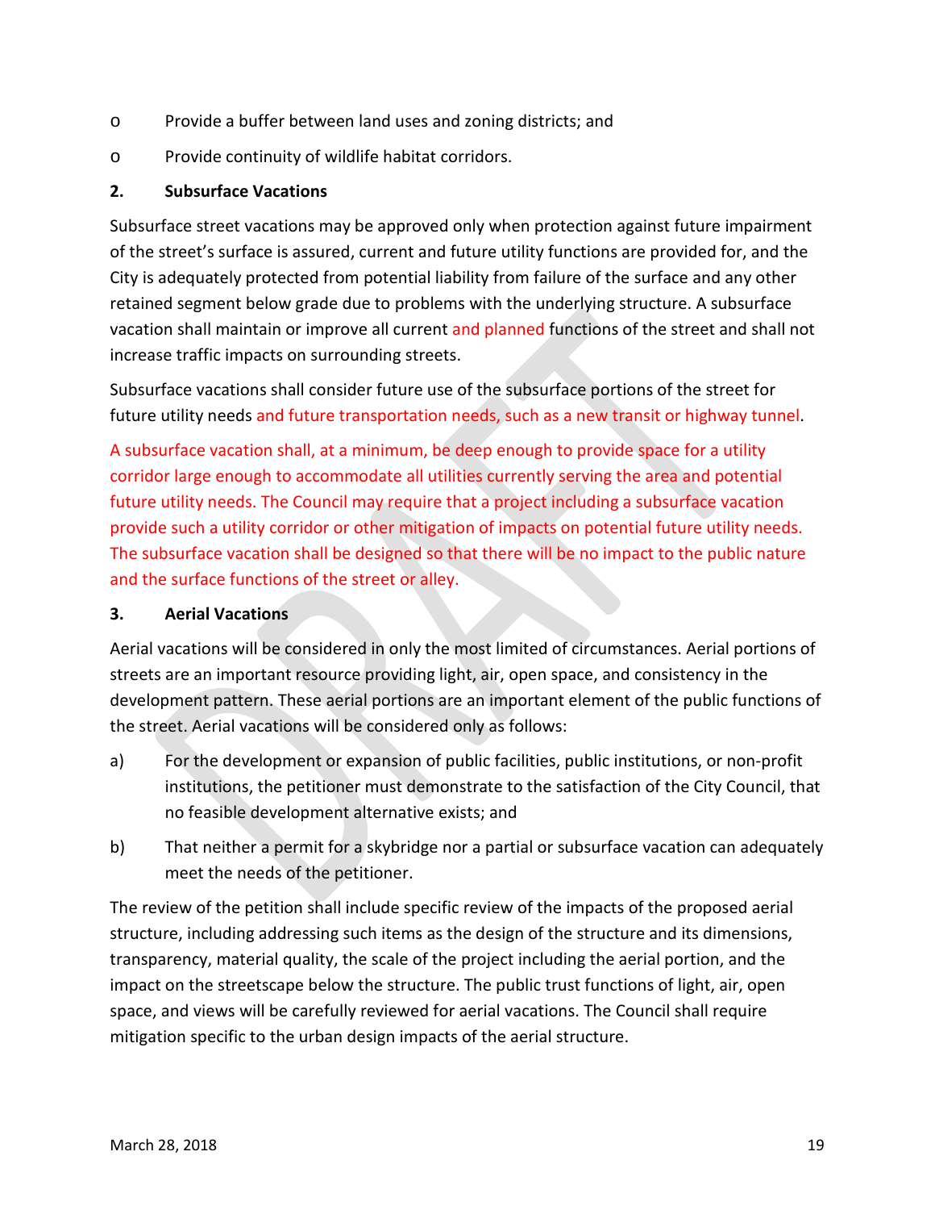- Provide a buffer between land uses and zoning districts; and
- Provide continuity of wildlife habitat corridors.

### 2. Subsurface Vacations

Subsurface street vacations may be approved only when protection against future impairment of the street's surface is assured, current and future utility functions are provided for, and the City is adequately protected from potential liability from failure of the surface and any other retained segment below grade due to problems with the underlying structure. A subsurface vacation shall maintain or improve all current and planned functions of the street and shall not increase traffic impacts on surrounding streets.

Subsurface vacations shall consider future use of the subsurface portions of the street for future utility needs and future transportation needs, such as a new transit or highway tunnel.

A subsurface vacation shall, at a minimum, be deep enough to provide space for a utility corridor large enough to accommodate all utilities currently serving the area and potential future utility needs. The Council may require that a project including a subsurface vacation provide such a utility corridor or other mitigation of impacts on potential future utility needs. The subsurface vacation shall be designed so that there will be no impact to the public nature and the surface functions of the street or alley.

### 3. Aerial Vacations

Aerial vacations will be considered in only the most limited of circumstances. Aerial portions of streets are an important resource providing light, air, open space, and consistency in the development pattern. These aerial portions are an important element of the public functions of the street. Aerial vacations will be considered only as follows:

a) For the development or expansion of public facilities, public institutions, or non-profit institutions, the petitioner must demonstrate to the satisfaction of the City Council, that no feasible development alternative exists; and

b) That neither a permit for a skybridge nor a partial or subsurface vacation can adequately meet the needs of the petitioner.

The review of the petition shall include specific review of the impacts of the proposed aerial structure, including addressing such items as the design of the structure and its dimensions, transparency, material quality, the scale of the project including the aerial portion, and the impact on the streetscape below the structure. The public trust functions of light, air, open space, and views will be carefully reviewed for aerial vacations. The Council shall require mitigation specific to the urban design impacts of the aerial structure.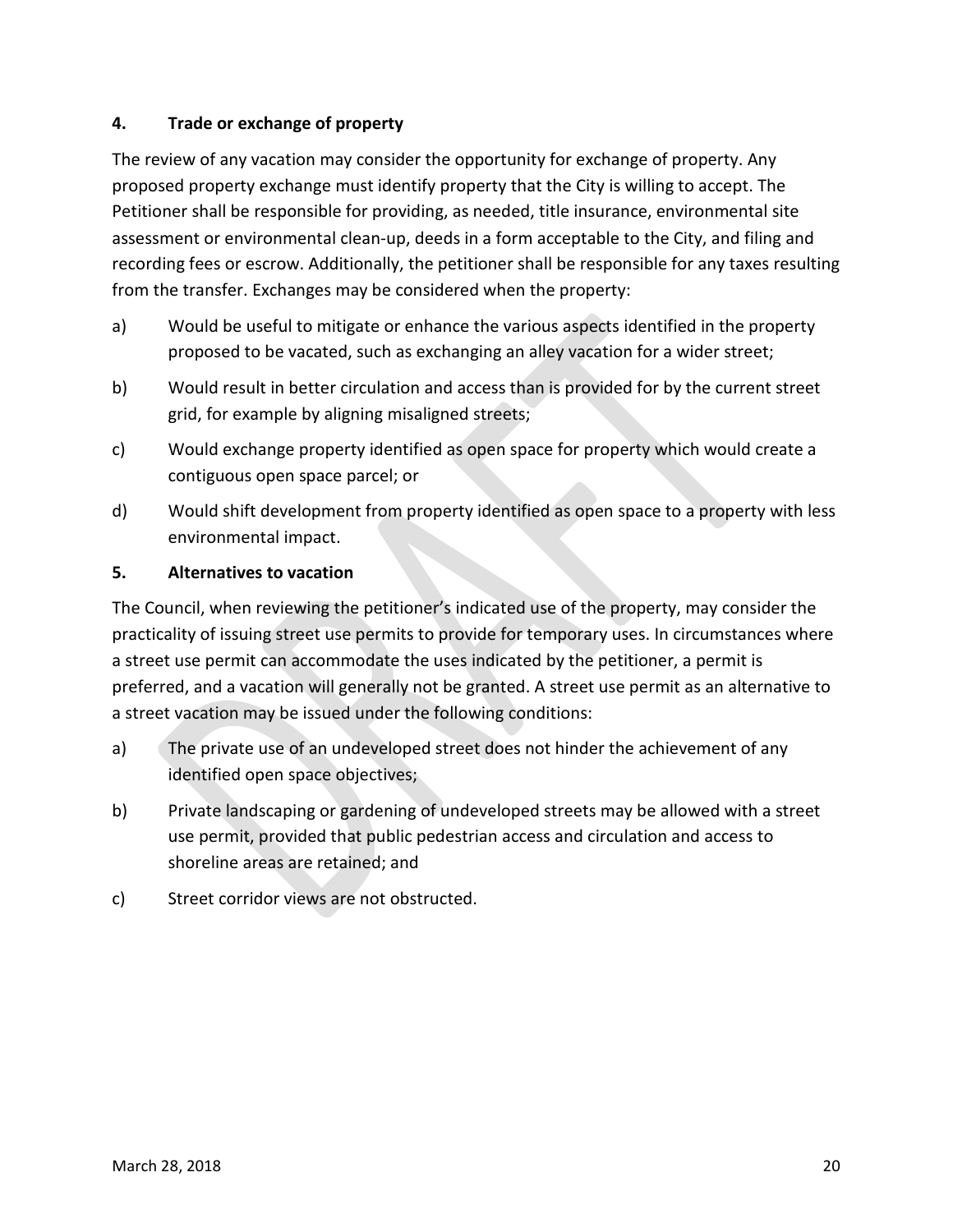**4. Trade or exchange of property**

The review of any vacation may consider the opportunity for exchange of property. Any proposed property exchange must identify property that the City is willing to accept. The Petitioner shall be responsible for providing, as needed, title insurance, environmental site assessment or environmental clean-up, deeds in a form acceptable to the City, and filing and recording fees or escrow. Additionally, the petitioner shall be responsible for any taxes resulting from the transfer. Exchanges may be considered when the property:

a) Would be useful to mitigate or enhance the various aspects identified in the property proposed to be vacated, such as exchanging an alley vacation for a wider street;

b) Would result in better circulation and access than is provided for by the current street grid, for example by aligning misaligned streets;

c) Would exchange property identified as open space for property which would create a contiguous open space parcel; or

d) Would shift development from property identified as open space to a property with less environmental impact.

**5. Alternatives to vacation**

The Council, when reviewing the petitioner's indicated use of the property, may consider the practicality of issuing street use permits to provide for temporary uses. In circumstances where a street use permit can accommodate the uses indicated by the petitioner, a permit is preferred, and a vacation will generally not be granted. A street use permit as an alternative to a street vacation may be issued under the following conditions:

a) The private use of an undeveloped street does not hinder the achievement of any identified open space objectives;

b) Private landscaping or gardening of undeveloped streets may be allowed with a street use permit, provided that public pedestrian access and circulation and access to shoreline areas are retained; and

c) Street corridor views are not obstructed.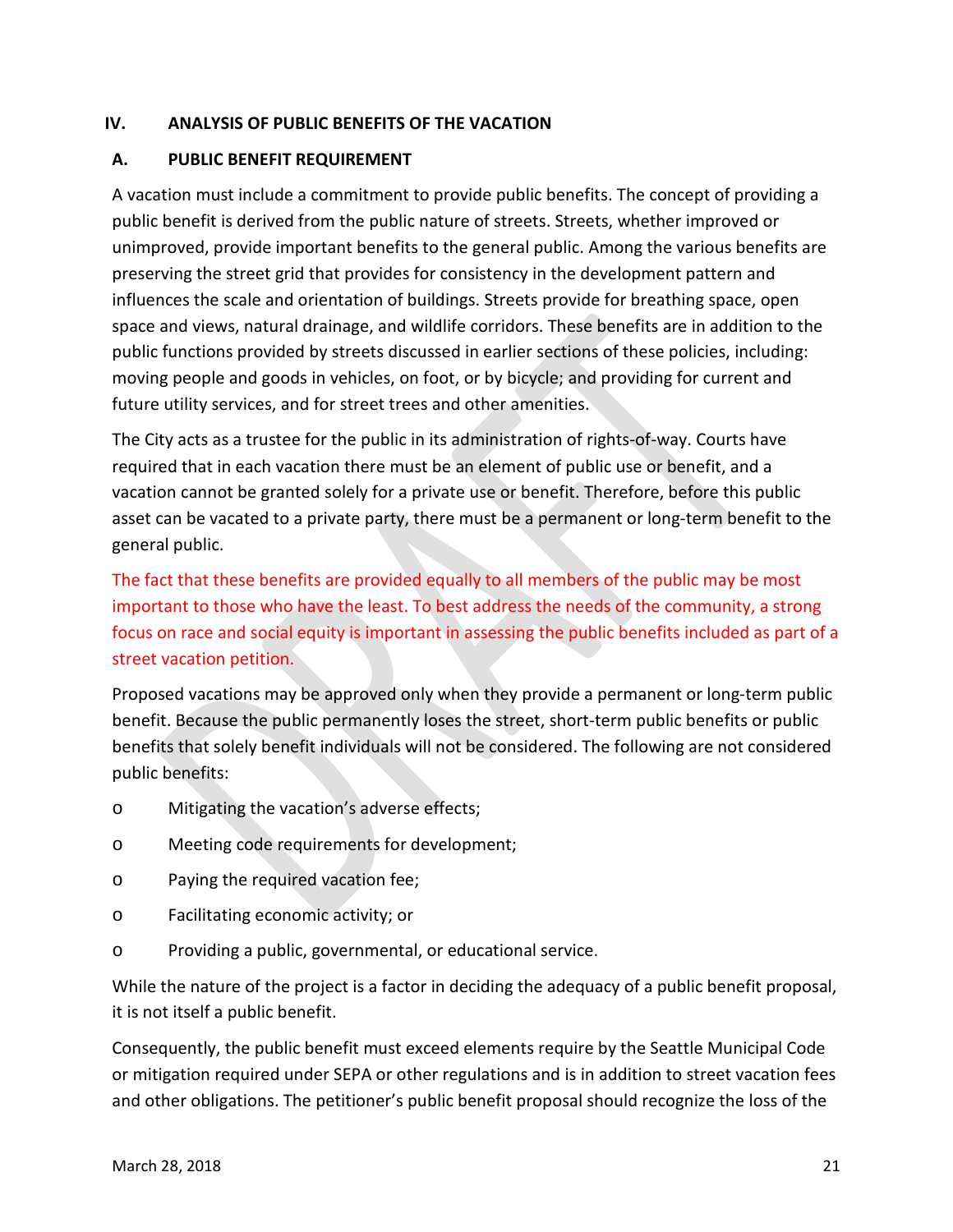## IV. ANALYSIS OF PUBLIC BENEFITS OF THE VACATION

### A. PUBLIC BENEFIT REQUIREMENT

A vacation must include a commitment to provide public benefits. The concept of providing a public benefit is derived from the public nature of streets. Streets, whether improved or unimproved, provide important benefits to the general public. Among the various benefits are preserving the street grid that provides for consistency in the development pattern and influences the scale and orientation of buildings. Streets provide for breathing space, open space and views, natural drainage, and wildlife corridors. These benefits are in addition to the public functions provided by streets discussed in earlier sections of these policies, including: moving people and goods in vehicles, on foot, or by bicycle; and providing for current and future utility services, and for street trees and other amenities.

The City acts as a trustee for the public in its administration of rights-of-way. Courts have required that in each vacation there must be an element of public use or benefit, and a vacation cannot be granted solely for a private use or benefit. Therefore, before this public asset can be vacated to a private party, there must be a permanent or long-term benefit to the general public.

The fact that these benefits are provided equally to all members of the public may be most important to those who have the least. To best address the needs of the community, a strong focus on race and social equity is important in assessing the public benefits included as part of a street vacation petition.

Proposed vacations may be approved only when they provide a permanent or long-term public benefit. Because the public permanently loses the street, short-term public benefits or public benefits that solely benefit individuals will not be considered. The following are not considered public benefits:

- Mitigating the vacation's adverse effects;
- Meeting code requirements for development;
- Paying the required vacation fee;
- Facilitating economic activity; or
- Providing a public, governmental, or educational service.

While the nature of the project is a factor in deciding the adequacy of a public benefit proposal, it is not itself a public benefit.

Consequently, the public benefit must exceed elements require by the Seattle Municipal Code or mitigation required under SEPA or other regulations and is in addition to street vacation fees and other obligations. The petitioner's public benefit proposal should recognize the loss of the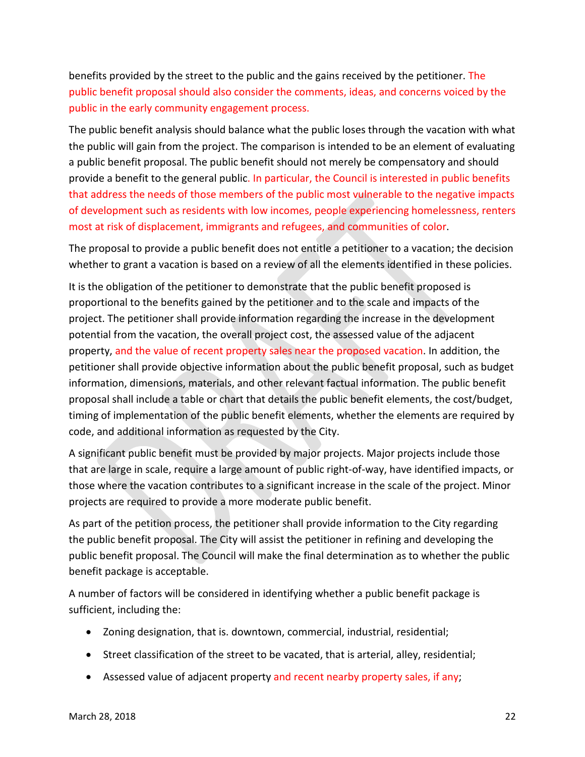benefits provided by the street to the public and the gains received by the petitioner. The public benefit proposal should also consider the comments, ideas, and concerns voiced by the public in the early community engagement process.

The public benefit analysis should balance what the public loses through the vacation with what the public will gain from the project. The comparison is intended to be an element of evaluating a public benefit proposal. The public benefit should not merely be compensatory and should provide a benefit to the general public. In particular, the Council is interested in public benefits that address the needs of those members of the public most vulnerable to the negative impacts of development such as residents with low incomes, people experiencing homelessness, renters most at risk of displacement, immigrants and refugees, and communities of color.

The proposal to provide a public benefit does not entitle a petitioner to a vacation; the decision whether to grant a vacation is based on a review of all the elements identified in these policies.

It is the obligation of the petitioner to demonstrate that the public benefit proposed is proportional to the benefits gained by the petitioner and to the scale and impacts of the project. The petitioner shall provide information regarding the increase in the development potential from the vacation, the overall project cost, the assessed value of the adjacent property, and the value of recent property sales near the proposed vacation. In addition, the petitioner shall provide objective information about the public benefit proposal, such as budget information, dimensions, materials, and other relevant factual information. The public benefit proposal shall include a table or chart that details the public benefit elements, the cost/budget, timing of implementation of the public benefit elements, whether the elements are required by code, and additional information as requested by the City.

A significant public benefit must be provided by major projects. Major projects include those that are large in scale, require a large amount of public right-of-way, have identified impacts, or those where the vacation contributes to a significant increase in the scale of the project. Minor projects are required to provide a more moderate public benefit.

As part of the petition process, the petitioner shall provide information to the City regarding the public benefit proposal. The City will assist the petitioner in refining and developing the public benefit proposal. The Council will make the final determination as to whether the public benefit package is acceptable.

A number of factors will be considered in identifying whether a public benefit package is sufficient, including the:

- Zoning designation, that is. downtown, commercial, industrial, residential;
- Street classification of the street to be vacated, that is arterial, alley, residential;
- Assessed value of adjacent property and recent nearby property sales, if any;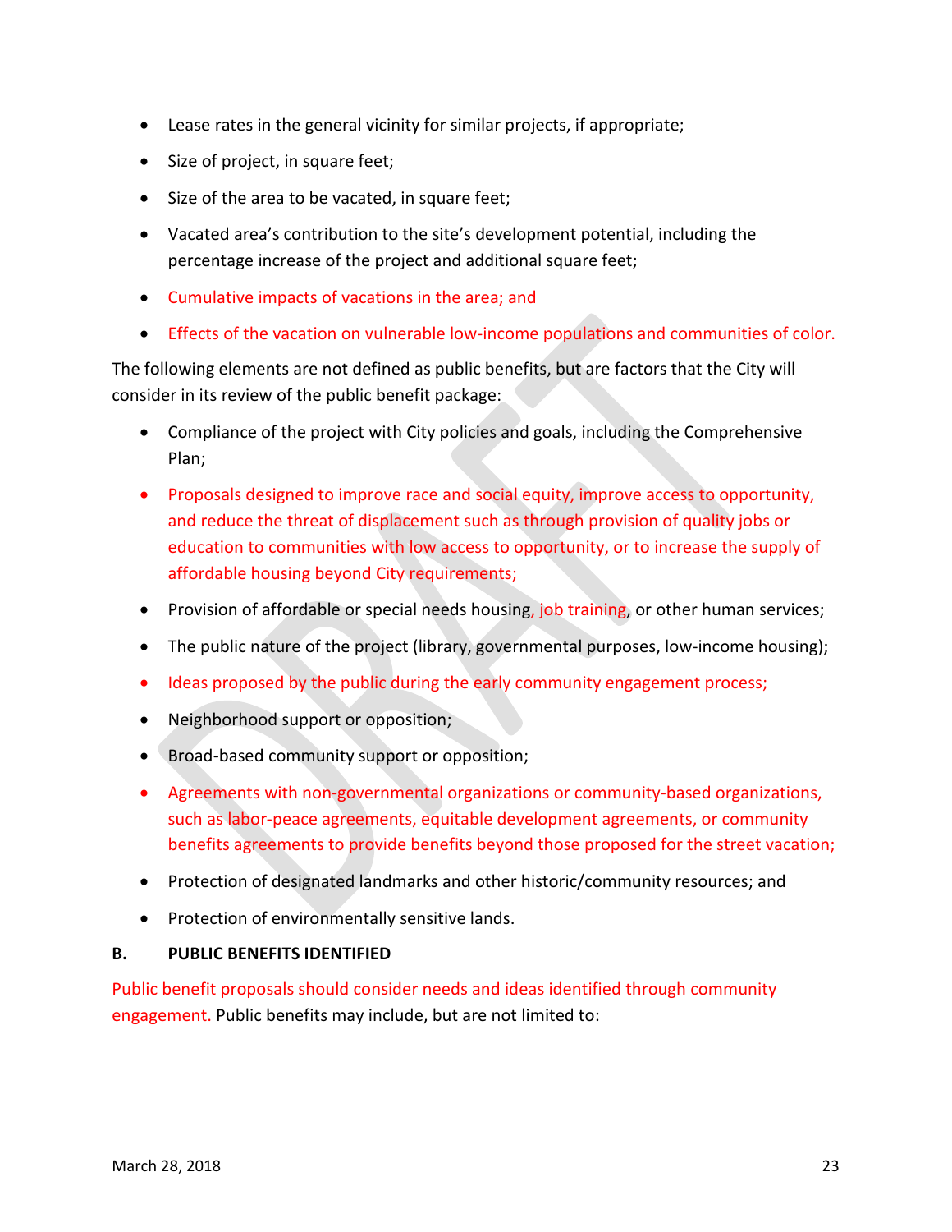- Lease rates in the general vicinity for similar projects, if appropriate;
- Size of project, in square feet;
- Size of the area to be vacated, in square feet;
- Vacated area's contribution to the site's development potential, including the percentage increase of the project and additional square feet;
- Cumulative impacts of vacations in the area; and
- Effects of the vacation on vulnerable low-income populations and communities of color.

The following elements are not defined as public benefits, but are factors that the City will consider in its review of the public benefit package:

- Compliance of the project with City policies and goals, including the Comprehensive Plan;
- Proposals designed to improve race and social equity, improve access to opportunity, and reduce the threat of displacement such as through provision of quality jobs or education to communities with low access to opportunity, or to increase the supply of affordable housing beyond City requirements;
- Provision of affordable or special needs housing, job training, or other human services;
- The public nature of the project (library, governmental purposes, low-income housing);
- Ideas proposed by the public during the early community engagement process;
- Neighborhood support or opposition;
- Broad-based community support or opposition;
- Agreements with non-governmental organizations or community-based organizations, such as labor-peace agreements, equitable development agreements, or community benefits agreements to provide benefits beyond those proposed for the street vacation;
- Protection of designated landmarks and other historic/community resources; and
- Protection of environmentally sensitive lands.

## B. PUBLIC BENEFITS IDENTIFIED

Public benefit proposals should consider needs and ideas identified through community engagement. Public benefits may include, but are not limited to: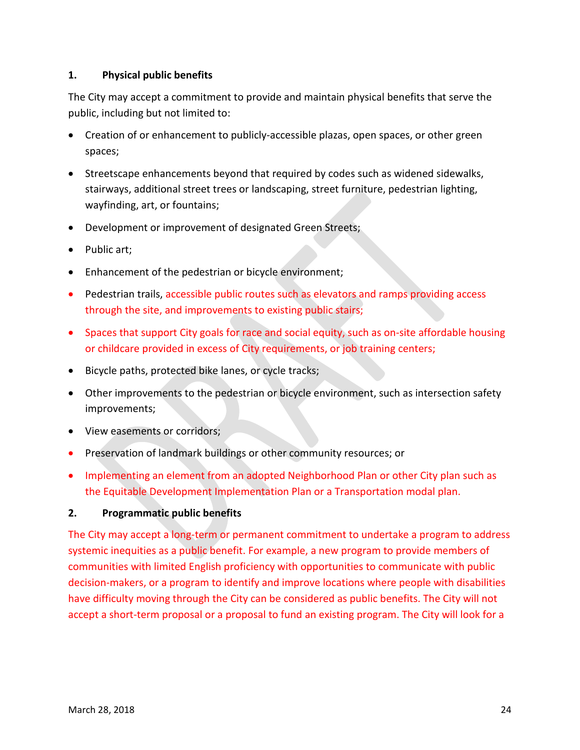### 1. Physical public benefits

The City may accept a commitment to provide and maintain physical benefits that serve the public, including but not limited to:

- Creation of or enhancement to publicly-accessible plazas, open spaces, or other green spaces;
- Streetscape enhancements beyond that required by codes such as widened sidewalks, stairways, additional street trees or landscaping, street furniture, pedestrian lighting, wayfinding, art, or fountains;
- Development or improvement of designated Green Streets;
- Public art;
- Enhancement of the pedestrian or bicycle environment;
- Pedestrian trails, accessible public routes such as elevators and ramps providing access through the site, and improvements to existing public stairs;
- Spaces that support City goals for race and social equity, such as on-site affordable housing or childcare provided in excess of City requirements, or job training centers;
- Bicycle paths, protected bike lanes, or cycle tracks;
- Other improvements to the pedestrian or bicycle environment, such as intersection safety improvements;
- View easements or corridors;
- Preservation of landmark buildings or other community resources; or
- Implementing an element from an adopted Neighborhood Plan or other City plan such as the Equitable Development Implementation Plan or a Transportation modal plan.

### 2. Programmatic public benefits

The City may accept a long-term or permanent commitment to undertake a program to address systemic inequities as a public benefit. For example, a new program to provide members of communities with limited English proficiency with opportunities to communicate with public decision-makers, or a program to identify and improve locations where people with disabilities have difficulty moving through the City can be considered as public benefits. The City will not accept a short-term proposal or a proposal to fund an existing program. The City will look for a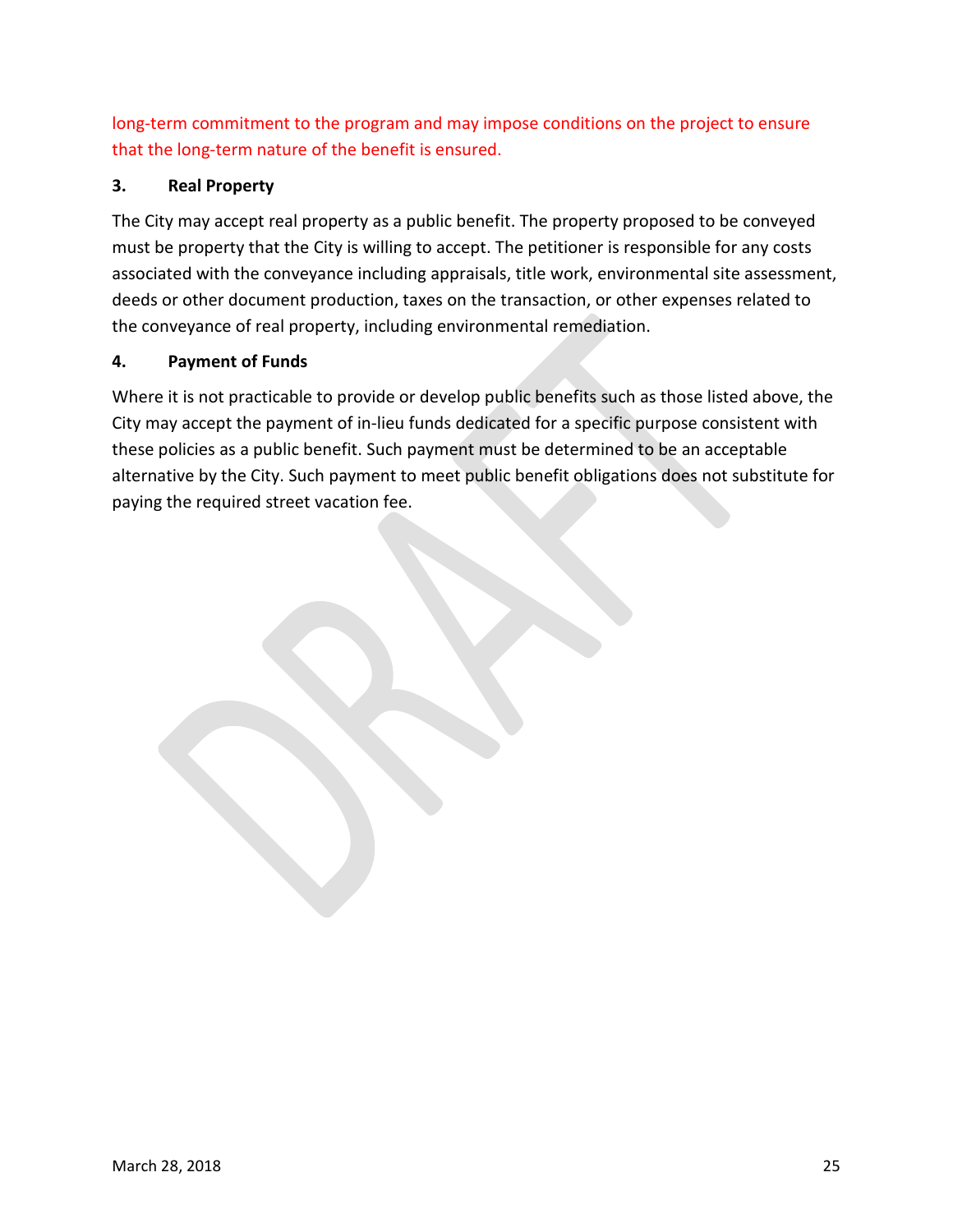long-term commitment to the program and may impose conditions on the project to ensure that the long-term nature of the benefit is ensured.

### 3. Real Property

The City may accept real property as a public benefit. The property proposed to be conveyed must be property that the City is willing to accept. The petitioner is responsible for any costs associated with the conveyance including appraisals, title work, environmental site assessment, deeds or other document production, taxes on the transaction, or other expenses related to the conveyance of real property, including environmental remediation.

### 4. Payment of Funds

Where it is not practicable to provide or develop public benefits such as those listed above, the City may accept the payment of in-lieu funds dedicated for a specific purpose consistent with these policies as a public benefit. Such payment must be determined to be an acceptable alternative by the City. Such payment to meet public benefit obligations does not substitute for paying the required street vacation fee.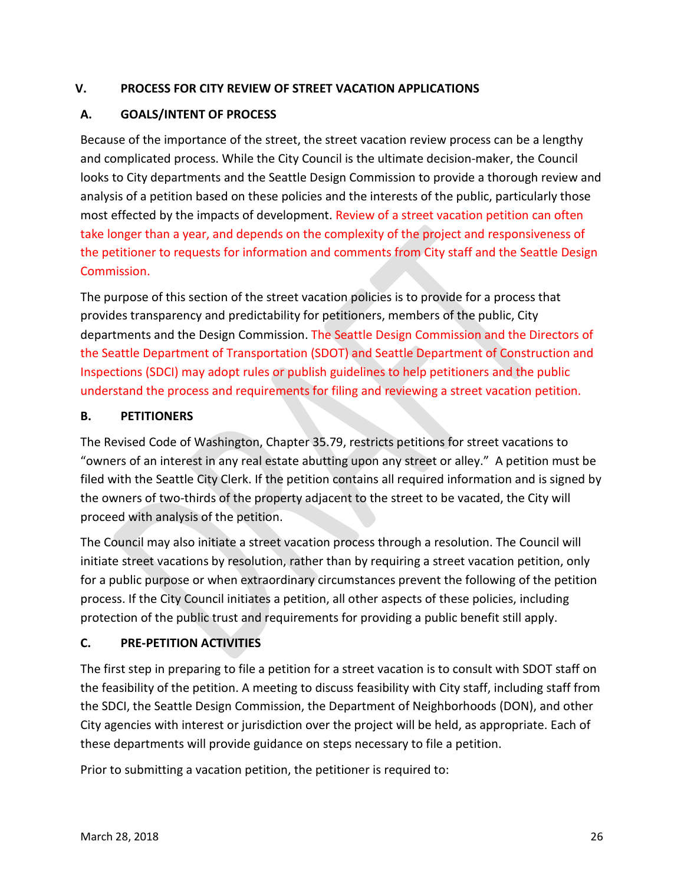## V. PROCESS FOR CITY REVIEW OF STREET VACATION APPLICATIONS

### A. GOALS/INTENT OF PROCESS

Because of the importance of the street, the street vacation review process can be a lengthy and complicated process. While the City Council is the ultimate decision-maker, the Council looks to City departments and the Seattle Design Commission to provide a thorough review and analysis of a petition based on these policies and the interests of the public, particularly those most effected by the impacts of development. Review of a street vacation petition can often take longer than a year, and depends on the complexity of the project and responsiveness of the petitioner to requests for information and comments from City staff and the Seattle Design Commission.

The purpose of this section of the street vacation policies is to provide for a process that provides transparency and predictability for petitioners, members of the public, City departments and the Design Commission. The Seattle Design Commission and the Directors of the Seattle Department of Transportation (SDOT) and Seattle Department of Construction and Inspections (SDCI) may adopt rules or publish guidelines to help petitioners and the public understand the process and requirements for filing and reviewing a street vacation petition.

### B. PETITIONERS

The Revised Code of Washington, Chapter 35.79, restricts petitions for street vacations to "owners of an interest in any real estate abutting upon any street or alley." A petition must be filed with the Seattle City Clerk. If the petition contains all required information and is signed by the owners of two-thirds of the property adjacent to the street to be vacated, the City will proceed with analysis of the petition.

The Council may also initiate a street vacation process through a resolution. The Council will initiate street vacations by resolution, rather than by requiring a street vacation petition, only for a public purpose or when extraordinary circumstances prevent the following of the petition process. If the City Council initiates a petition, all other aspects of these policies, including protection of the public trust and requirements for providing a public benefit still apply.

### C. PRE-PETITION ACTIVITIES

The first step in preparing to file a petition for a street vacation is to consult with SDOT staff on the feasibility of the petition. A meeting to discuss feasibility with City staff, including staff from the SDCI, the Seattle Design Commission, the Department of Neighborhoods (DON), and other City agencies with interest or jurisdiction over the project will be held, as appropriate. Each of these departments will provide guidance on steps necessary to file a petition.

Prior to submitting a vacation petition, the petitioner is required to: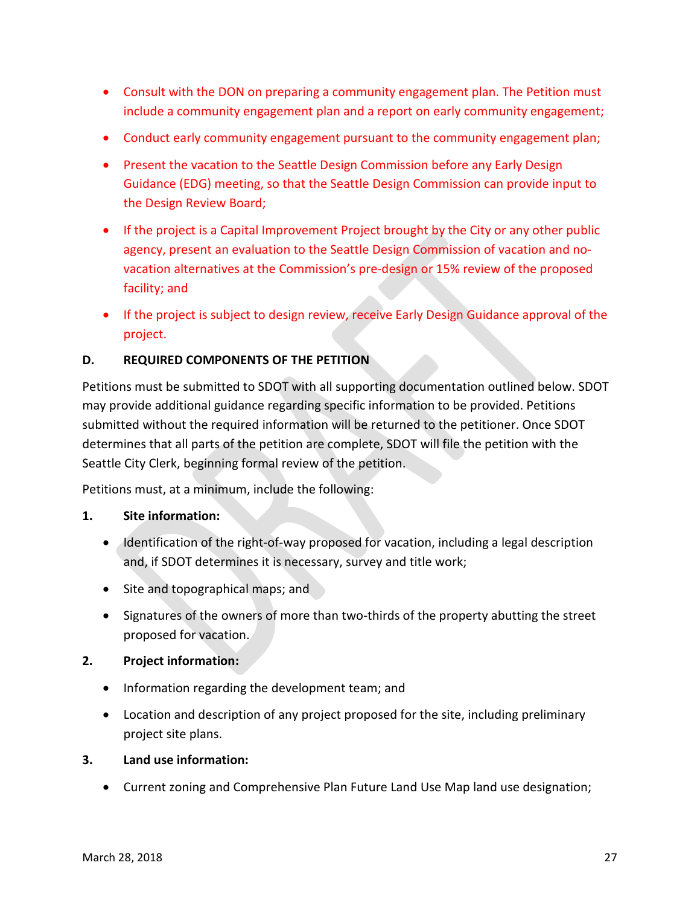- Consult with the DON on preparing a community engagement plan. The Petition must include a community engagement plan and a report on early community engagement;
- Conduct early community engagement pursuant to the community engagement plan;
- Present the vacation to the Seattle Design Commission before any Early Design Guidance (EDG) meeting, so that the Seattle Design Commission can provide input to the Design Review Board;
- If the project is a Capital Improvement Project brought by the City or any other public agency, present an evaluation to the Seattle Design Commission of vacation and no-vacation alternatives at the Commission's pre-design or 15% review of the proposed facility; and
- If the project is subject to design review, receive Early Design Guidance approval of the project.

**D. REQUIRED COMPONENTS OF THE PETITION**

Petitions must be submitted to SDOT with all supporting documentation outlined below. SDOT may provide additional guidance regarding specific information to be provided. Petitions submitted without the required information will be returned to the petitioner. Once SDOT determines that all parts of the petition are complete, SDOT will file the petition with the Seattle City Clerk, beginning formal review of the petition.

Petitions must, at a minimum, include the following:

**1. Site information:**

- Identification of the right-of-way proposed for vacation, including a legal description and, if SDOT determines it is necessary, survey and title work;
- Site and topographical maps; and
- Signatures of the owners of more than two-thirds of the property abutting the street proposed for vacation.

**2. Project information:**

- Information regarding the development team; and
- Location and description of any project proposed for the site, including preliminary project site plans.

**3. Land use information:**

- Current zoning and Comprehensive Plan Future Land Use Map land use designation;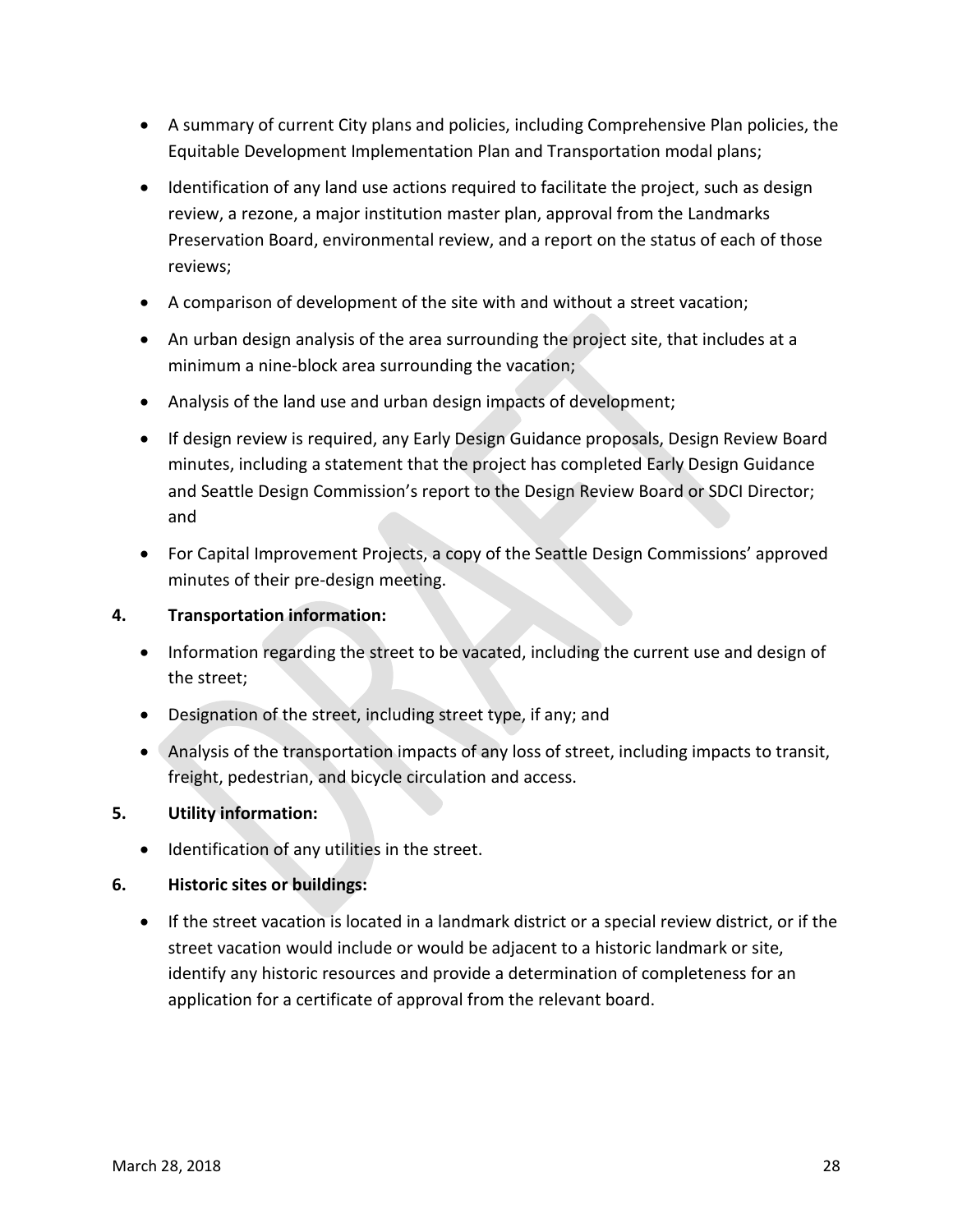- A summary of current City plans and policies, including Comprehensive Plan policies, the Equitable Development Implementation Plan and Transportation modal plans;
- Identification of any land use actions required to facilitate the project, such as design review, a rezone, a major institution master plan, approval from the Landmarks Preservation Board, environmental review, and a report on the status of each of those reviews;
- A comparison of development of the site with and without a street vacation;
- An urban design analysis of the area surrounding the project site, that includes at a minimum a nine-block area surrounding the vacation;
- Analysis of the land use and urban design impacts of development;
- If design review is required, any Early Design Guidance proposals, Design Review Board minutes, including a statement that the project has completed Early Design Guidance and Seattle Design Commission's report to the Design Review Board or SDCI Director; and
- For Capital Improvement Projects, a copy of the Seattle Design Commissions' approved minutes of their pre-design meeting.

**4. Transportation information:**

- Information regarding the street to be vacated, including the current use and design of the street;
- Designation of the street, including street type, if any; and
- Analysis of the transportation impacts of any loss of street, including impacts to transit, freight, pedestrian, and bicycle circulation and access.

**5. Utility information:**

- Identification of any utilities in the street.

**6. Historic sites or buildings:**

- If the street vacation is located in a landmark district or a special review district, or if the street vacation would include or would be adjacent to a historic landmark or site, identify any historic resources and provide a determination of completeness for an application for a certificate of approval from the relevant board.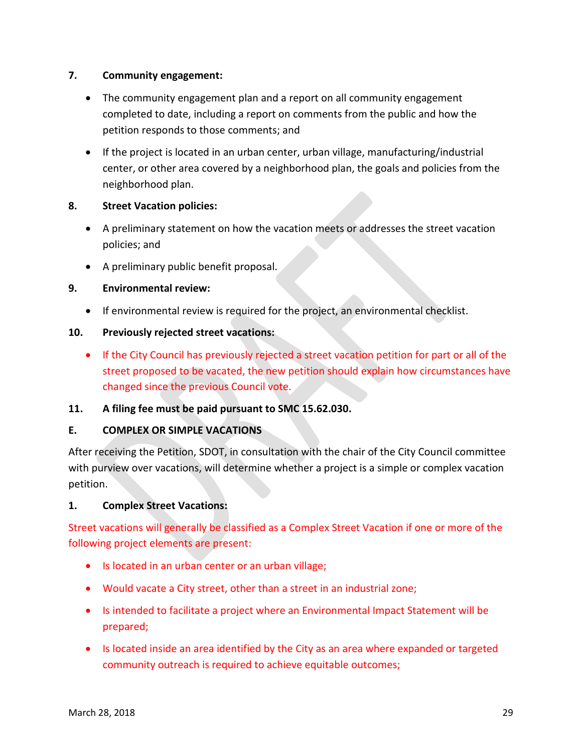**7. Community engagement:**

- The community engagement plan and a report on all community engagement completed to date, including a report on comments from the public and how the petition responds to those comments; and
- If the project is located in an urban center, urban village, manufacturing/industrial center, or other area covered by a neighborhood plan, the goals and policies from the neighborhood plan.

**8. Street Vacation policies:**

- A preliminary statement on how the vacation meets or addresses the street vacation policies; and
- A preliminary public benefit proposal.

**9. Environmental review:**

- If environmental review is required for the project, an environmental checklist.

**10. Previously rejected street vacations:**

- If the City Council has previously rejected a street vacation petition for part or all of the street proposed to be vacated, the new petition should explain how circumstances have changed since the previous Council vote.

**11. A filing fee must be paid pursuant to SMC 15.62.030.**

**E. COMPLEX OR SIMPLE VACATIONS**

After receiving the Petition, SDOT, in consultation with the chair of the City Council committee with purview over vacations, will determine whether a project is a simple or complex vacation petition.

**1. Complex Street Vacations:**

Street vacations will generally be classified as a Complex Street Vacation if one or more of the following project elements are present:

- Is located in an urban center or an urban village;
- Would vacate a City street, other than a street in an industrial zone;
- Is intended to facilitate a project where an Environmental Impact Statement will be prepared;
- Is located inside an area identified by the City as an area where expanded or targeted community outreach is required to achieve equitable outcomes;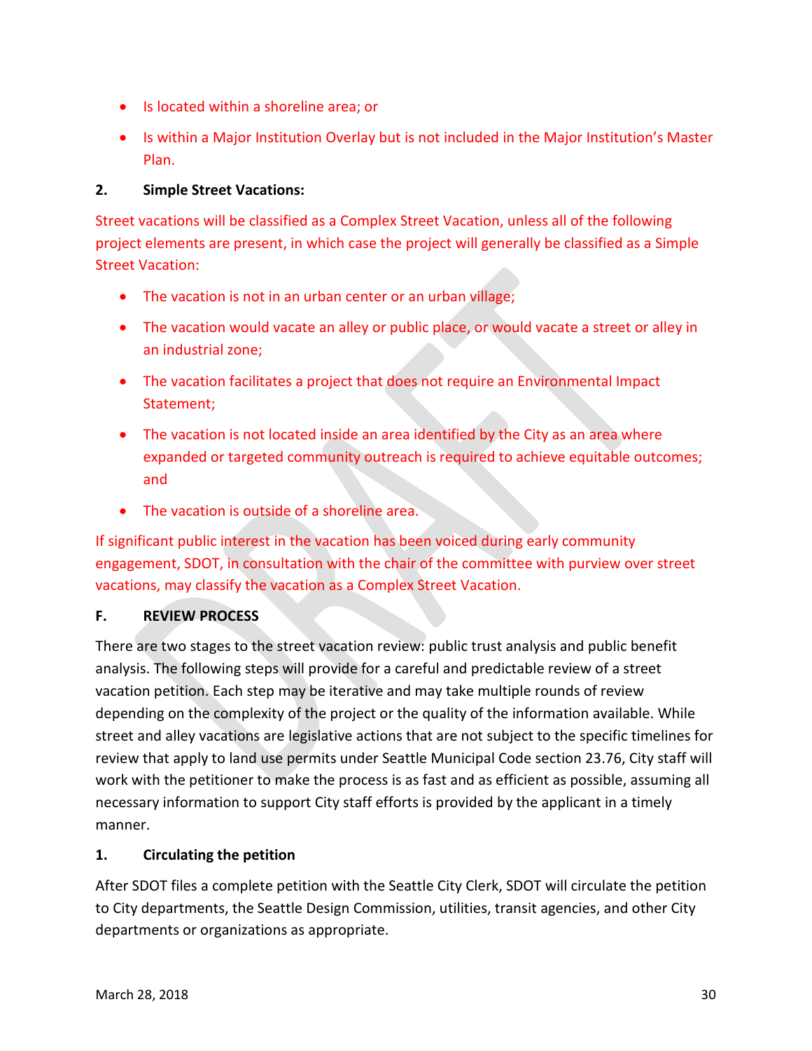- Is located within a shoreline area; or
- Is within a Major Institution Overlay but is not included in the Major Institution's Master Plan.

### 2. Simple Street Vacations:

Street vacations will be classified as a Complex Street Vacation, unless all of the following project elements are present, in which case the project will generally be classified as a Simple Street Vacation:

- The vacation is not in an urban center or an urban village;
- The vacation would vacate an alley or public place, or would vacate a street or alley in an industrial zone;
- The vacation facilitates a project that does not require an Environmental Impact Statement;
- The vacation is not located inside an area identified by the City as an area where expanded or targeted community outreach is required to achieve equitable outcomes; and
- The vacation is outside of a shoreline area.

If significant public interest in the vacation has been voiced during early community engagement, SDOT, in consultation with the chair of the committee with purview over street vacations, may classify the vacation as a Complex Street Vacation.

## F. REVIEW PROCESS

There are two stages to the street vacation review: public trust analysis and public benefit analysis. The following steps will provide for a careful and predictable review of a street vacation petition. Each step may be iterative and may take multiple rounds of review depending on the complexity of the project or the quality of the information available. While street and alley vacations are legislative actions that are not subject to the specific timelines for review that apply to land use permits under Seattle Municipal Code section 23.76, City staff will work with the petitioner to make the process is as fast and as efficient as possible, assuming all necessary information to support City staff efforts is provided by the applicant in a timely manner.

### 1. Circulating the petition

After SDOT files a complete petition with the Seattle City Clerk, SDOT will circulate the petition to City departments, the Seattle Design Commission, utilities, transit agencies, and other City departments or organizations as appropriate.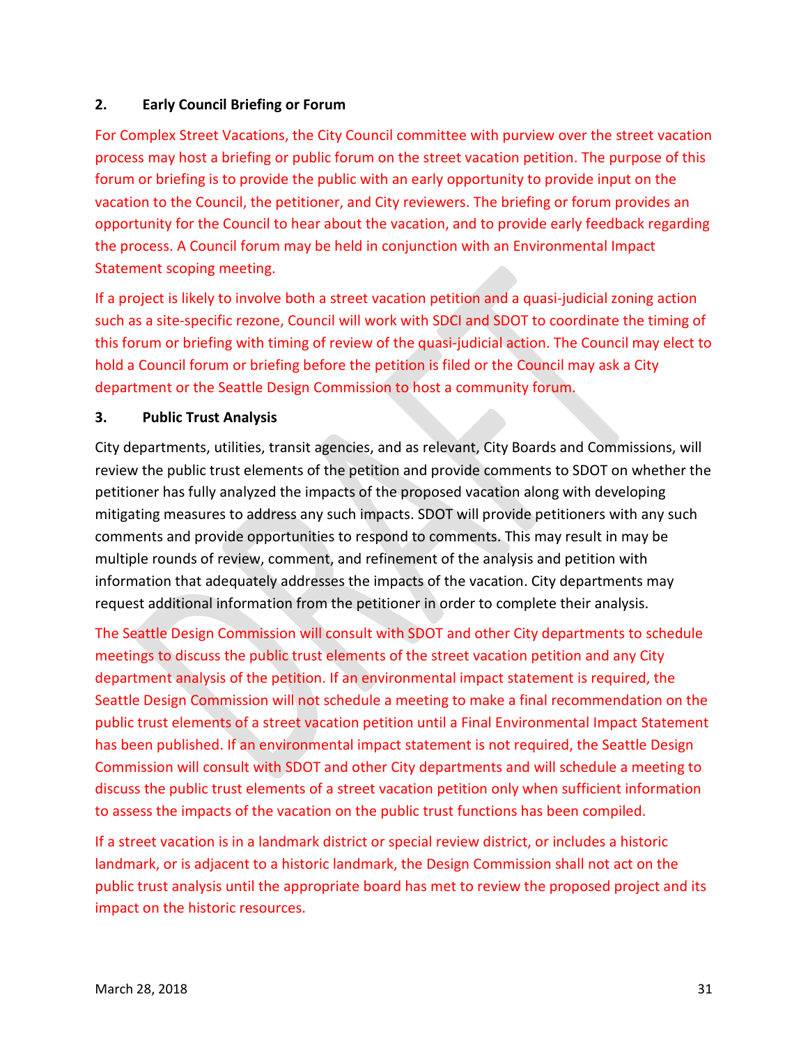**2. Early Council Briefing or Forum**

For Complex Street Vacations, the City Council committee with purview over the street vacation process may host a briefing or public forum on the street vacation petition. The purpose of this forum or briefing is to provide the public with an early opportunity to provide input on the vacation to the Council, the petitioner, and City reviewers. The briefing or forum provides an opportunity for the Council to hear about the vacation, and to provide early feedback regarding the process. A Council forum may be held in conjunction with an Environmental Impact Statement scoping meeting.

If a project is likely to involve both a street vacation petition and a quasi-judicial zoning action such as a site-specific rezone, Council will work with SDCI and SDOT to coordinate the timing of this forum or briefing with timing of review of the quasi-judicial action. The Council may elect to hold a Council forum or briefing before the petition is filed or the Council may ask a City department or the Seattle Design Commission to host a community forum.

**3. Public Trust Analysis**

City departments, utilities, transit agencies, and as relevant, City Boards and Commissions, will review the public trust elements of the petition and provide comments to SDOT on whether the petitioner has fully analyzed the impacts of the proposed vacation along with developing mitigating measures to address any such impacts. SDOT will provide petitioners with any such comments and provide opportunities to respond to comments. This may result in may be multiple rounds of review, comment, and refinement of the analysis and petition with information that adequately addresses the impacts of the vacation. City departments may request additional information from the petitioner in order to complete their analysis.

The Seattle Design Commission will consult with SDOT and other City departments to schedule meetings to discuss the public trust elements of the street vacation petition and any City department analysis of the petition. If an environmental impact statement is required, the Seattle Design Commission will not schedule a meeting to make a final recommendation on the public trust elements of a street vacation petition until a Final Environmental Impact Statement has been published. If an environmental impact statement is not required, the Seattle Design Commission will consult with SDOT and other City departments and will schedule a meeting to discuss the public trust elements of a street vacation petition only when sufficient information to assess the impacts of the vacation on the public trust functions has been compiled.

If a street vacation is in a landmark district or special review district, or includes a historic landmark, or is adjacent to a historic landmark, the Design Commission shall not act on the public trust analysis until the appropriate board has met to review the proposed project and its impact on the historic resources.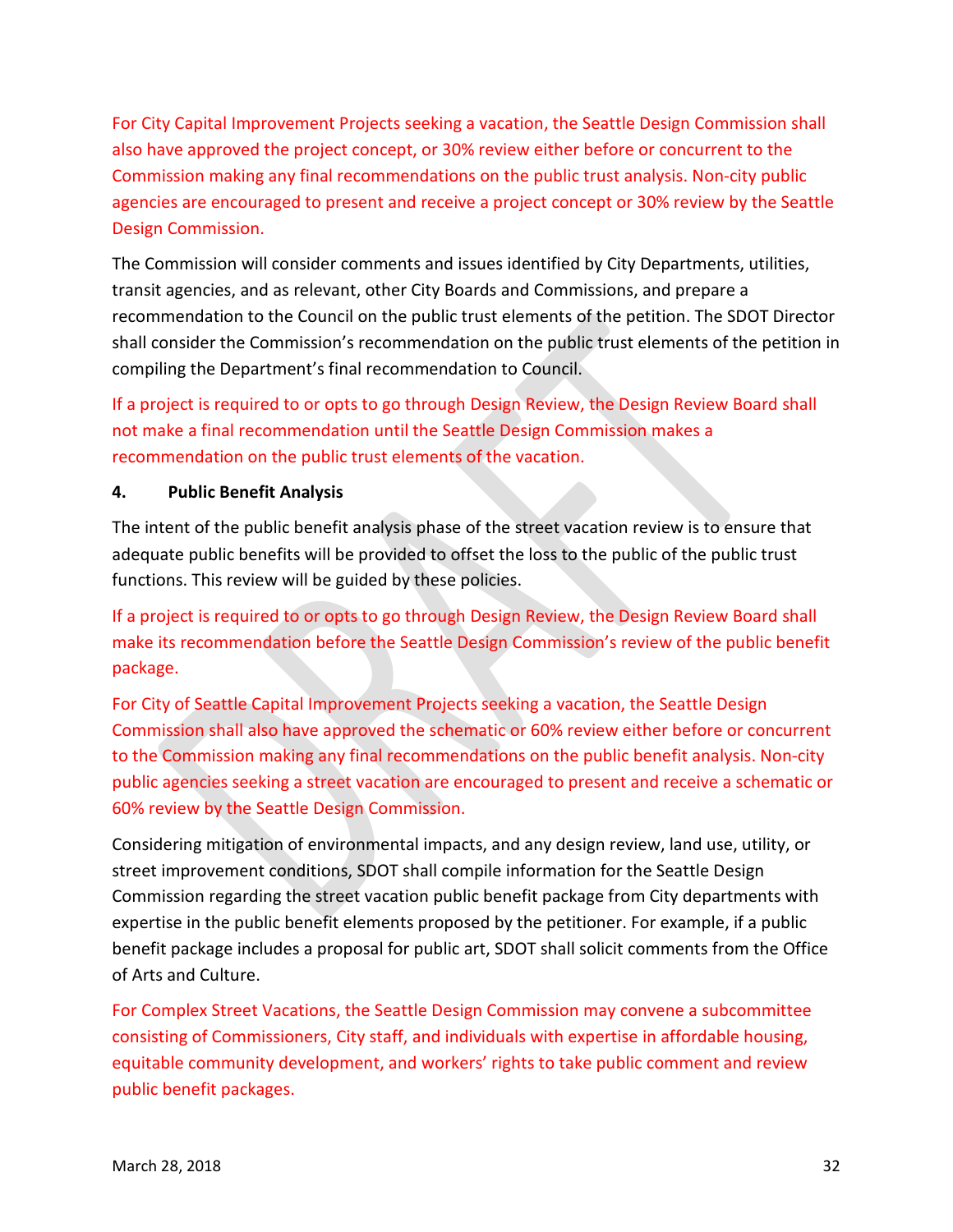For City Capital Improvement Projects seeking a vacation, the Seattle Design Commission shall also have approved the project concept, or 30% review either before or concurrent to the Commission making any final recommendations on the public trust analysis. Non-city public agencies are encouraged to present and receive a project concept or 30% review by the Seattle Design Commission.

The Commission will consider comments and issues identified by City Departments, utilities, transit agencies, and as relevant, other City Boards and Commissions, and prepare a recommendation to the Council on the public trust elements of the petition. The SDOT Director shall consider the Commission's recommendation on the public trust elements of the petition in compiling the Department's final recommendation to Council.

If a project is required to or opts to go through Design Review, the Design Review Board shall not make a final recommendation until the Seattle Design Commission makes a recommendation on the public trust elements of the vacation.

**4. Public Benefit Analysis**

The intent of the public benefit analysis phase of the street vacation review is to ensure that adequate public benefits will be provided to offset the loss to the public of the public trust functions. This review will be guided by these policies.

If a project is required to or opts to go through Design Review, the Design Review Board shall make its recommendation before the Seattle Design Commission's review of the public benefit package.

For City of Seattle Capital Improvement Projects seeking a vacation, the Seattle Design Commission shall also have approved the schematic or 60% review either before or concurrent to the Commission making any final recommendations on the public benefit analysis. Non-city public agencies seeking a street vacation are encouraged to present and receive a schematic or 60% review by the Seattle Design Commission.

Considering mitigation of environmental impacts, and any design review, land use, utility, or street improvement conditions, SDOT shall compile information for the Seattle Design Commission regarding the street vacation public benefit package from City departments with expertise in the public benefit elements proposed by the petitioner. For example, if a public benefit package includes a proposal for public art, SDOT shall solicit comments from the Office of Arts and Culture.

For Complex Street Vacations, the Seattle Design Commission may convene a subcommittee consisting of Commissioners, City staff, and individuals with expertise in affordable housing, equitable community development, and workers' rights to take public comment and review public benefit packages.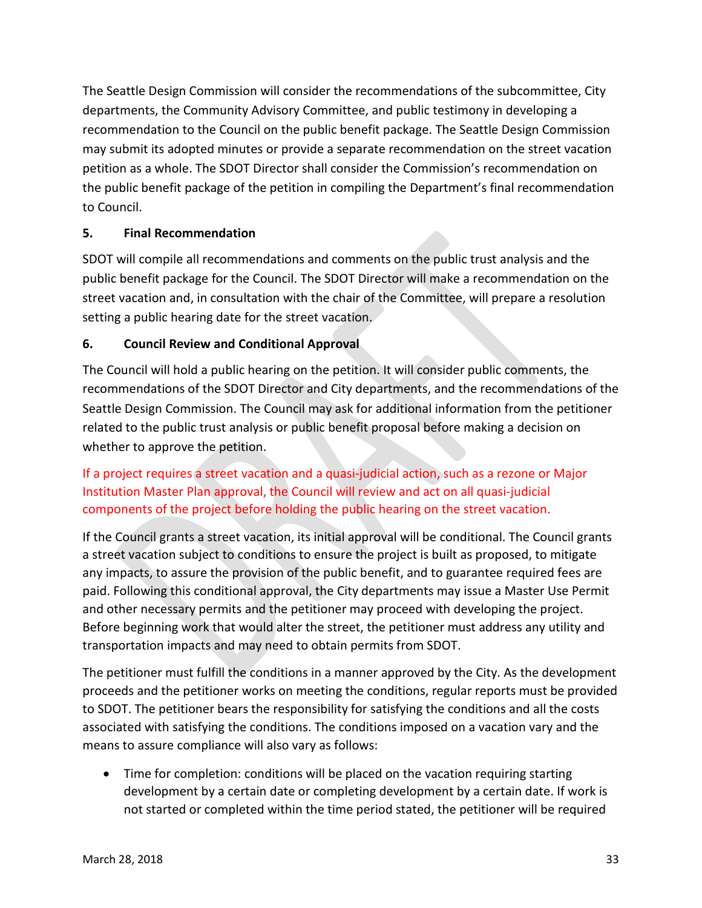The Seattle Design Commission will consider the recommendations of the subcommittee, City departments, the Community Advisory Committee, and public testimony in developing a recommendation to the Council on the public benefit package. The Seattle Design Commission may submit its adopted minutes or provide a separate recommendation on the street vacation petition as a whole. The SDOT Director shall consider the Commission's recommendation on the public benefit package of the petition in compiling the Department's final recommendation to Council.

### 5. Final Recommendation

SDOT will compile all recommendations and comments on the public trust analysis and the public benefit package for the Council. The SDOT Director will make a recommendation on the street vacation and, in consultation with the chair of the Committee, will prepare a resolution setting a public hearing date for the street vacation.

### 6. Council Review and Conditional Approval

The Council will hold a public hearing on the petition. It will consider public comments, the recommendations of the SDOT Director and City departments, and the recommendations of the Seattle Design Commission. The Council may ask for additional information from the petitioner related to the public trust analysis or public benefit proposal before making a decision on whether to approve the petition.

If a project requires a street vacation and a quasi-judicial action, such as a rezone or Major Institution Master Plan approval, the Council will review and act on all quasi-judicial components of the project before holding the public hearing on the street vacation.

If the Council grants a street vacation, its initial approval will be conditional. The Council grants a street vacation subject to conditions to ensure the project is built as proposed, to mitigate any impacts, to assure the provision of the public benefit, and to guarantee required fees are paid. Following this conditional approval, the City departments may issue a Master Use Permit and other necessary permits and the petitioner may proceed with developing the project. Before beginning work that would alter the street, the petitioner must address any utility and transportation impacts and may need to obtain permits from SDOT.

The petitioner must fulfill the conditions in a manner approved by the City. As the development proceeds and the petitioner works on meeting the conditions, regular reports must be provided to SDOT. The petitioner bears the responsibility for satisfying the conditions and all the costs associated with satisfying the conditions. The conditions imposed on a vacation vary and the means to assure compliance will also vary as follows:

- Time for completion: conditions will be placed on the vacation requiring starting development by a certain date or completing development by a certain date. If work is not started or completed within the time period stated, the petitioner will be required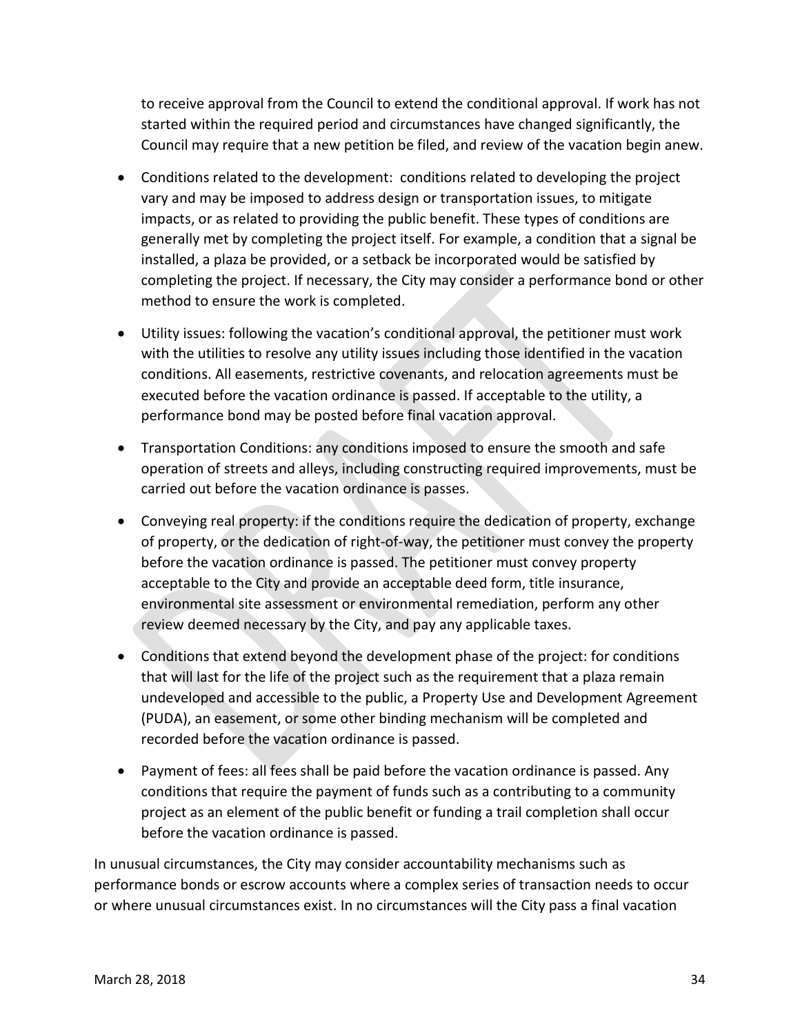to receive approval from the Council to extend the conditional approval. If work has not started within the required period and circumstances have changed significantly, the Council may require that a new petition be filed, and review of the vacation begin anew.

- Conditions related to the development: conditions related to developing the project vary and may be imposed to address design or transportation issues, to mitigate impacts, or as related to providing the public benefit. These types of conditions are generally met by completing the project itself. For example, a condition that a signal be installed, a plaza be provided, or a setback be incorporated would be satisfied by completing the project. If necessary, the City may consider a performance bond or other method to ensure the work is completed.
- Utility issues: following the vacation's conditional approval, the petitioner must work with the utilities to resolve any utility issues including those identified in the vacation conditions. All easements, restrictive covenants, and relocation agreements must be executed before the vacation ordinance is passed. If acceptable to the utility, a performance bond may be posted before final vacation approval.
- Transportation Conditions: any conditions imposed to ensure the smooth and safe operation of streets and alleys, including constructing required improvements, must be carried out before the vacation ordinance is passes.
- Conveying real property: if the conditions require the dedication of property, exchange of property, or the dedication of right-of-way, the petitioner must convey the property before the vacation ordinance is passed. The petitioner must convey property acceptable to the City and provide an acceptable deed form, title insurance, environmental site assessment or environmental remediation, perform any other review deemed necessary by the City, and pay any applicable taxes.
- Conditions that extend beyond the development phase of the project: for conditions that will last for the life of the project such as the requirement that a plaza remain undeveloped and accessible to the public, a Property Use and Development Agreement (PUDA), an easement, or some other binding mechanism will be completed and recorded before the vacation ordinance is passed.
- Payment of fees: all fees shall be paid before the vacation ordinance is passed. Any conditions that require the payment of funds such as a contributing to a community project as an element of the public benefit or funding a trail completion shall occur before the vacation ordinance is passed.

In unusual circumstances, the City may consider accountability mechanisms such as performance bonds or escrow accounts where a complex series of transaction needs to occur or where unusual circumstances exist. In no circumstances will the City pass a final vacation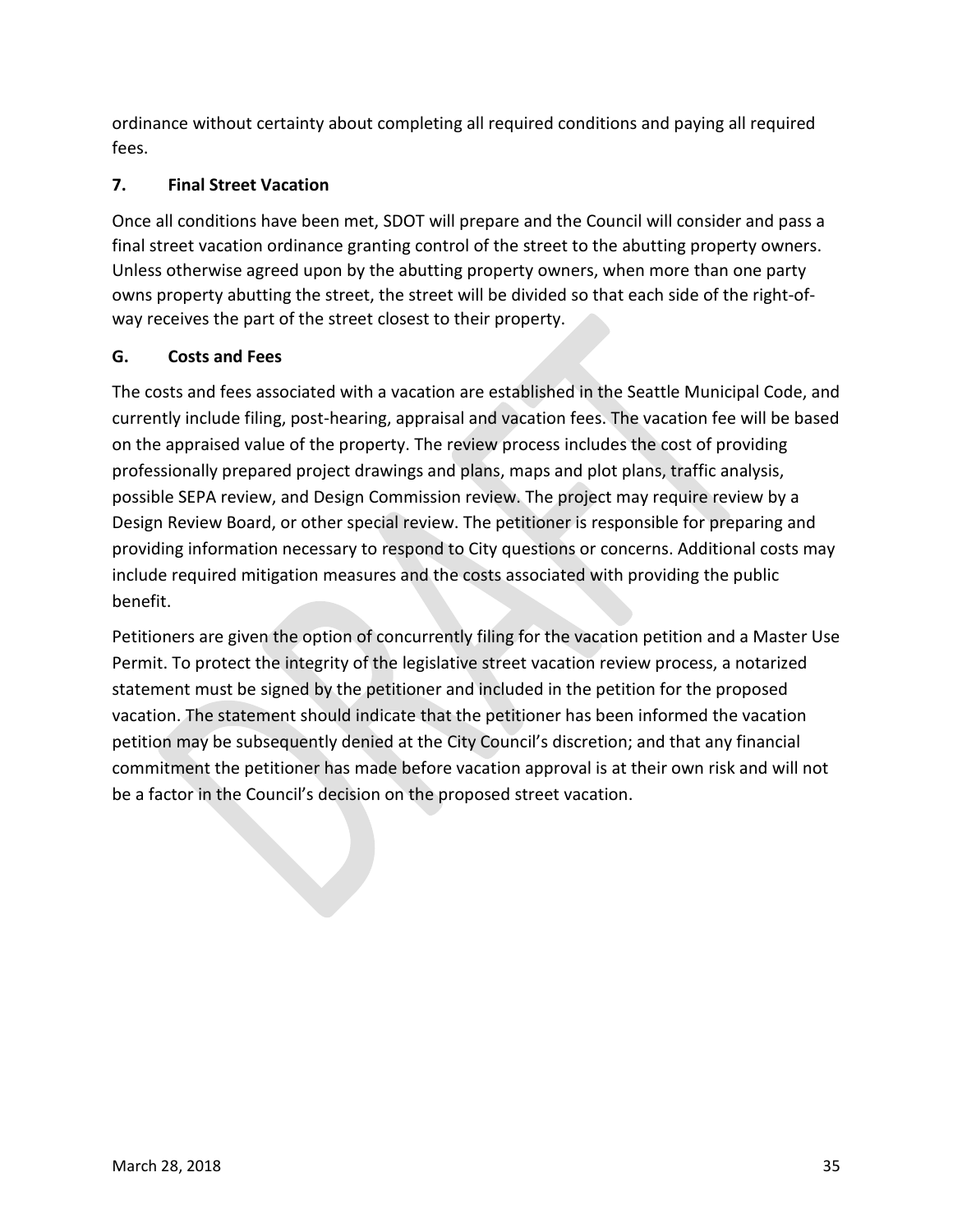ordinance without certainty about completing all required conditions and paying all required fees.

### 7. Final Street Vacation

Once all conditions have been met, SDOT will prepare and the Council will consider and pass a final street vacation ordinance granting control of the street to the abutting property owners. Unless otherwise agreed upon by the abutting property owners, when more than one party owns property abutting the street, the street will be divided so that each side of the right-of-way receives the part of the street closest to their property.

## G. Costs and Fees

The costs and fees associated with a vacation are established in the Seattle Municipal Code, and currently include filing, post-hearing, appraisal and vacation fees. The vacation fee will be based on the appraised value of the property. The review process includes the cost of providing professionally prepared project drawings and plans, maps and plot plans, traffic analysis, possible SEPA review, and Design Commission review. The project may require review by a Design Review Board, or other special review. The petitioner is responsible for preparing and providing information necessary to respond to City questions or concerns. Additional costs may include required mitigation measures and the costs associated with providing the public benefit.

Petitioners are given the option of concurrently filing for the vacation petition and a Master Use Permit. To protect the integrity of the legislative street vacation review process, a notarized statement must be signed by the petitioner and included in the petition for the proposed vacation. The statement should indicate that the petitioner has been informed the vacation petition may be subsequently denied at the City Council's discretion; and that any financial commitment the petitioner has made before vacation approval is at their own risk and will not be a factor in the Council's decision on the proposed street vacation.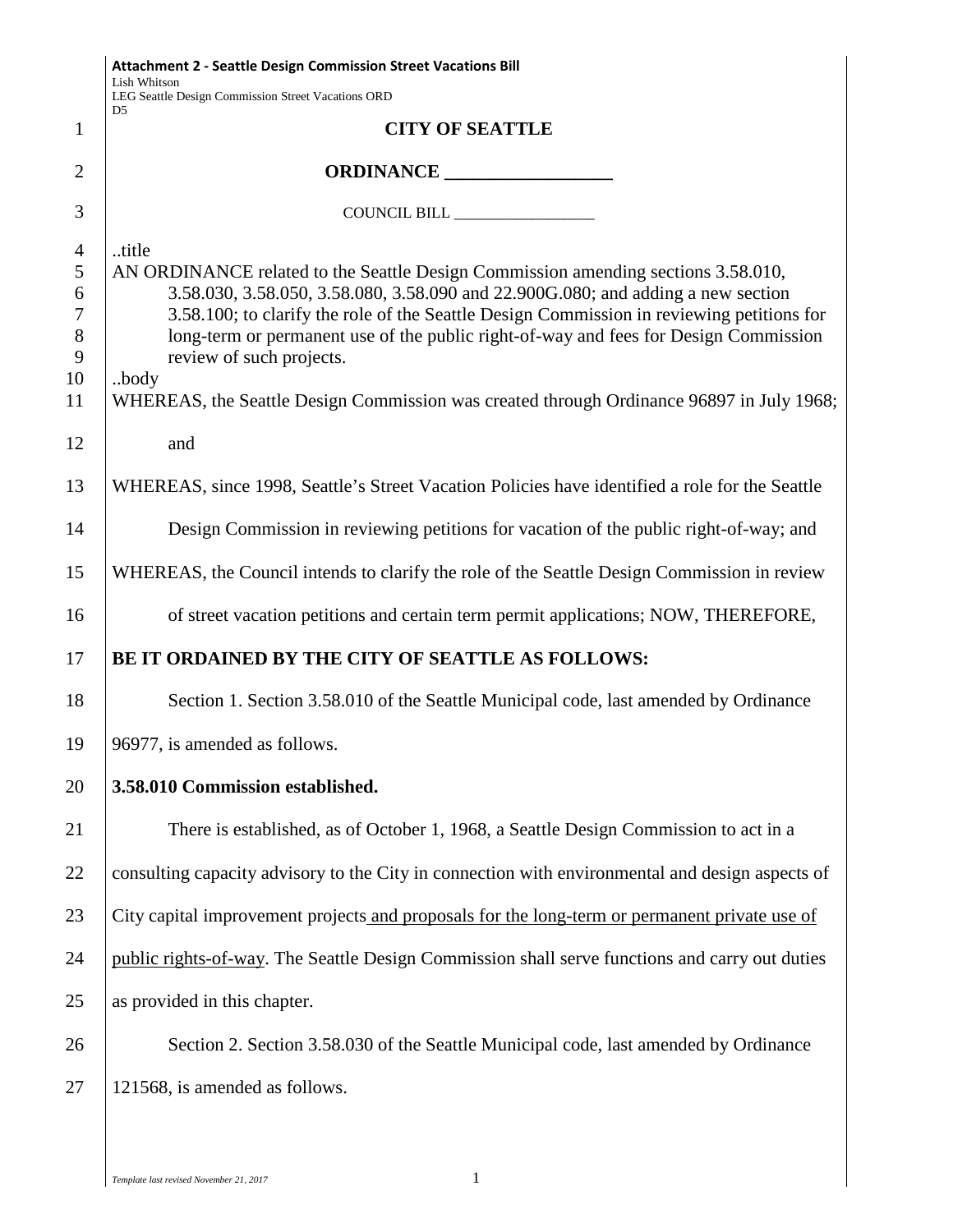**Attachment 2 - Seattle Design Commission Street Vacations Bill**
Lish Whitson
LEG Seattle Design Commission Street Vacations ORD
D5

**CITY OF SEATTLE**

**ORDINANCE __________________**

COUNCIL BILL __________________

..title
AN ORDINANCE related to the Seattle Design Commission amending sections 3.58.010, 3.58.030, 3.58.050, 3.58.080, 3.58.090 and 22.900G.080; and adding a new section 3.58.100; to clarify the role of the Seattle Design Commission in reviewing petitions for long-term or permanent use of the public right-of-way and fees for Design Commission review of such projects.
..body

WHEREAS, the Seattle Design Commission was created through Ordinance 96897 in July 1968; and

WHEREAS, since 1998, Seattle's Street Vacation Policies have identified a role for the Seattle Design Commission in reviewing petitions for vacation of the public right-of-way; and

WHEREAS, the Council intends to clarify the role of the Seattle Design Commission in review of street vacation petitions and certain term permit applications; NOW, THEREFORE,

**BE IT ORDAINED BY THE CITY OF SEATTLE AS FOLLOWS:**

Section 1. Section 3.58.010 of the Seattle Municipal code, last amended by Ordinance 96977, is amended as follows.

**3.58.010 Commission established.**

There is established, as of October 1, 1968, a Seattle Design Commission to act in a consulting capacity advisory to the City in connection with environmental and design aspects of City capital improvement projects<u> and proposals for the long-term or permanent private use of public rights-of-way</u>. The Seattle Design Commission shall serve functions and carry out duties as provided in this chapter.

Section 2. Section 3.58.030 of the Seattle Municipal code, last amended by Ordinance 121568, is amended as follows.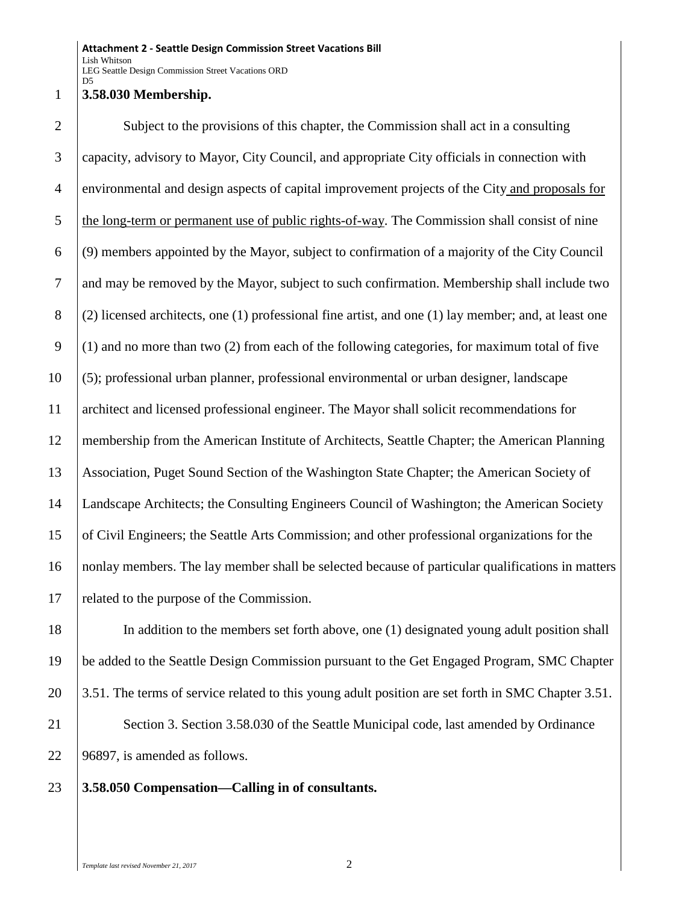**3.58.030 Membership.**

Subject to the provisions of this chapter, the Commission shall act in a consulting capacity, advisory to Mayor, City Council, and appropriate City officials in connection with environmental and design aspects of capital improvement projects of the City <u>and proposals for the long-term or permanent use of public rights-of-way</u>. The Commission shall consist of nine (9) members appointed by the Mayor, subject to confirmation of a majority of the City Council and may be removed by the Mayor, subject to such confirmation. Membership shall include two (2) licensed architects, one (1) professional fine artist, and one (1) lay member; and, at least one (1) and no more than two (2) from each of the following categories, for maximum total of five (5); professional urban planner, professional environmental or urban designer, landscape architect and licensed professional engineer. The Mayor shall solicit recommendations for membership from the American Institute of Architects, Seattle Chapter; the American Planning Association, Puget Sound Section of the Washington State Chapter; the American Society of Landscape Architects; the Consulting Engineers Council of Washington; the American Society of Civil Engineers; the Seattle Arts Commission; and other professional organizations for the nonlay members. The lay member shall be selected because of particular qualifications in matters related to the purpose of the Commission.

In addition to the members set forth above, one (1) designated young adult position shall be added to the Seattle Design Commission pursuant to the Get Engaged Program, SMC Chapter 3.51. The terms of service related to this young adult position are set forth in SMC Chapter 3.51.

Section 3. Section 3.58.030 of the Seattle Municipal code, last amended by Ordinance 96897, is amended as follows.

**3.58.050 Compensation—Calling in of consultants.**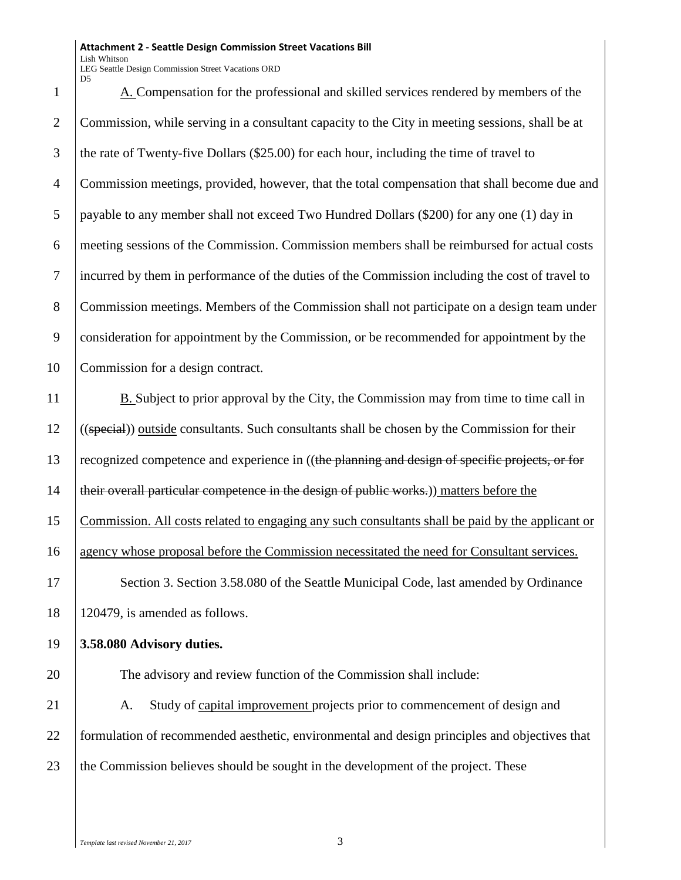A. Compensation for the professional and skilled services rendered by members of the Commission, while serving in a consultant capacity to the City in meeting sessions, shall be at the rate of Twenty-five Dollars ($25.00) for each hour, including the time of travel to Commission meetings, provided, however, that the total compensation that shall become due and payable to any member shall not exceed Two Hundred Dollars ($200) for any one (1) day in meeting sessions of the Commission. Commission members shall be reimbursed for actual costs incurred by them in performance of the duties of the Commission including the cost of travel to Commission meetings. Members of the Commission shall not participate on a design team under consideration for appointment by the Commission, or be recommended for appointment by the Commission for a design contract.

B. Subject to prior approval by the City, the Commission may from time to time call in ((~~special~~)) outside consultants. Such consultants shall be chosen by the Commission for their recognized competence and experience in ((~~the planning and design of specific projects, or for their overall particular competence in the design of public works.~~)) matters before the Commission. All costs related to engaging any such consultants shall be paid by the applicant or agency whose proposal before the Commission necessitated the need for Consultant services.

Section 3. Section 3.58.080 of the Seattle Municipal Code, last amended by Ordinance 120479, is amended as follows.

**3.58.080 Advisory duties.**

The advisory and review function of the Commission shall include:

A. Study of capital improvement projects prior to commencement of design and formulation of recommended aesthetic, environmental and design principles and objectives that the Commission believes should be sought in the development of the project. These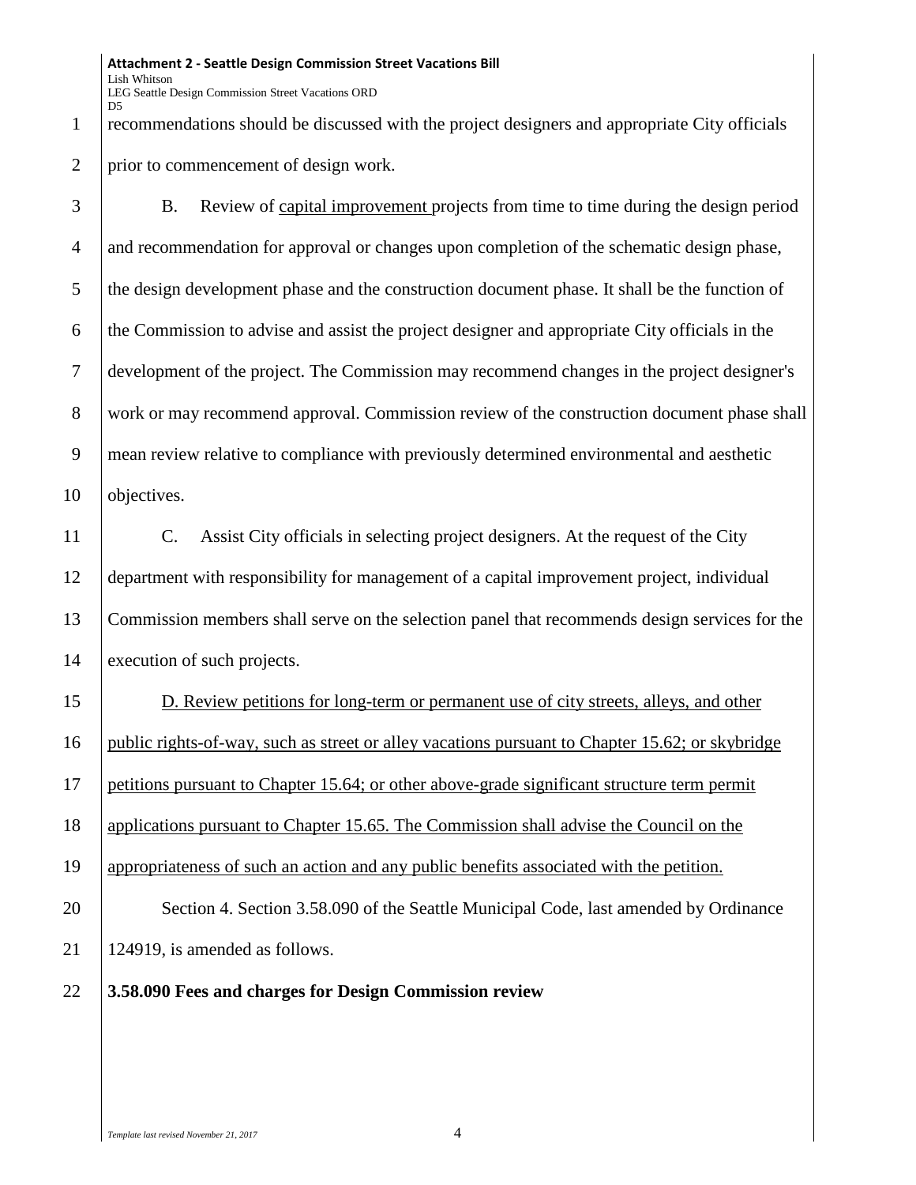recommendations should be discussed with the project designers and appropriate City officials prior to commencement of design work.

B. Review of <u>capital improvement</u> projects from time to time during the design period and recommendation for approval or changes upon completion of the schematic design phase, the design development phase and the construction document phase. It shall be the function of the Commission to advise and assist the project designer and appropriate City officials in the development of the project. The Commission may recommend changes in the project designer's work or may recommend approval. Commission review of the construction document phase shall mean review relative to compliance with previously determined environmental and aesthetic objectives.

C. Assist City officials in selecting project designers. At the request of the City department with responsibility for management of a capital improvement project, individual Commission members shall serve on the selection panel that recommends design services for the execution of such projects.

<u>D. Review petitions for long-term or permanent use of city streets, alleys, and other public rights-of-way, such as street or alley vacations pursuant to Chapter 15.62; or skybridge petitions pursuant to Chapter 15.64; or other above-grade significant structure term permit applications pursuant to Chapter 15.65. The Commission shall advise the Council on the appropriateness of such an action and any public benefits associated with the petition.</u>

Section 4. Section 3.58.090 of the Seattle Municipal Code, last amended by Ordinance 124919, is amended as follows.

**3.58.090 Fees and charges for Design Commission review**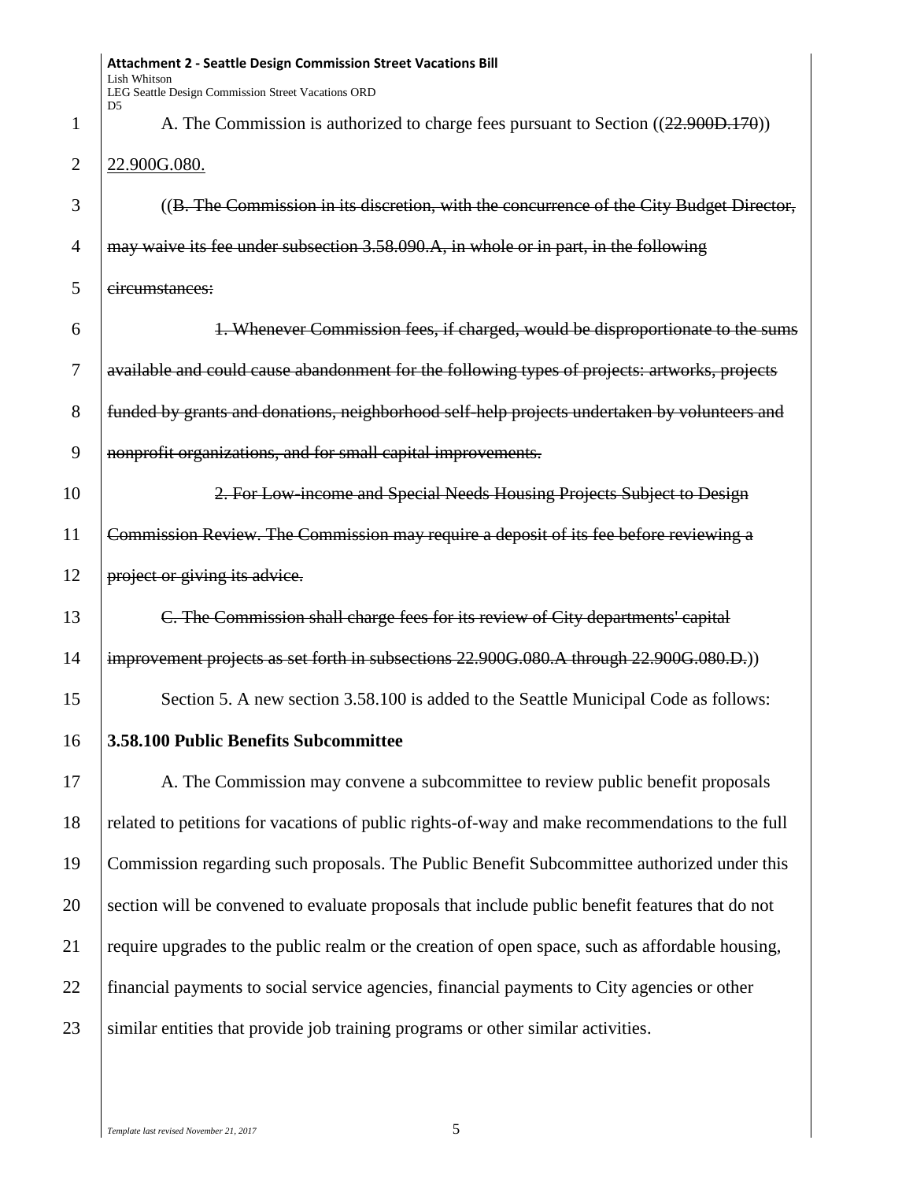A. The Commission is authorized to charge fees pursuant to Section ((~~22.900D.170~~)) 22.900G.080.

((~~B. The Commission in its discretion, with the concurrence of the City Budget Director, may waive its fee under subsection 3.58.090.A, in whole or in part, in the following circumstances:~~

~~1. Whenever Commission fees, if charged, would be disproportionate to the sums available and could cause abandonment for the following types of projects: artworks, projects funded by grants and donations, neighborhood self-help projects undertaken by volunteers and nonprofit organizations, and for small capital improvements.~~

~~2. For Low-income and Special Needs Housing Projects Subject to Design Commission Review. The Commission may require a deposit of its fee before reviewing a project or giving its advice.~~

~~C. The Commission shall charge fees for its review of City departments' capital improvement projects as set forth in subsections 22.900G.080.A through 22.900G.080.D.~~))

Section 5. A new section 3.58.100 is added to the Seattle Municipal Code as follows:

**3.58.100 Public Benefits Subcommittee**

A. The Commission may convene a subcommittee to review public benefit proposals related to petitions for vacations of public rights-of-way and make recommendations to the full Commission regarding such proposals. The Public Benefit Subcommittee authorized under this section will be convened to evaluate proposals that include public benefit features that do not require upgrades to the public realm or the creation of open space, such as affordable housing, financial payments to social service agencies, financial payments to City agencies or other similar entities that provide job training programs or other similar activities.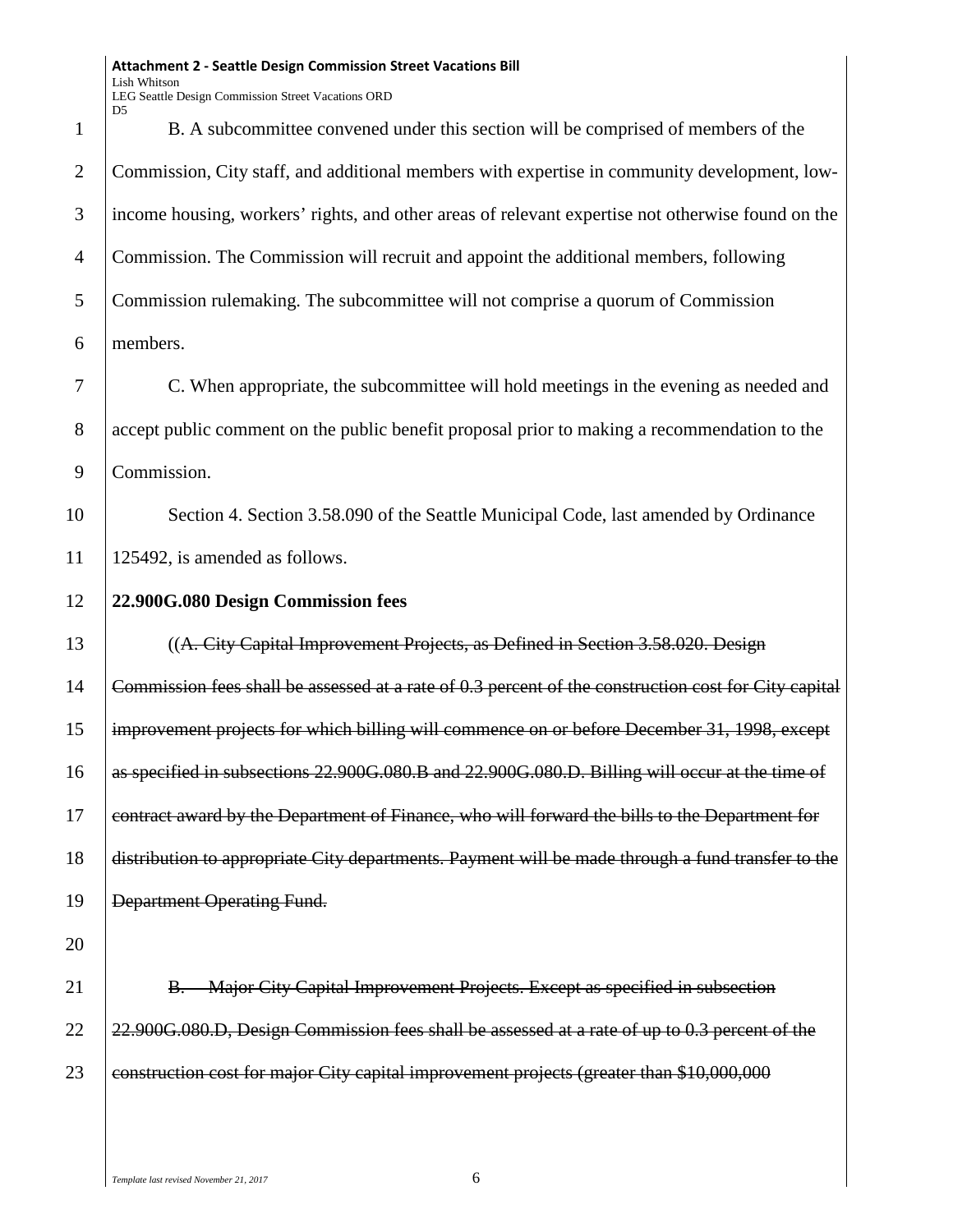B. A subcommittee convened under this section will be comprised of members of the Commission, City staff, and additional members with expertise in community development, low-income housing, workers' rights, and other areas of relevant expertise not otherwise found on the Commission. The Commission will recruit and appoint the additional members, following Commission rulemaking. The subcommittee will not comprise a quorum of Commission members.

C. When appropriate, the subcommittee will hold meetings in the evening as needed and accept public comment on the public benefit proposal prior to making a recommendation to the Commission.

Section 4. Section 3.58.090 of the Seattle Municipal Code, last amended by Ordinance 125492, is amended as follows.

**22.900G.080 Design Commission fees**

((~~A. City Capital Improvement Projects, as Defined in Section 3.58.020. Design Commission fees shall be assessed at a rate of 0.3 percent of the construction cost for City capital improvement projects for which billing will commence on or before December 31, 1998, except as specified in subsections 22.900G.080.B and 22.900G.080.D. Billing will occur at the time of contract award by the Department of Finance, who will forward the bills to the Department for distribution to appropriate City departments. Payment will be made through a fund transfer to the Department Operating Fund.~~

~~B. Major City Capital Improvement Projects. Except as specified in subsection 22.900G.080.D, Design Commission fees shall be assessed at a rate of up to 0.3 percent of the construction cost for major City capital improvement projects (greater than $10,000,000~~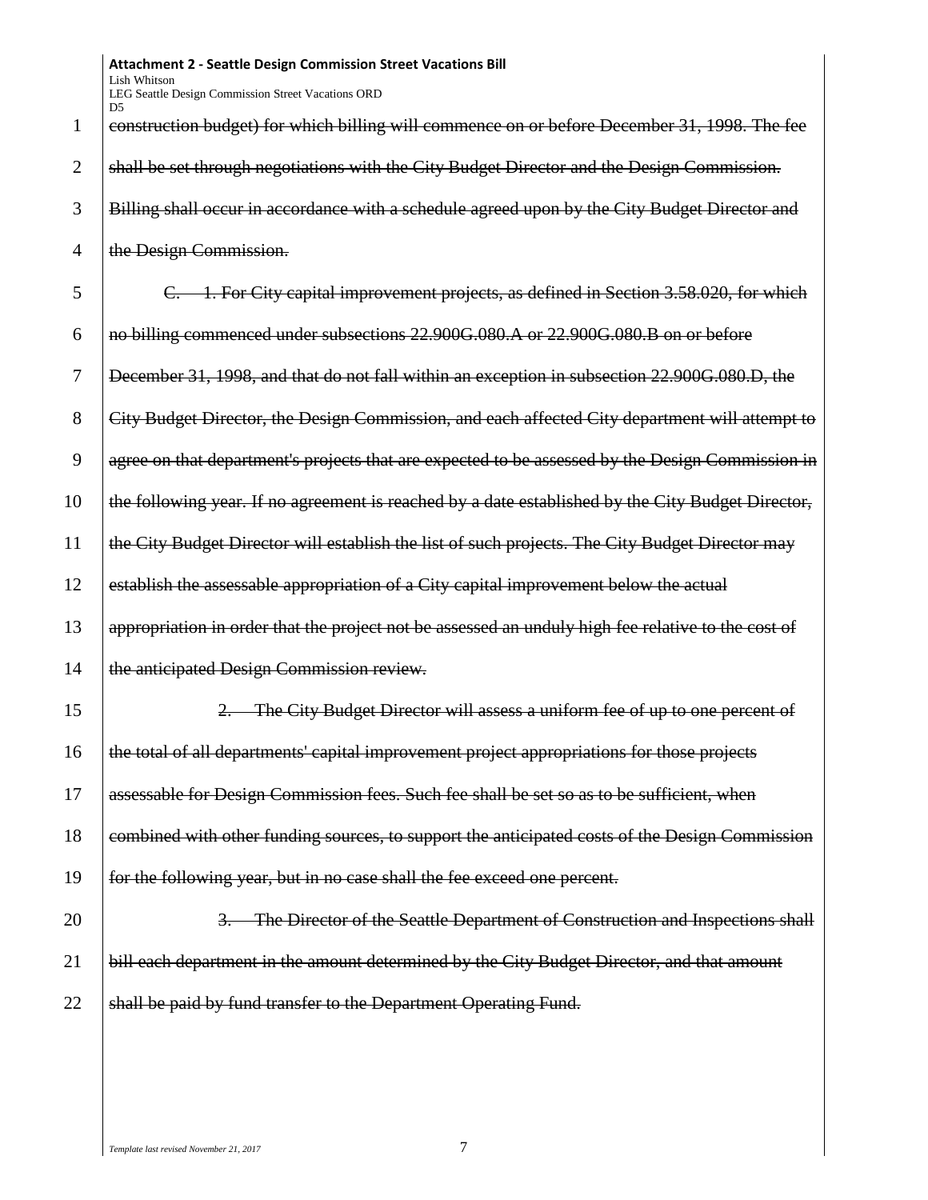~~construction budget) for which billing will commence on or before December 31, 1998. The fee shall be set through negotiations with the City Budget Director and the Design Commission. Billing shall occur in accordance with a schedule agreed upon by the City Budget Director and the Design Commission.~~

~~C. 1. For City capital improvement projects, as defined in Section 3.58.020, for which no billing commenced under subsections 22.900G.080.A or 22.900G.080.B on or before December 31, 1998, and that do not fall within an exception in subsection 22.900G.080.D, the City Budget Director, the Design Commission, and each affected City department will attempt to agree on that department's projects that are expected to be assessed by the Design Commission in the following year. If no agreement is reached by a date established by the City Budget Director, the City Budget Director will establish the list of such projects. The City Budget Director may establish the assessable appropriation of a City capital improvement below the actual appropriation in order that the project not be assessed an unduly high fee relative to the cost of the anticipated Design Commission review.~~

~~2. The City Budget Director will assess a uniform fee of up to one percent of the total of all departments' capital improvement project appropriations for those projects assessable for Design Commission fees. Such fee shall be set so as to be sufficient, when combined with other funding sources, to support the anticipated costs of the Design Commission for the following year, but in no case shall the fee exceed one percent.~~

~~3. The Director of the Seattle Department of Construction and Inspections shall bill each department in the amount determined by the City Budget Director, and that amount shall be paid by fund transfer to the Department Operating Fund.~~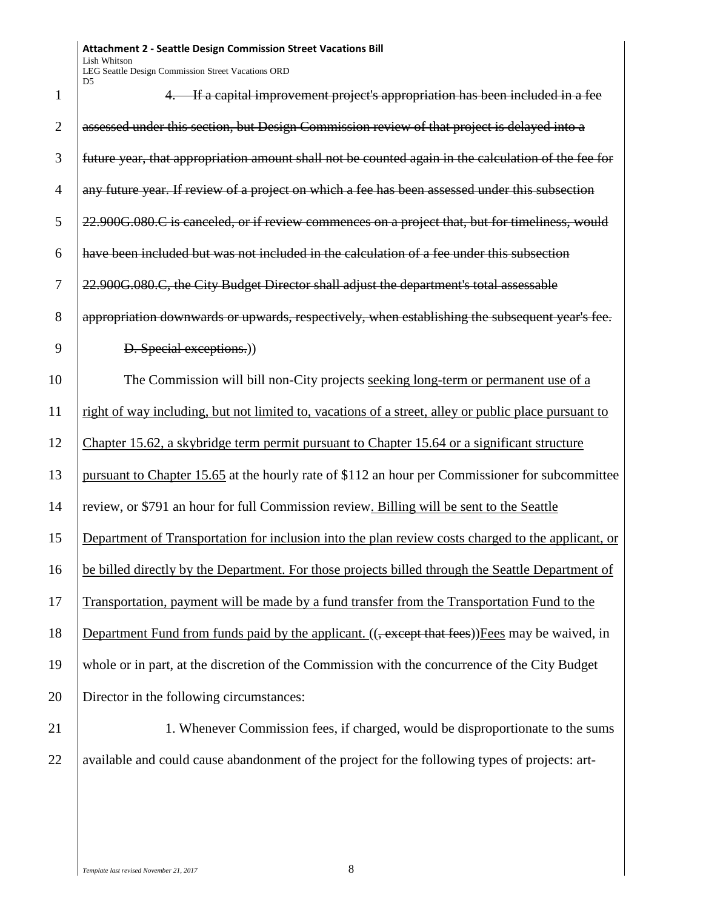~~4. If a capital improvement project's appropriation has been included in a fee assessed under this section, but Design Commission review of that project is delayed into a future year, that appropriation amount shall not be counted again in the calculation of the fee for any future year. If review of a project on which a fee has been assessed under this subsection 22.900G.080.C is canceled, or if review commences on a project that, but for timeliness, would have been included but was not included in the calculation of a fee under this subsection 22.900G.080.C, the City Budget Director shall adjust the department's total assessable appropriation downwards or upwards, respectively, when establishing the subsequent year's fee.~~

~~D. Special exceptions.~~))

The Commission will bill non-City projects <u>seeking long-term or permanent use of a right of way including, but not limited to, vacations of a street, alley or public place pursuant to Chapter 15.62, a skybridge term permit pursuant to Chapter 15.64 or a significant structure pursuant to Chapter 15.65</u> at the hourly rate of $112 an hour per Commissioner for subcommittee review, or $791 an hour for full Commission review<u>. Billing will be sent to the Seattle Department of Transportation for inclusion into the plan review costs charged to the applicant, or be billed directly by the Department. For those projects billed through the Seattle Department of Transportation, payment will be made by a fund transfer from the Transportation Fund to the Department Fund from funds paid by the applicant.</u> ((~~, except that fees~~))<u>Fees</u> may be waived, in whole or in part, at the discretion of the Commission with the concurrence of the City Budget Director in the following circumstances:

1. Whenever Commission fees, if charged, would be disproportionate to the sums available and could cause abandonment of the project for the following types of projects: art-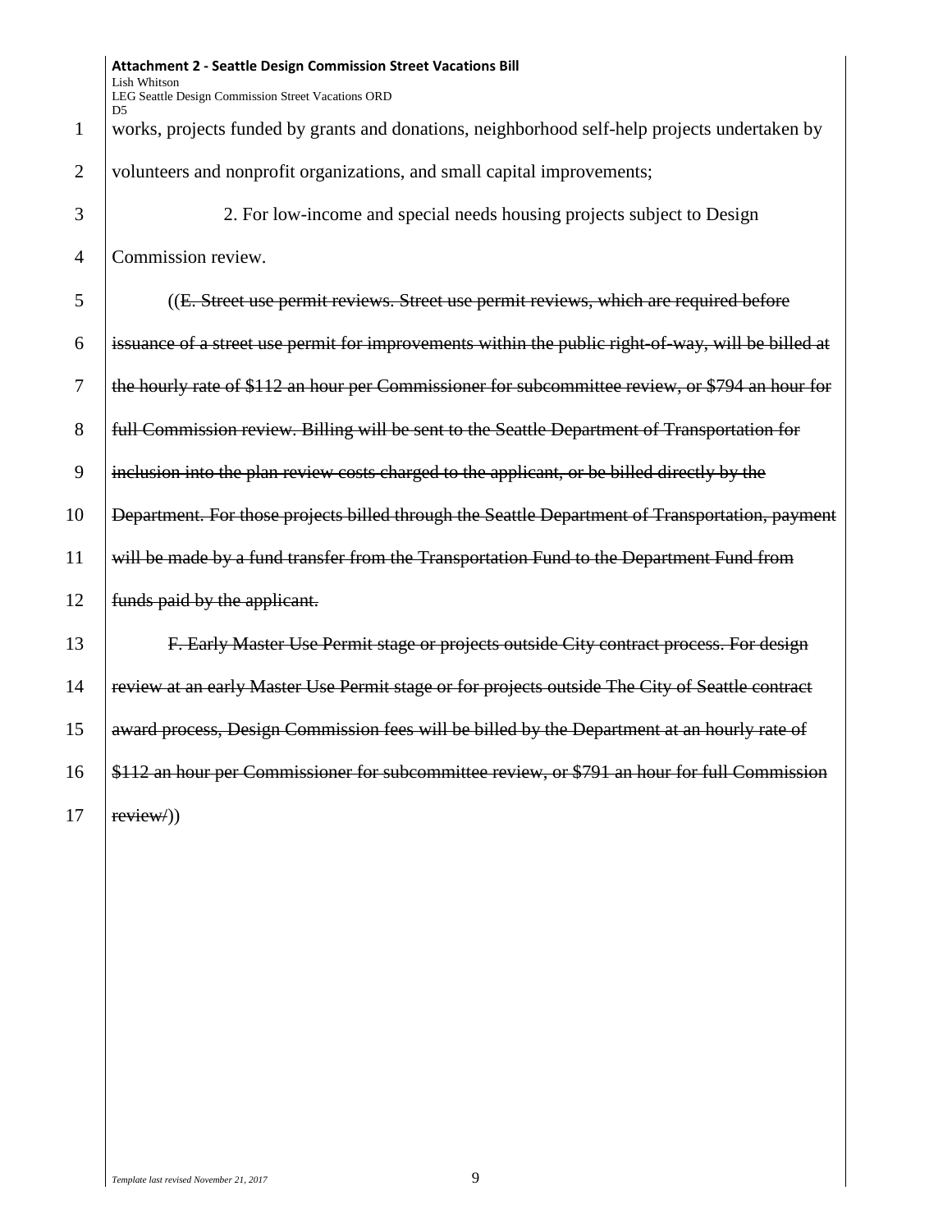works, projects funded by grants and donations, neighborhood self-help projects undertaken by volunteers and nonprofit organizations, and small capital improvements;

2. For low-income and special needs housing projects subject to Design Commission review.

((~~E. Street use permit reviews. Street use permit reviews, which are required before issuance of a street use permit for improvements within the public right-of-way, will be billed at the hourly rate of $112 an hour per Commissioner for subcommittee review, or $794 an hour for full Commission review. Billing will be sent to the Seattle Department of Transportation for inclusion into the plan review costs charged to the applicant, or be billed directly by the Department. For those projects billed through the Seattle Department of Transportation, payment will be made by a fund transfer from the Transportation Fund to the Department Fund from funds paid by the applicant.~~

~~F. Early Master Use Permit stage or projects outside City contract process. For design review at an early Master Use Permit stage or for projects outside The City of Seattle contract award process, Design Commission fees will be billed by the Department at an hourly rate of $112 an hour per Commissioner for subcommittee review, or $791 an hour for full Commission review/~~))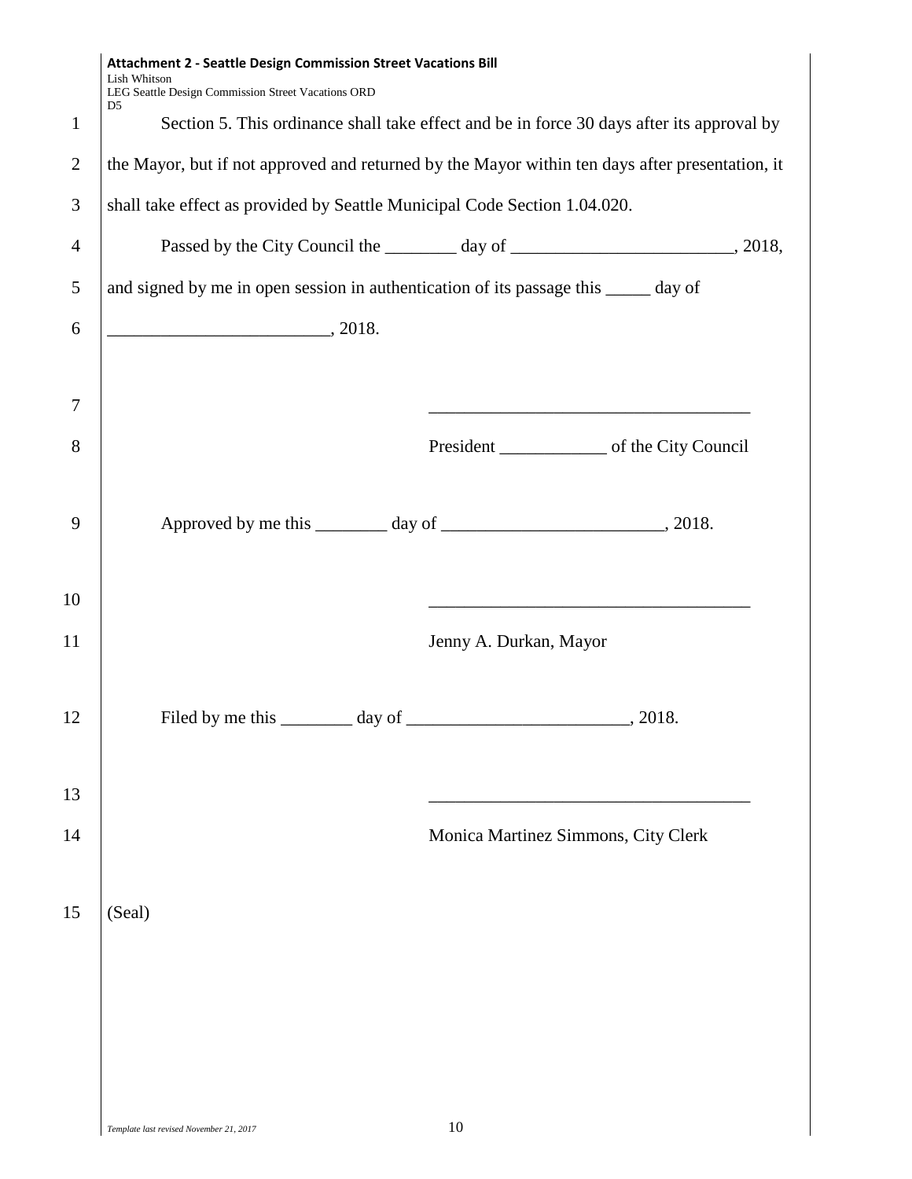Section 5. This ordinance shall take effect and be in force 30 days after its approval by the Mayor, but if not approved and returned by the Mayor within ten days after presentation, it shall take effect as provided by Seattle Municipal Code Section 1.04.020.

Passed by the City Council the ________ day of _________________________, 2018, and signed by me in open session in authentication of its passage this _____ day of _________________________, 2018.

____________________________________

President ____________ of the City Council

Approved by me this ________ day of _________________________, 2018.

____________________________________

Jenny A. Durkan, Mayor

Filed by me this ________ day of _________________________, 2018.

____________________________________

Monica Martinez Simmons, City Clerk

(Seal)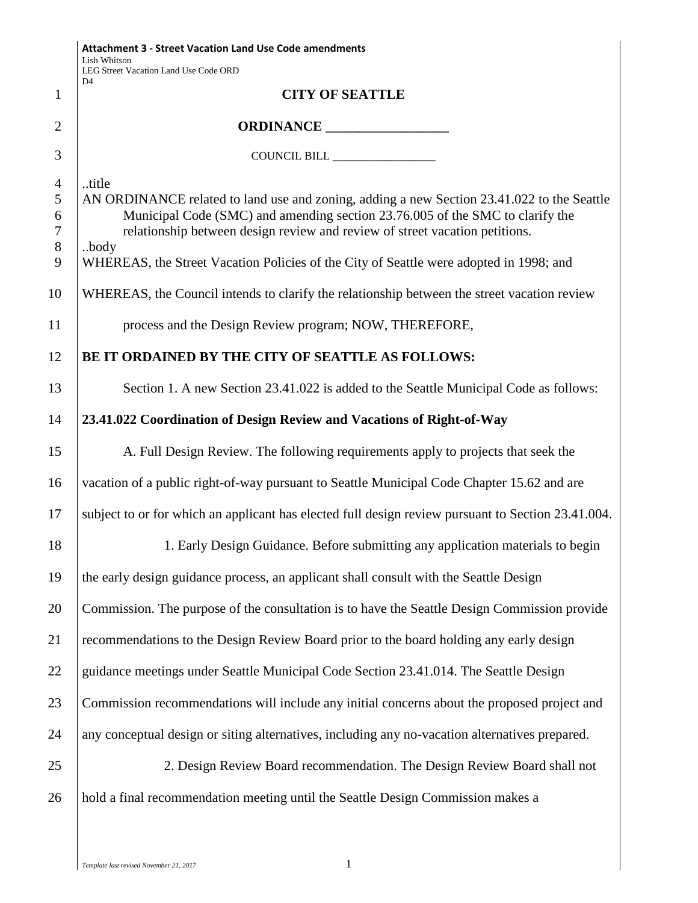**Attachment 3 - Street Vacation Land Use Code amendments**
Lish Whitson
LEG Street Vacation Land Use Code ORD
D4

**CITY OF SEATTLE**

**ORDINANCE __________________**

COUNCIL BILL __________________

..title
AN ORDINANCE related to land use and zoning, adding a new Section 23.41.022 to the Seattle Municipal Code (SMC) and amending section 23.76.005 of the SMC to clarify the relationship between design review and review of street vacation petitions.
..body
WHEREAS, the Street Vacation Policies of the City of Seattle were adopted in 1998; and

WHEREAS, the Council intends to clarify the relationship between the street vacation review process and the Design Review program; NOW, THEREFORE,

**BE IT ORDAINED BY THE CITY OF SEATTLE AS FOLLOWS:**

Section 1. A new Section 23.41.022 is added to the Seattle Municipal Code as follows:

**23.41.022 Coordination of Design Review and Vacations of Right-of-Way**

A. Full Design Review. The following requirements apply to projects that seek the vacation of a public right-of-way pursuant to Seattle Municipal Code Chapter 15.62 and are subject to or for which an applicant has elected full design review pursuant to Section 23.41.004.

1. Early Design Guidance. Before submitting any application materials to begin the early design guidance process, an applicant shall consult with the Seattle Design Commission. The purpose of the consultation is to have the Seattle Design Commission provide recommendations to the Design Review Board prior to the board holding any early design guidance meetings under Seattle Municipal Code Section 23.41.014. The Seattle Design Commission recommendations will include any initial concerns about the proposed project and any conceptual design or siting alternatives, including any no-vacation alternatives prepared.

2. Design Review Board recommendation. The Design Review Board shall not hold a final recommendation meeting until the Seattle Design Commission makes a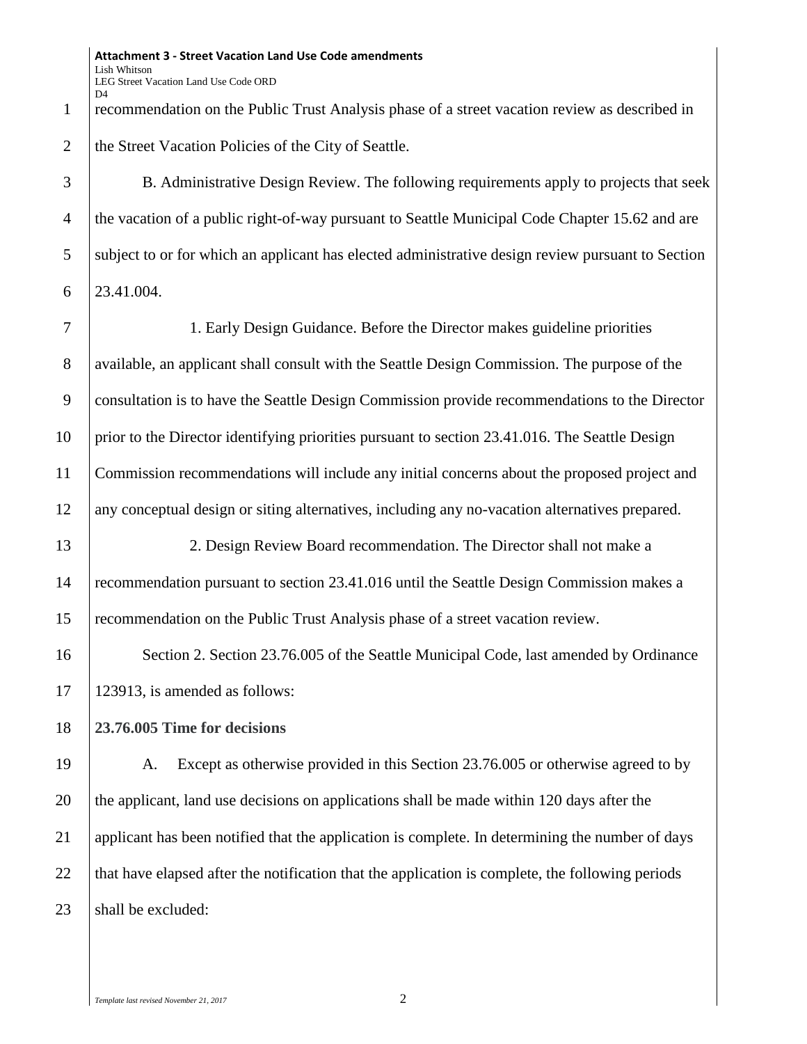recommendation on the Public Trust Analysis phase of a street vacation review as described in the Street Vacation Policies of the City of Seattle.

B. Administrative Design Review. The following requirements apply to projects that seek the vacation of a public right-of-way pursuant to Seattle Municipal Code Chapter 15.62 and are subject to or for which an applicant has elected administrative design review pursuant to Section 23.41.004.

1. Early Design Guidance. Before the Director makes guideline priorities available, an applicant shall consult with the Seattle Design Commission. The purpose of the consultation is to have the Seattle Design Commission provide recommendations to the Director prior to the Director identifying priorities pursuant to section 23.41.016. The Seattle Design Commission recommendations will include any initial concerns about the proposed project and any conceptual design or siting alternatives, including any no-vacation alternatives prepared.

2. Design Review Board recommendation. The Director shall not make a recommendation pursuant to section 23.41.016 until the Seattle Design Commission makes a recommendation on the Public Trust Analysis phase of a street vacation review.

Section 2. Section 23.76.005 of the Seattle Municipal Code, last amended by Ordinance 123913, is amended as follows:

**23.76.005 Time for decisions**

A. Except as otherwise provided in this Section 23.76.005 or otherwise agreed to by the applicant, land use decisions on applications shall be made within 120 days after the applicant has been notified that the application is complete. In determining the number of days that have elapsed after the notification that the application is complete, the following periods shall be excluded: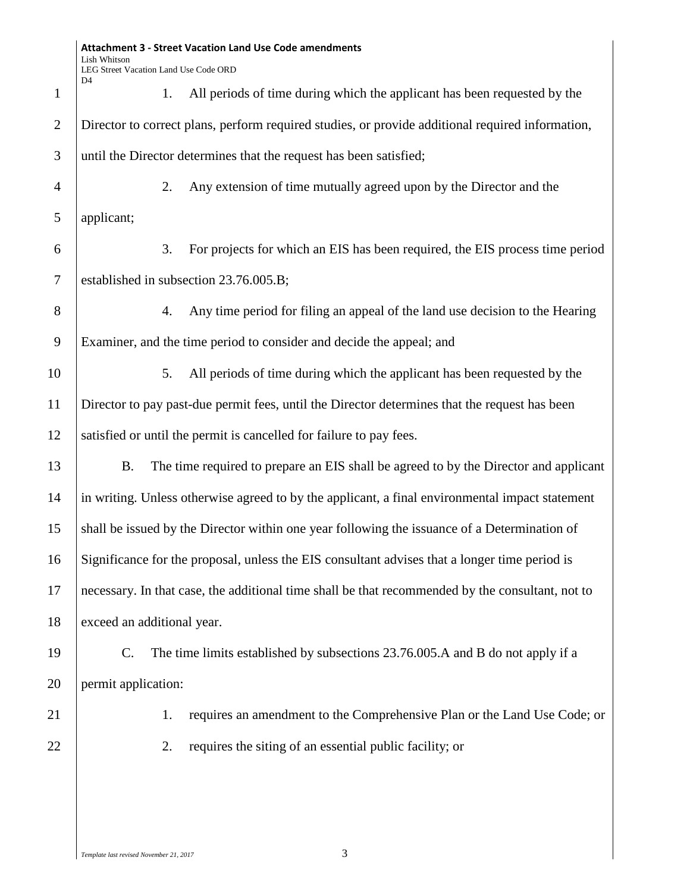1. All periods of time during which the applicant has been requested by the Director to correct plans, perform required studies, or provide additional required information, until the Director determines that the request has been satisfied;

2. Any extension of time mutually agreed upon by the Director and the applicant;

3. For projects for which an EIS has been required, the EIS process time period established in subsection 23.76.005.B;

4. Any time period for filing an appeal of the land use decision to the Hearing Examiner, and the time period to consider and decide the appeal; and

5. All periods of time during which the applicant has been requested by the Director to pay past-due permit fees, until the Director determines that the request has been satisfied or until the permit is cancelled for failure to pay fees.

B. The time required to prepare an EIS shall be agreed to by the Director and applicant in writing. Unless otherwise agreed to by the applicant, a final environmental impact statement shall be issued by the Director within one year following the issuance of a Determination of Significance for the proposal, unless the EIS consultant advises that a longer time period is necessary. In that case, the additional time shall be that recommended by the consultant, not to exceed an additional year.

C. The time limits established by subsections 23.76.005.A and B do not apply if a permit application:

1. requires an amendment to the Comprehensive Plan or the Land Use Code; or

2. requires the siting of an essential public facility; or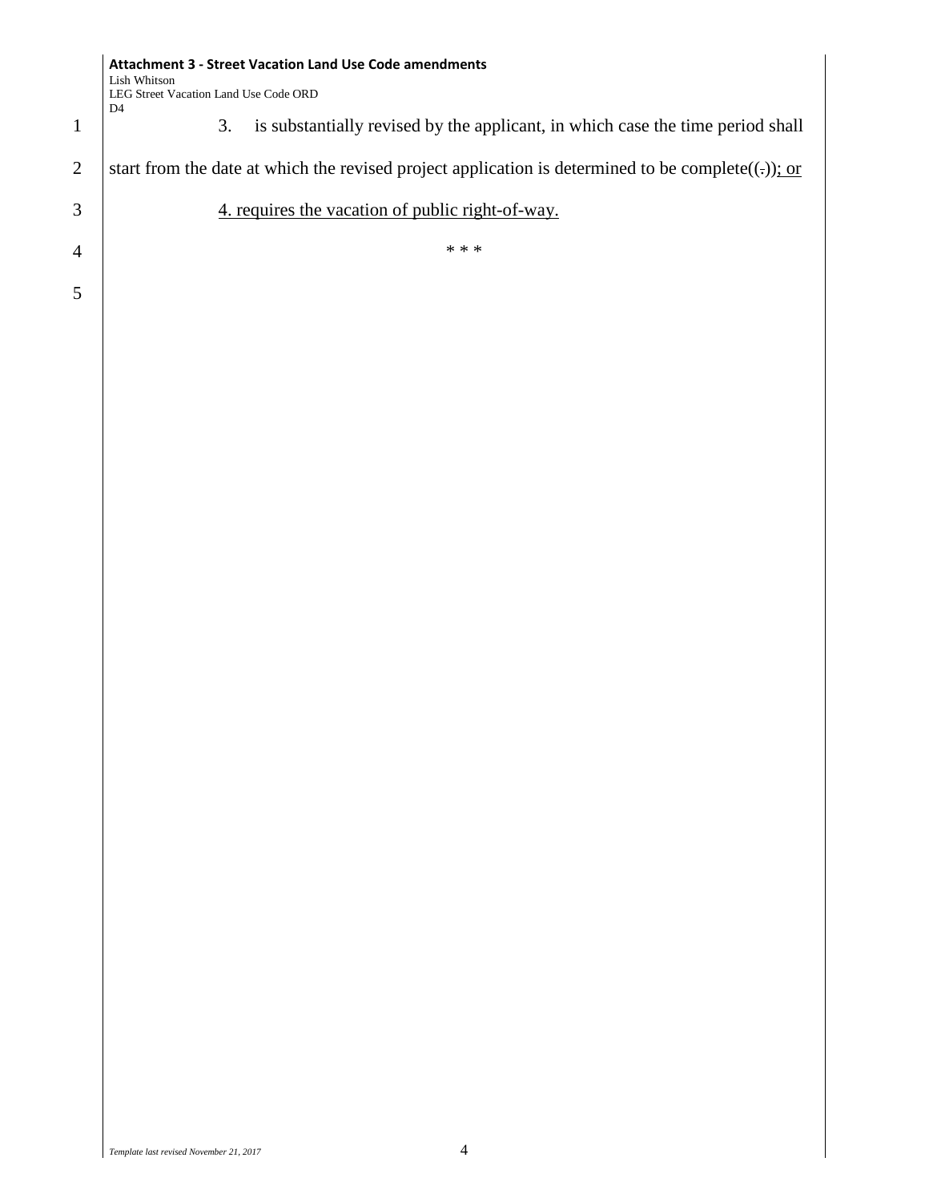3. is substantially revised by the applicant, in which case the time period shall start from the date at which the revised project application is determined to be complete((.)); or

4. requires the vacation of public right-of-way.

\* \* \*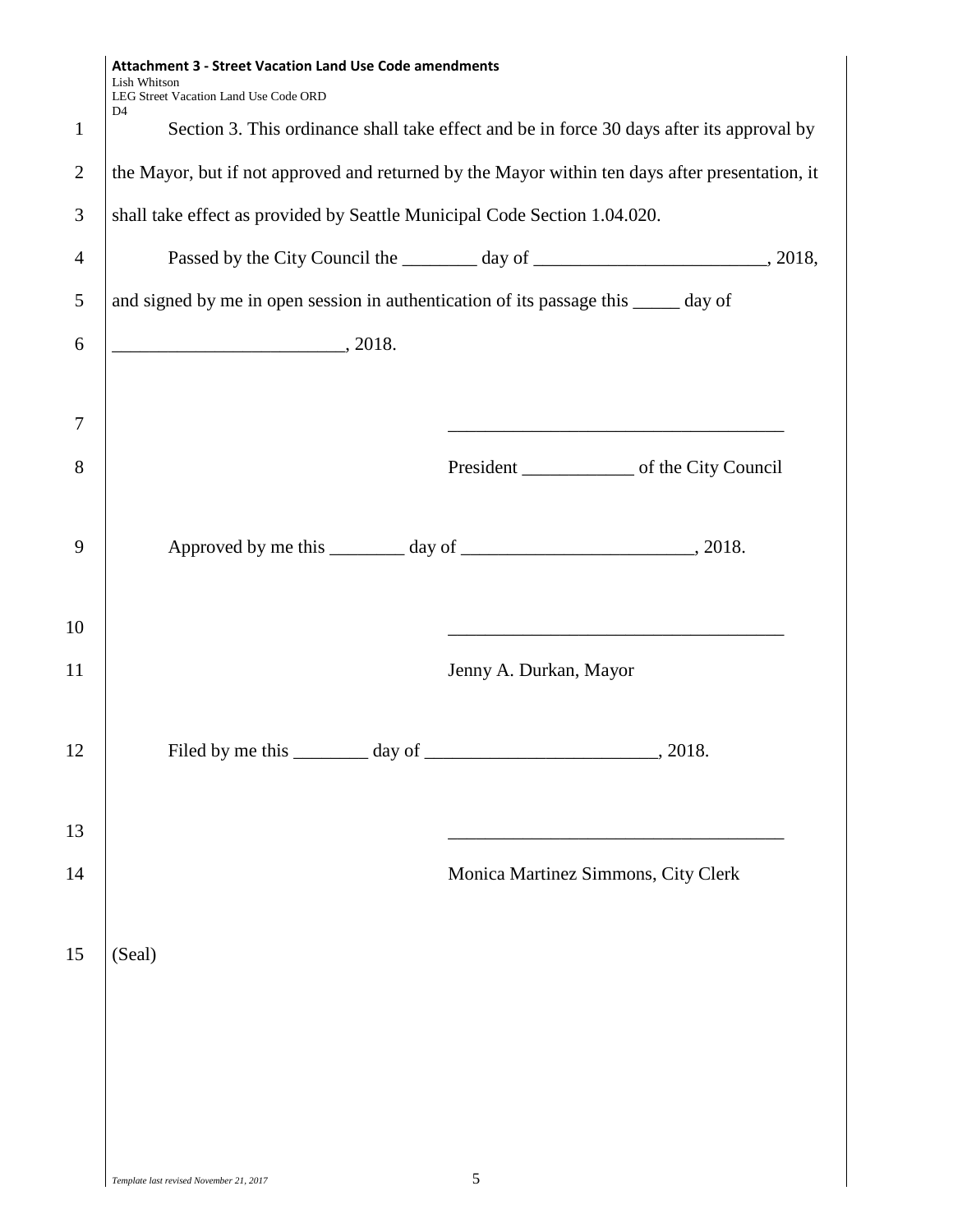Section 3. This ordinance shall take effect and be in force 30 days after its approval by the Mayor, but if not approved and returned by the Mayor within ten days after presentation, it shall take effect as provided by Seattle Municipal Code Section 1.04.020.

Passed by the City Council the ________ day of _________________________, 2018, and signed by me in open session in authentication of its passage this _____ day of _________________________, 2018.

____________________________________

President ____________ of the City Council

Approved by me this ________ day of _________________________, 2018.

____________________________________

Jenny A. Durkan, Mayor

Filed by me this ________ day of _________________________, 2018.

____________________________________

Monica Martinez Simmons, City Clerk

(Seal)